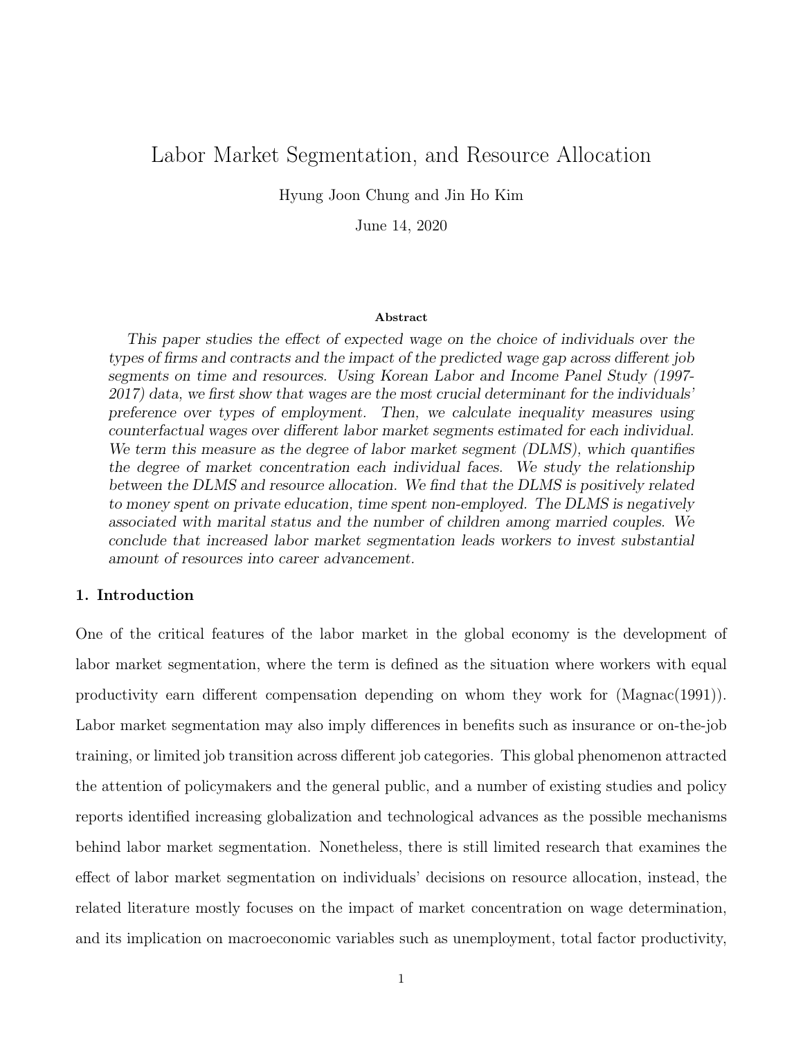# Labor Market Segmentation, and Resource Allocation

Hyung Joon Chung and Jin Ho Kim

June 14, 2020

**Abstract**

*This paper studies the effect of expected wage on the choice of individuals over the types of firms and contracts and the impact of the predicted wage gap across different job segments on time and resources. Using Korean Labor and Income Panel Study (1997-2017) data, we first show that wages are the most crucial determinant for the individuals' preference over types of employment. Then, we calculate inequality measures using counterfactual wages over different labor market segments estimated for each individual. We term this measure as the degree of labor market segment (DLMS), which quantifies the degree of market concentration each individual faces. We study the relationship between the DLMS and resource allocation. We find that the DLMS is positively related to money spent on private education, time spent non-employed. The DLMS is negatively associated with marital status and the number of children among married couples. We conclude that increased labor market segmentation leads workers to invest substantial amount of resources into career advancement.*

## 1. Introduction

One of the critical features of the labor market in the global economy is the development of labor market segmentation, where the term is defined as the situation where workers with equal productivity earn different compensation depending on whom they work for (Magnac(1991)). Labor market segmentation may also imply differences in benefits such as insurance or on-the-job training, or limited job transition across different job categories. This global phenomenon attracted the attention of policymakers and the general public, and a number of existing studies and policy reports identified increasing globalization and technological advances as the possible mechanisms behind labor market segmentation. Nonetheless, there is still limited research that examines the effect of labor market segmentation on individuals' decisions on resource allocation, instead, the related literature mostly focuses on the impact of market concentration on wage determination, and its implication on macroeconomic variables such as unemployment, total factor productivity,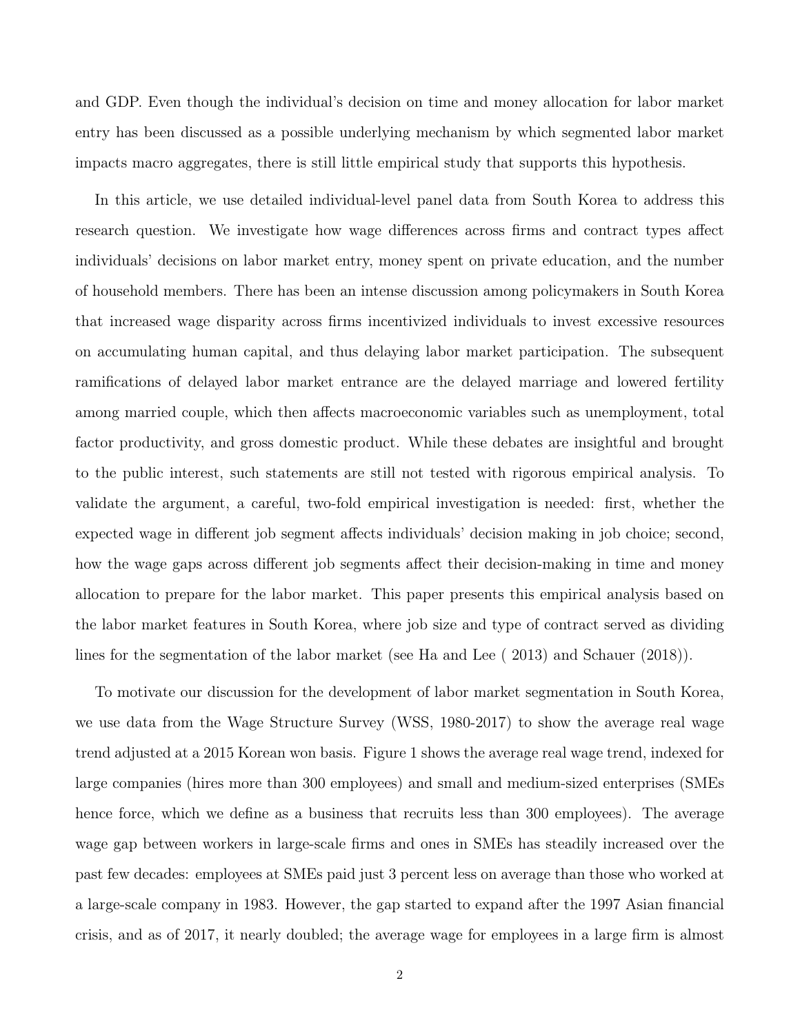and GDP. Even though the individual's decision on time and money allocation for labor market entry has been discussed as a possible underlying mechanism by which segmented labor market impacts macro aggregates, there is still little empirical study that supports this hypothesis.

In this article, we use detailed individual-level panel data from South Korea to address this research question. We investigate how wage differences across firms and contract types affect individuals' decisions on labor market entry, money spent on private education, and the number of household members. There has been an intense discussion among policymakers in South Korea that increased wage disparity across firms incentivized individuals to invest excessive resources on accumulating human capital, and thus delaying labor market participation. The subsequent ramifications of delayed labor market entrance are the delayed marriage and lowered fertility among married couple, which then affects macroeconomic variables such as unemployment, total factor productivity, and gross domestic product. While these debates are insightful and brought to the public interest, such statements are still not tested with rigorous empirical analysis. To validate the argument, a careful, two-fold empirical investigation is needed: first, whether the expected wage in different job segment affects individuals' decision making in job choice; second, how the wage gaps across different job segments affect their decision-making in time and money allocation to prepare for the labor market. This paper presents this empirical analysis based on the labor market features in South Korea, where job size and type of contract served as dividing lines for the segmentation of the labor market (see Ha and Lee ( 2013) and Schauer (2018)).

To motivate our discussion for the development of labor market segmentation in South Korea, we use data from the Wage Structure Survey (WSS, 1980-2017) to show the average real wage trend adjusted at a 2015 Korean won basis. Figure 1 shows the average real wage trend, indexed for large companies (hires more than 300 employees) and small and medium-sized enterprises (SMEs hence force, which we define as a business that recruits less than 300 employees). The average wage gap between workers in large-scale firms and ones in SMEs has steadily increased over the past few decades: employees at SMEs paid just 3 percent less on average than those who worked at a large-scale company in 1983. However, the gap started to expand after the 1997 Asian financial crisis, and as of 2017, it nearly doubled; the average wage for employees in a large firm is almost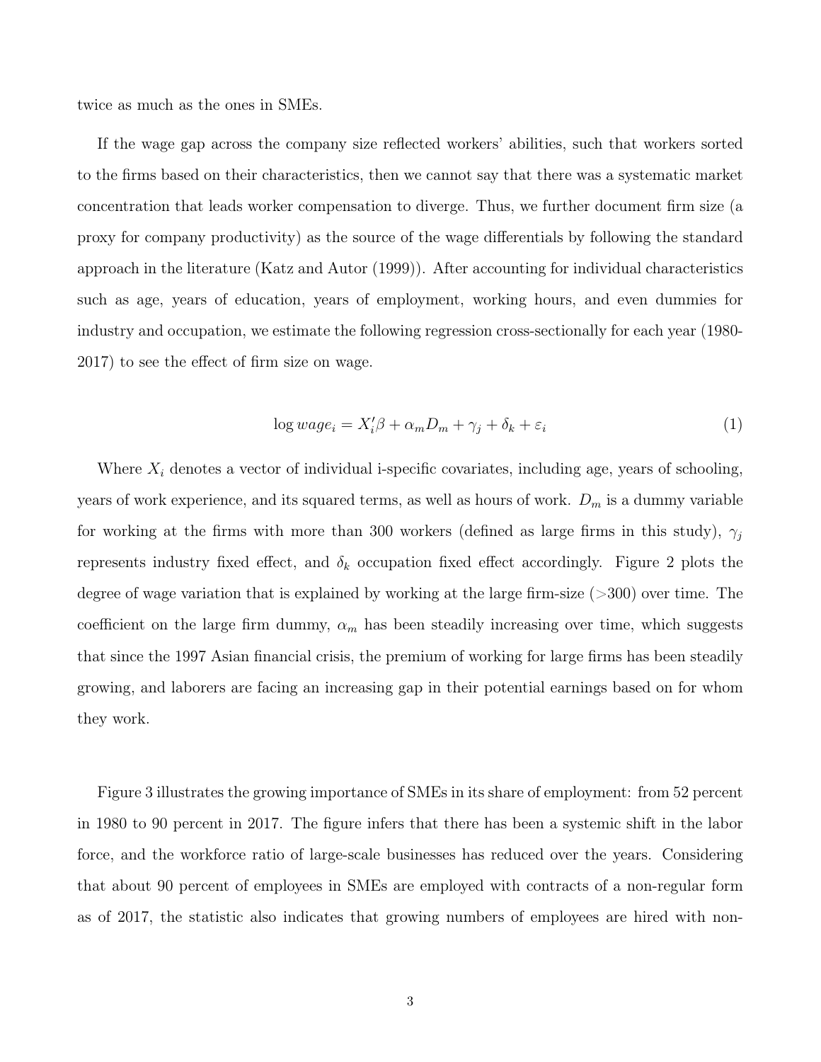twice as much as the ones in SMEs.

If the wage gap across the company size reflected workers' abilities, such that workers sorted to the firms based on their characteristics, then we cannot say that there was a systematic market concentration that leads worker compensation to diverge. Thus, we further document firm size (a proxy for company productivity) as the source of the wage differentials by following the standard approach in the literature (Katz and Autor (1999)). After accounting for individual characteristics such as age, years of education, years of employment, working hours, and even dummies for industry and occupation, we estimate the following regression cross-sectionally for each year (1980-2017) to see the effect of firm size on wage.

$$\log wage_i = X_i'\beta + \alpha_m D_m + \gamma_j + \delta_k + \varepsilon_i \tag{1}$$

Where $X_i$ denotes a vector of individual i-specific covariates, including age, years of schooling, years of work experience, and its squared terms, as well as hours of work. $D_m$ is a dummy variable for working at the firms with more than 300 workers (defined as large firms in this study), $\gamma_j$ represents industry fixed effect, and $\delta_k$ occupation fixed effect accordingly. Figure 2 plots the degree of wage variation that is explained by working at the large firm-size (>300) over time. The coefficient on the large firm dummy, $\alpha_m$ has been steadily increasing over time, which suggests that since the 1997 Asian financial crisis, the premium of working for large firms has been steadily growing, and laborers are facing an increasing gap in their potential earnings based on for whom they work.

Figure 3 illustrates the growing importance of SMEs in its share of employment: from 52 percent in 1980 to 90 percent in 2017. The figure infers that there has been a systemic shift in the labor force, and the workforce ratio of large-scale businesses has reduced over the years. Considering that about 90 percent of employees in SMEs are employed with contracts of a non-regular form as of 2017, the statistic also indicates that growing numbers of employees are hired with non-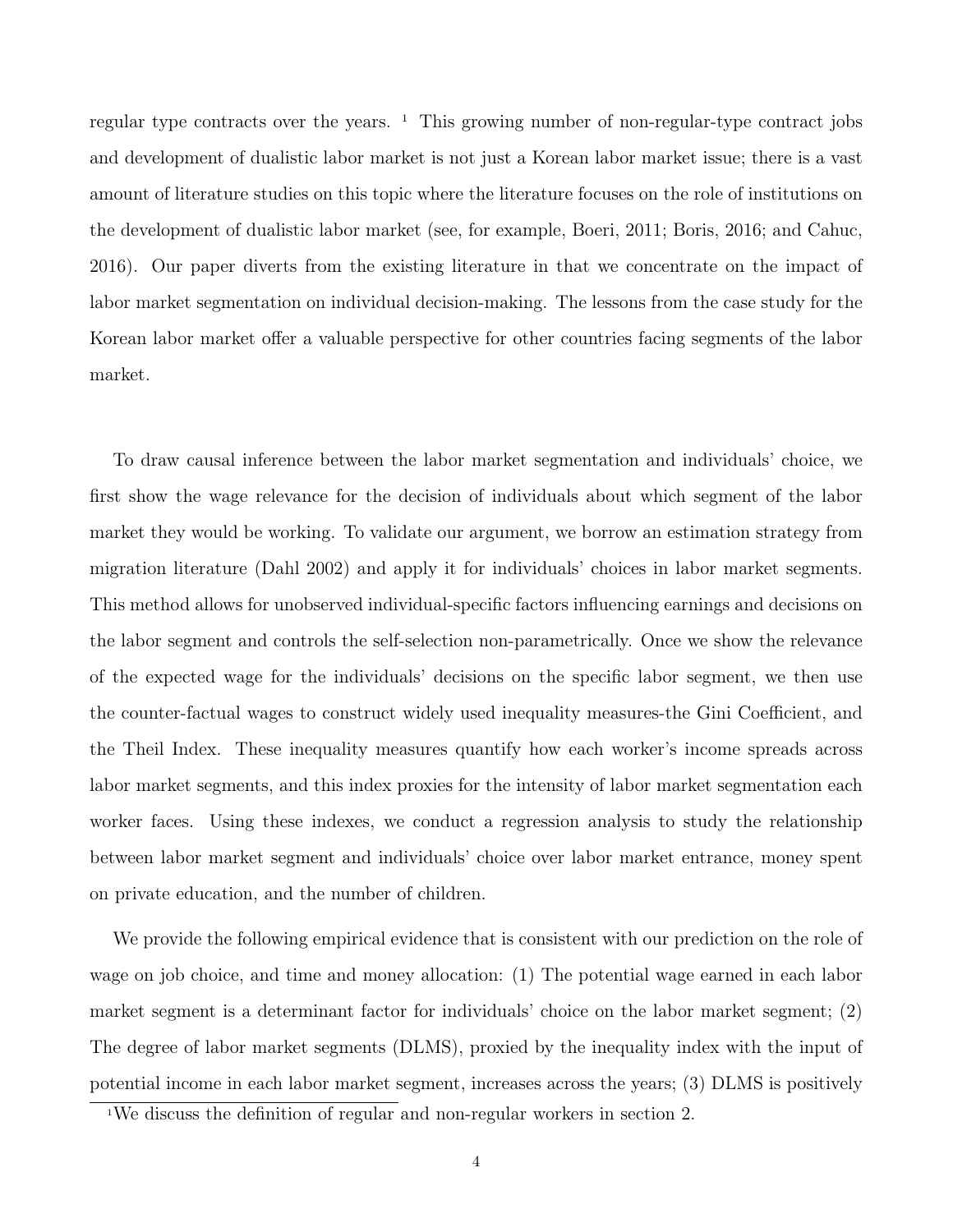regular type contracts over the years. [1] This growing number of non-regular-type contract jobs and development of dualistic labor market is not just a Korean labor market issue; there is a vast amount of literature studies on this topic where the literature focuses on the role of institutions on the development of dualistic labor market (see, for example, Boeri, 2011; Boris, 2016; and Cahuc, 2016). Our paper diverts from the existing literature in that we concentrate on the impact of labor market segmentation on individual decision-making. The lessons from the case study for the Korean labor market offer a valuable perspective for other countries facing segments of the labor market.

To draw causal inference between the labor market segmentation and individuals' choice, we first show the wage relevance for the decision of individuals about which segment of the labor market they would be working. To validate our argument, we borrow an estimation strategy from migration literature (Dahl 2002) and apply it for individuals' choices in labor market segments. This method allows for unobserved individual-specific factors influencing earnings and decisions on the labor segment and controls the self-selection non-parametrically. Once we show the relevance of the expected wage for the individuals' decisions on the specific labor segment, we then use the counter-factual wages to construct widely used inequality measures-the Gini Coefficient, and the Theil Index. These inequality measures quantify how each worker's income spreads across labor market segments, and this index proxies for the intensity of labor market segmentation each worker faces. Using these indexes, we conduct a regression analysis to study the relationship between labor market segment and individuals' choice over labor market entrance, money spent on private education, and the number of children.

We provide the following empirical evidence that is consistent with our prediction on the role of wage on job choice, and time and money allocation: (1) The potential wage earned in each labor market segment is a determinant factor for individuals' choice on the labor market segment; (2) The degree of labor market segments (DLMS), proxied by the inequality index with the input of potential income in each labor market segment, increases across the years; (3) DLMS is positively

[1] We discuss the definition of regular and non-regular workers in section 2.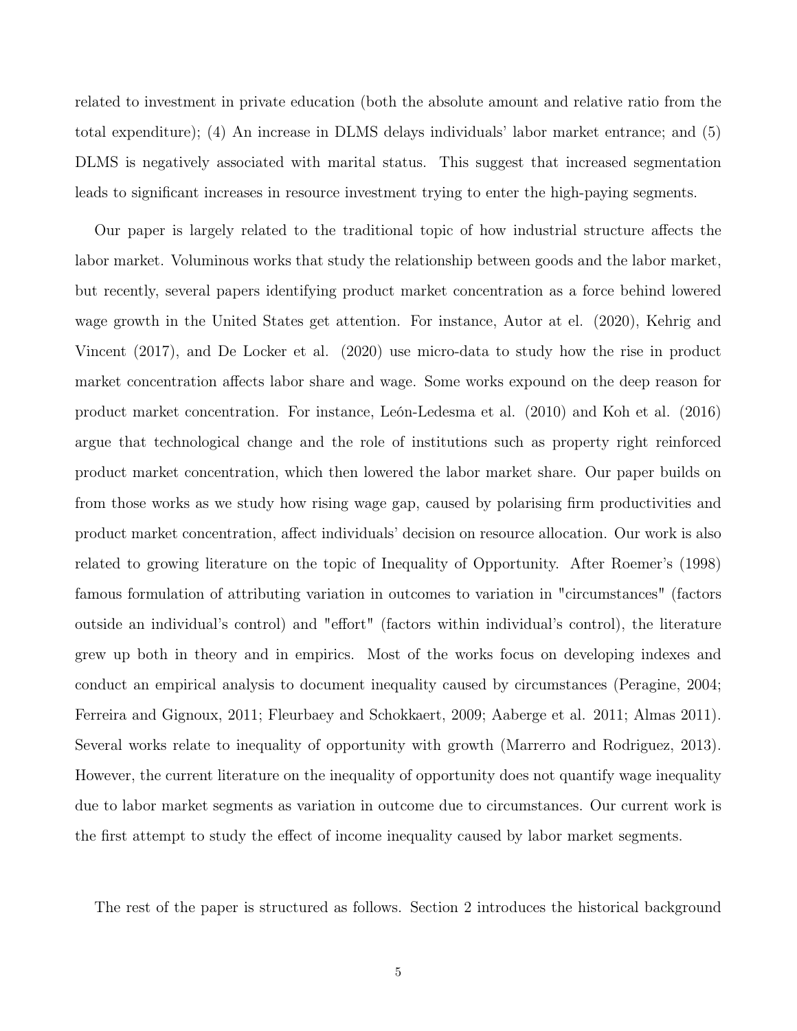related to investment in private education (both the absolute amount and relative ratio from the total expenditure); (4) An increase in DLMS delays individuals' labor market entrance; and (5) DLMS is negatively associated with marital status. This suggest that increased segmentation leads to significant increases in resource investment trying to enter the high-paying segments.

Our paper is largely related to the traditional topic of how industrial structure affects the labor market. Voluminous works that study the relationship between goods and the labor market, but recently, several papers identifying product market concentration as a force behind lowered wage growth in the United States get attention. For instance, Autor at el. (2020), Kehrig and Vincent (2017), and De Locker et al. (2020) use micro-data to study how the rise in product market concentration affects labor share and wage. Some works expound on the deep reason for product market concentration. For instance, León-Ledesma et al. (2010) and Koh et al. (2016) argue that technological change and the role of institutions such as property right reinforced product market concentration, which then lowered the labor market share. Our paper builds on from those works as we study how rising wage gap, caused by polarising firm productivities and product market concentration, affect individuals' decision on resource allocation. Our work is also related to growing literature on the topic of Inequality of Opportunity. After Roemer's (1998) famous formulation of attributing variation in outcomes to variation in "circumstances" (factors outside an individual's control) and "effort" (factors within individual's control), the literature grew up both in theory and in empirics. Most of the works focus on developing indexes and conduct an empirical analysis to document inequality caused by circumstances (Peragine, 2004; Ferreira and Gignoux, 2011; Fleurbaey and Schokkaert, 2009; Aaberge et al. 2011; Almas 2011). Several works relate to inequality of opportunity with growth (Marrerro and Rodriguez, 2013). However, the current literature on the inequality of opportunity does not quantify wage inequality due to labor market segments as variation in outcome due to circumstances. Our current work is the first attempt to study the effect of income inequality caused by labor market segments.

The rest of the paper is structured as follows. Section 2 introduces the historical background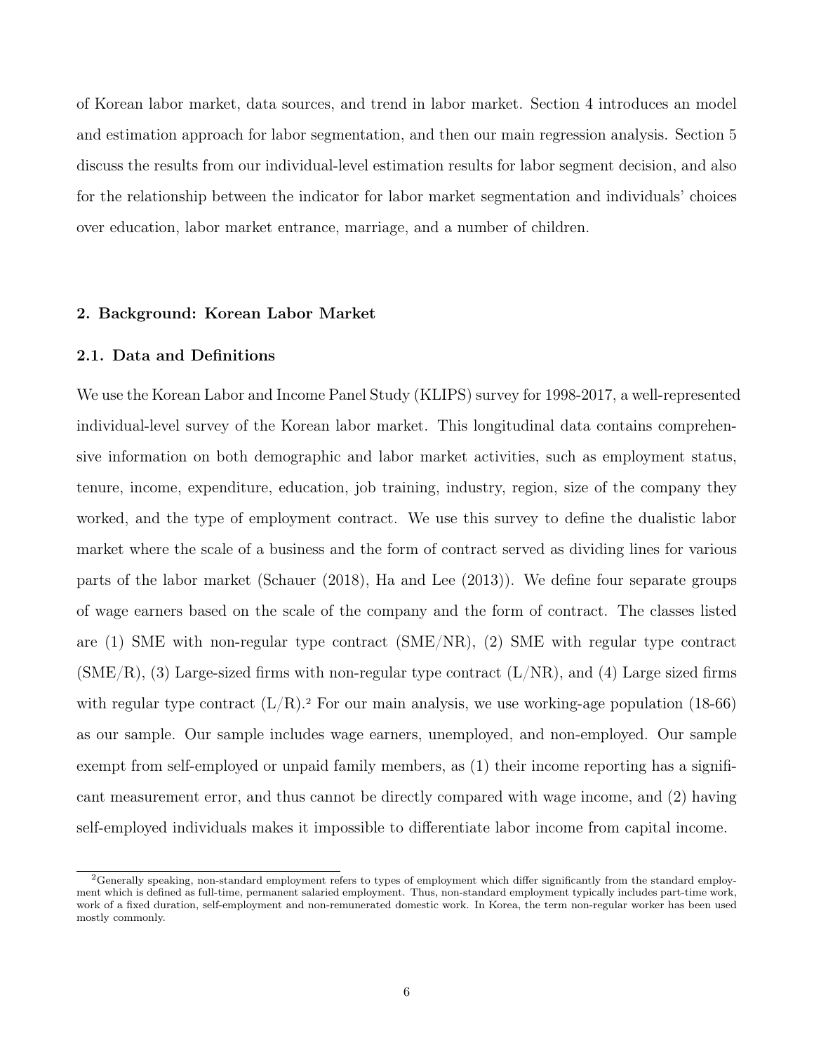of Korean labor market, data sources, and trend in labor market. Section 4 introduces an model and estimation approach for labor segmentation, and then our main regression analysis. Section 5 discuss the results from our individual-level estimation results for labor segment decision, and also for the relationship between the indicator for labor market segmentation and individuals' choices over education, labor market entrance, marriage, and a number of children.

## 2. Background: Korean Labor Market

### 2.1. Data and Definitions

We use the Korean Labor and Income Panel Study (KLIPS) survey for 1998-2017, a well-represented individual-level survey of the Korean labor market. This longitudinal data contains comprehensive information on both demographic and labor market activities, such as employment status, tenure, income, expenditure, education, job training, industry, region, size of the company they worked, and the type of employment contract. We use this survey to define the dualistic labor market where the scale of a business and the form of contract served as dividing lines for various parts of the labor market (Schauer (2018), Ha and Lee (2013)). We define four separate groups of wage earners based on the scale of the company and the form of contract. The classes listed are (1) SME with non-regular type contract (SME/NR), (2) SME with regular type contract (SME/R), (3) Large-sized firms with non-regular type contract (L/NR), and (4) Large sized firms with regular type contract (L/R).[2] For our main analysis, we use working-age population (18-66) as our sample. Our sample includes wage earners, unemployed, and non-employed. Our sample exempt from self-employed or unpaid family members, as (1) their income reporting has a significant measurement error, and thus cannot be directly compared with wage income, and (2) having self-employed individuals makes it impossible to differentiate labor income from capital income.

[2] Generally speaking, non-standard employment refers to types of employment which differ significantly from the standard employment which is defined as full-time, permanent salaried employment. Thus, non-standard employment typically includes part-time work, work of a fixed duration, self-employment and non-remunerated domestic work. In Korea, the term non-regular worker has been used mostly commonly.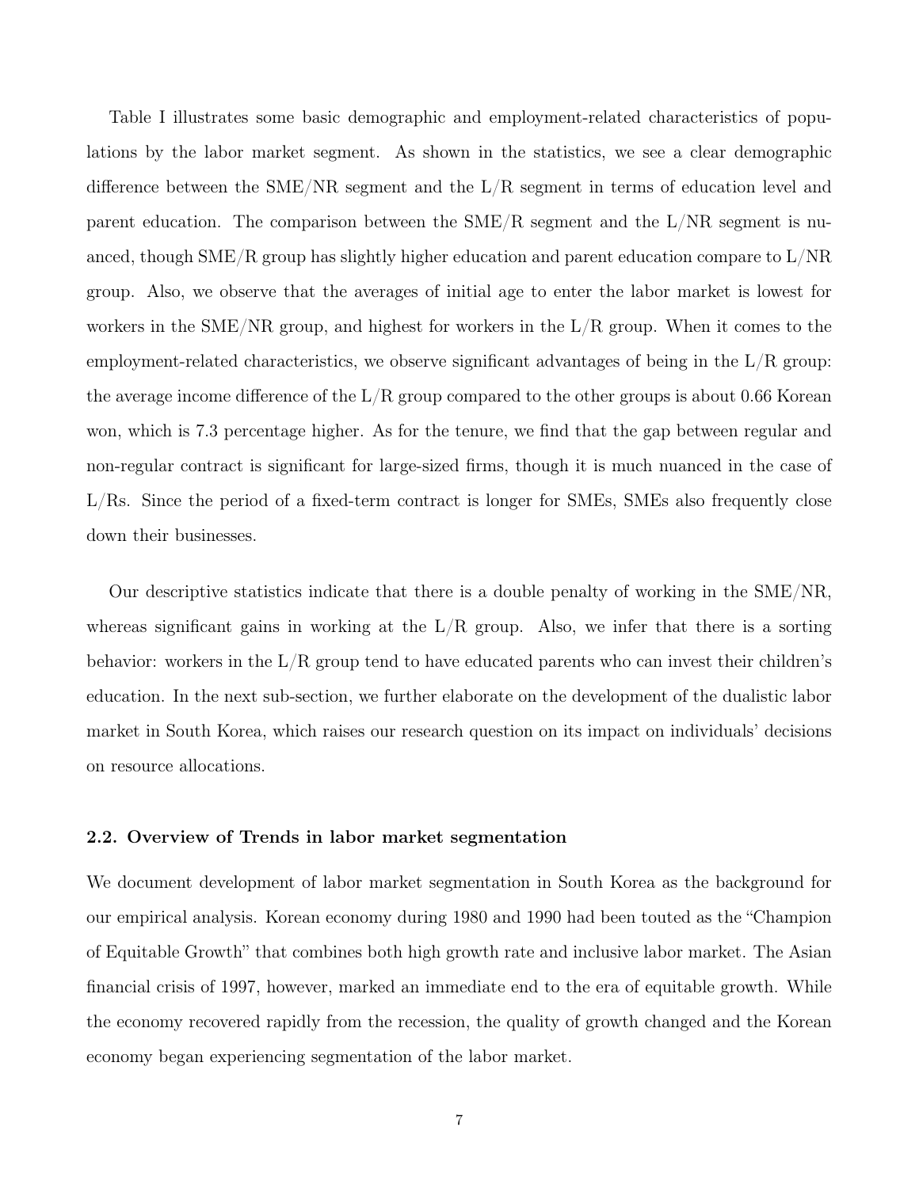Table I illustrates some basic demographic and employment-related characteristics of populations by the labor market segment. As shown in the statistics, we see a clear demographic difference between the SME/NR segment and the L/R segment in terms of education level and parent education. The comparison between the SME/R segment and the L/NR segment is nuanced, though SME/R group has slightly higher education and parent education compare to L/NR group. Also, we observe that the averages of initial age to enter the labor market is lowest for workers in the SME/NR group, and highest for workers in the L/R group. When it comes to the employment-related characteristics, we observe significant advantages of being in the L/R group: the average income difference of the L/R group compared to the other groups is about 0.66 Korean won, which is 7.3 percentage higher. As for the tenure, we find that the gap between regular and non-regular contract is significant for large-sized firms, though it is much nuanced in the case of L/Rs. Since the period of a fixed-term contract is longer for SMEs, SMEs also frequently close down their businesses.

Our descriptive statistics indicate that there is a double penalty of working in the SME/NR, whereas significant gains in working at the L/R group. Also, we infer that there is a sorting behavior: workers in the L/R group tend to have educated parents who can invest their children's education. In the next sub-section, we further elaborate on the development of the dualistic labor market in South Korea, which raises our research question on its impact on individuals' decisions on resource allocations.

### 2.2. Overview of Trends in labor market segmentation

We document development of labor market segmentation in South Korea as the background for our empirical analysis. Korean economy during 1980 and 1990 had been touted as the "Champion of Equitable Growth" that combines both high growth rate and inclusive labor market. The Asian financial crisis of 1997, however, marked an immediate end to the era of equitable growth. While the economy recovered rapidly from the recession, the quality of growth changed and the Korean economy began experiencing segmentation of the labor market.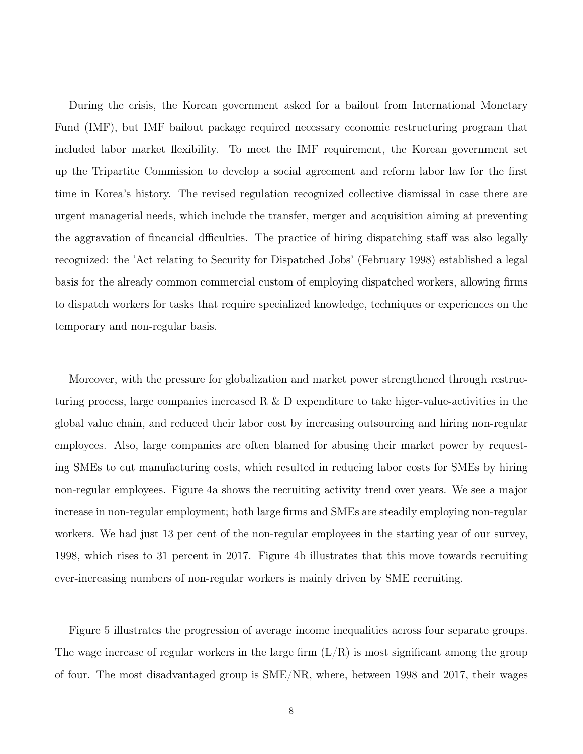During the crisis, the Korean government asked for a bailout from International Monetary Fund (IMF), but IMF bailout package required necessary economic restructuring program that included labor market flexibility. To meet the IMF requirement, the Korean government set up the Tripartite Commission to develop a social agreement and reform labor law for the first time in Korea's history. The revised regulation recognized collective dismissal in case there are urgent managerial needs, which include the transfer, merger and acquisition aiming at preventing the aggravation of fincancial dfficulties. The practice of hiring dispatching staff was also legally recognized: the 'Act relating to Security for Dispatched Jobs' (February 1998) established a legal basis for the already common commercial custom of employing dispatched workers, allowing firms to dispatch workers for tasks that require specialized knowledge, techniques or experiences on the temporary and non-regular basis.

Moreover, with the pressure for globalization and market power strengthened through restructuring process, large companies increased R & D expenditure to take higer-value-activities in the global value chain, and reduced their labor cost by increasing outsourcing and hiring non-regular employees. Also, large companies are often blamed for abusing their market power by requesting SMEs to cut manufacturing costs, which resulted in reducing labor costs for SMEs by hiring non-regular employees. Figure 4a shows the recruiting activity trend over years. We see a major increase in non-regular employment; both large firms and SMEs are steadily employing non-regular workers. We had just 13 per cent of the non-regular employees in the starting year of our survey, 1998, which rises to 31 percent in 2017. Figure 4b illustrates that this move towards recruiting ever-increasing numbers of non-regular workers is mainly driven by SME recruiting.

Figure 5 illustrates the progression of average income inequalities across four separate groups. The wage increase of regular workers in the large firm (L/R) is most significant among the group of four. The most disadvantaged group is SME/NR, where, between 1998 and 2017, their wages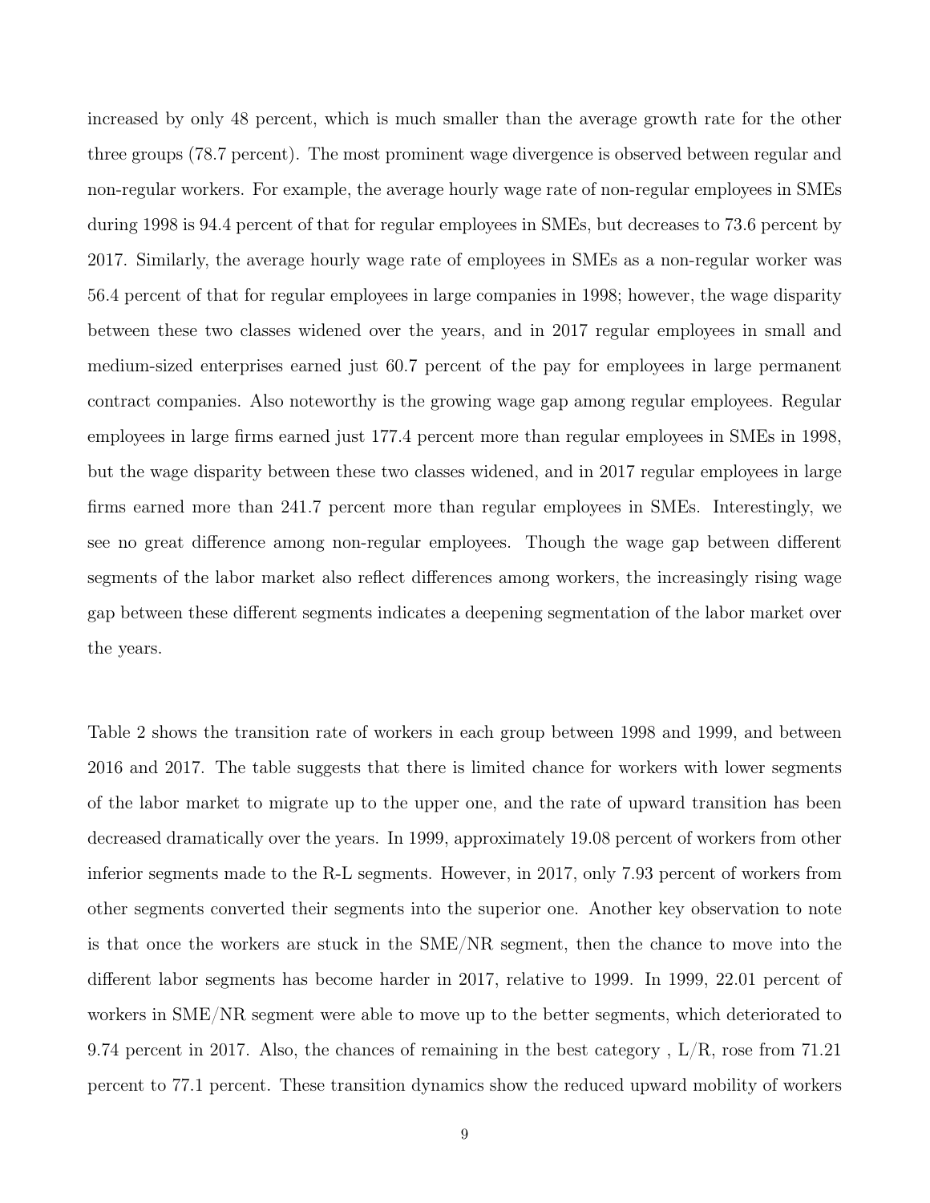increased by only 48 percent, which is much smaller than the average growth rate for the other three groups (78.7 percent). The most prominent wage divergence is observed between regular and non-regular workers. For example, the average hourly wage rate of non-regular employees in SMEs during 1998 is 94.4 percent of that for regular employees in SMEs, but decreases to 73.6 percent by 2017. Similarly, the average hourly wage rate of employees in SMEs as a non-regular worker was 56.4 percent of that for regular employees in large companies in 1998; however, the wage disparity between these two classes widened over the years, and in 2017 regular employees in small and medium-sized enterprises earned just 60.7 percent of the pay for employees in large permanent contract companies. Also noteworthy is the growing wage gap among regular employees. Regular employees in large firms earned just 177.4 percent more than regular employees in SMEs in 1998, but the wage disparity between these two classes widened, and in 2017 regular employees in large firms earned more than 241.7 percent more than regular employees in SMEs. Interestingly, we see no great difference among non-regular employees. Though the wage gap between different segments of the labor market also reflect differences among workers, the increasingly rising wage gap between these different segments indicates a deepening segmentation of the labor market over the years.

Table 2 shows the transition rate of workers in each group between 1998 and 1999, and between 2016 and 2017. The table suggests that there is limited chance for workers with lower segments of the labor market to migrate up to the upper one, and the rate of upward transition has been decreased dramatically over the years. In 1999, approximately 19.08 percent of workers from other inferior segments made to the R-L segments. However, in 2017, only 7.93 percent of workers from other segments converted their segments into the superior one. Another key observation to note is that once the workers are stuck in the SME/NR segment, then the chance to move into the different labor segments has become harder in 2017, relative to 1999. In 1999, 22.01 percent of workers in SME/NR segment were able to move up to the better segments, which deteriorated to 9.74 percent in 2017. Also, the chances of remaining in the best category , L/R, rose from 71.21 percent to 77.1 percent. These transition dynamics show the reduced upward mobility of workers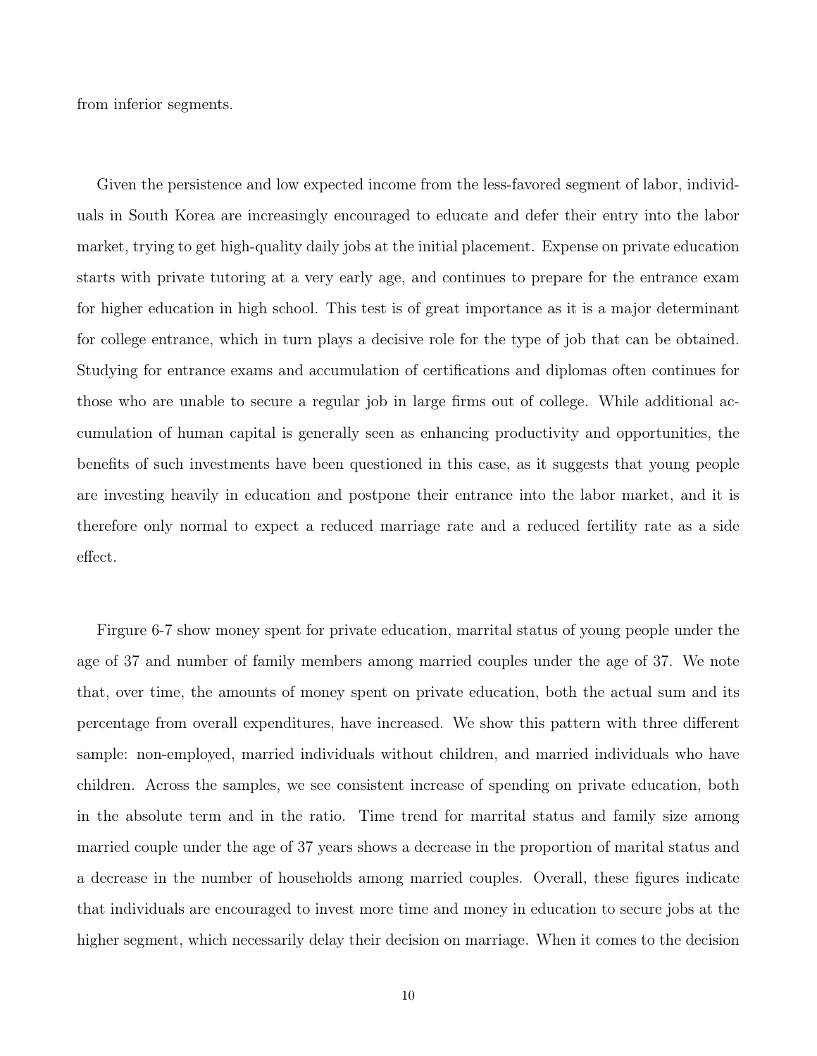from inferior segments.

Given the persistence and low expected income from the less-favored segment of labor, individuals in South Korea are increasingly encouraged to educate and defer their entry into the labor market, trying to get high-quality daily jobs at the initial placement. Expense on private education starts with private tutoring at a very early age, and continues to prepare for the entrance exam for higher education in high school. This test is of great importance as it is a major determinant for college entrance, which in turn plays a decisive role for the type of job that can be obtained. Studying for entrance exams and accumulation of certifications and diplomas often continues for those who are unable to secure a regular job in large firms out of college. While additional accumulation of human capital is generally seen as enhancing productivity and opportunities, the benefits of such investments have been questioned in this case, as it suggests that young people are investing heavily in education and postpone their entrance into the labor market, and it is therefore only normal to expect a reduced marriage rate and a reduced fertility rate as a side effect.

Firgure 6-7 show money spent for private education, marrital status of young people under the age of 37 and number of family members among married couples under the age of 37. We note that, over time, the amounts of money spent on private education, both the actual sum and its percentage from overall expenditures, have increased. We show this pattern with three different sample: non-employed, married individuals without children, and married individuals who have children. Across the samples, we see consistent increase of spending on private education, both in the absolute term and in the ratio. Time trend for marrital status and family size among married couple under the age of 37 years shows a decrease in the proportion of marital status and a decrease in the number of households among married couples. Overall, these figures indicate that individuals are encouraged to invest more time and money in education to secure jobs at the higher segment, which necessarily delay their decision on marriage. When it comes to the decision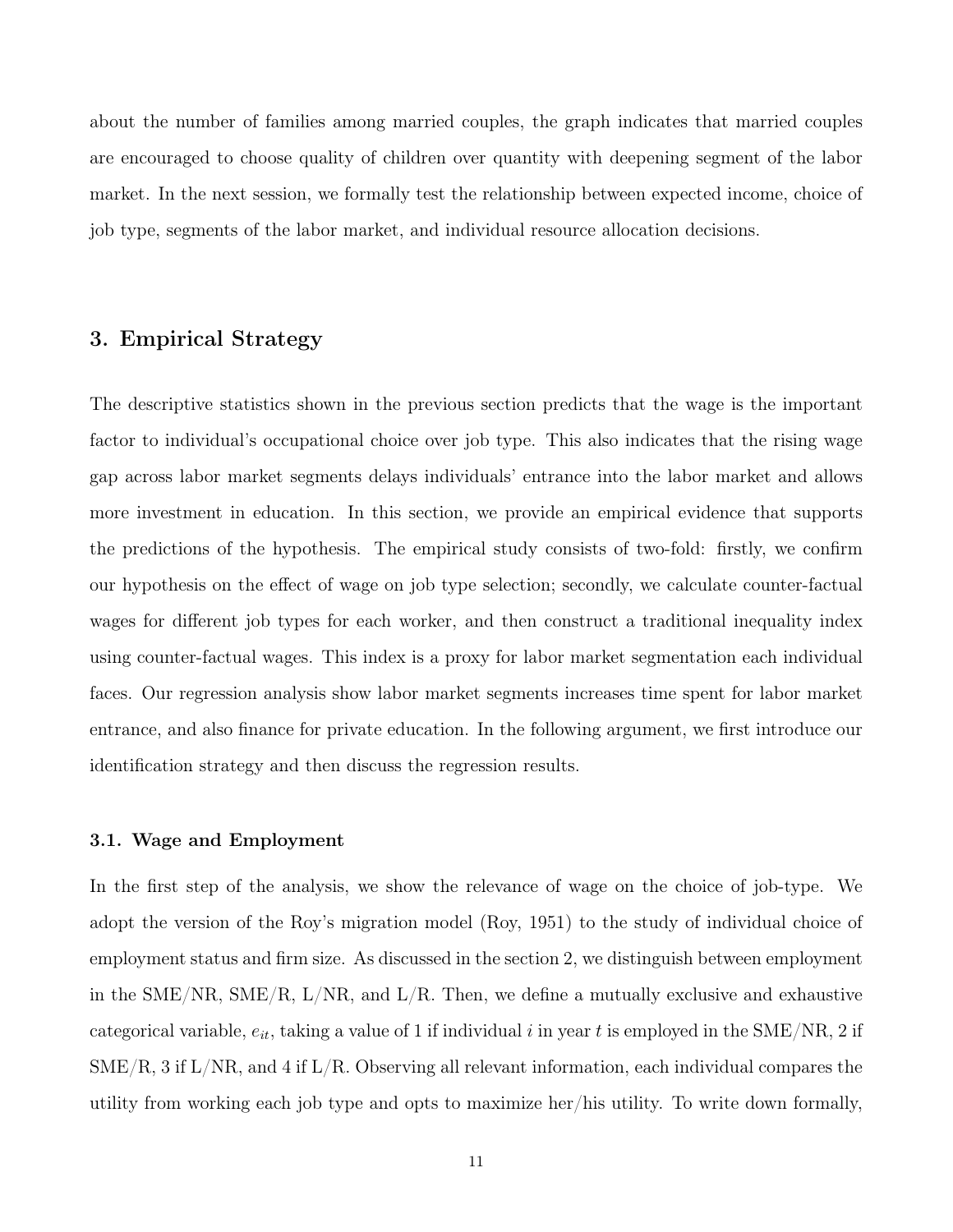about the number of families among married couples, the graph indicates that married couples are encouraged to choose quality of children over quantity with deepening segment of the labor market. In the next session, we formally test the relationship between expected income, choice of job type, segments of the labor market, and individual resource allocation decisions.

## 3. Empirical Strategy

The descriptive statistics shown in the previous section predicts that the wage is the important factor to individual's occupational choice over job type. This also indicates that the rising wage gap across labor market segments delays individuals' entrance into the labor market and allows more investment in education. In this section, we provide an empirical evidence that supports the predictions of the hypothesis. The empirical study consists of two-fold: firstly, we confirm our hypothesis on the effect of wage on job type selection; secondly, we calculate counter-factual wages for different job types for each worker, and then construct a traditional inequality index using counter-factual wages. This index is a proxy for labor market segmentation each individual faces. Our regression analysis show labor market segments increases time spent for labor market entrance, and also finance for private education. In the following argument, we first introduce our identification strategy and then discuss the regression results.

### 3.1. Wage and Employment

In the first step of the analysis, we show the relevance of wage on the choice of job-type. We adopt the version of the Roy's migration model (Roy, 1951) to the study of individual choice of employment status and firm size. As discussed in the section 2, we distinguish between employment in the SME/NR, SME/R, L/NR, and L/R. Then, we define a mutually exclusive and exhaustive categorical variable, $e_{it}$, taking a value of 1 if individual $i$ in year $t$ is employed in the SME/NR, 2 if SME/R, 3 if L/NR, and 4 if L/R. Observing all relevant information, each individual compares the utility from working each job type and opts to maximize her/his utility. To write down formally,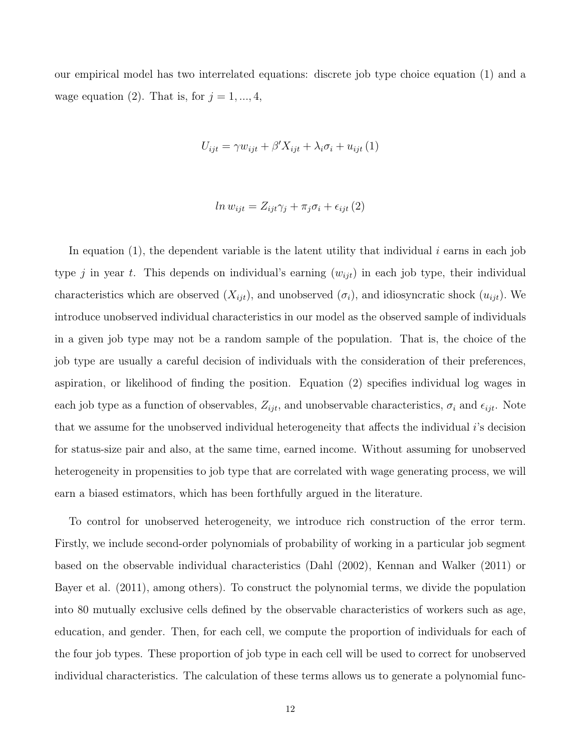our empirical model has two interrelated equations: discrete job type choice equation (1) and a wage equation (2). That is, for $j = 1, ..., 4$,

$$U_{ijt} = \gamma w_{ijt} + \beta' X_{ijt} + \lambda_i \sigma_i + u_{ijt} \, (1)$$

$$ln \, w_{ijt} = Z_{ijt} \gamma_j + \pi_j \sigma_i + \epsilon_{ijt} \, (2)$$

In equation (1), the dependent variable is the latent utility that individual $i$ earns in each job type $j$ in year $t$. This depends on individual's earning ($w_{ijt}$) in each job type, their individual characteristics which are observed ($X_{ijt}$), and unobserved ($\sigma_i$), and idiosyncratic shock ($u_{ijt}$). We introduce unobserved individual characteristics in our model as the observed sample of individuals in a given job type may not be a random sample of the population. That is, the choice of the job type are usually a careful decision of individuals with the consideration of their preferences, aspiration, or likelihood of finding the position. Equation (2) specifies individual log wages in each job type as a function of observables, $Z_{ijt}$, and unobservable characteristics, $\sigma_i$ and $\epsilon_{ijt}$. Note that we assume for the unobserved individual heterogeneity that affects the individual $i$'s decision for status-size pair and also, at the same time, earned income. Without assuming for unobserved heterogeneity in propensities to job type that are correlated with wage generating process, we will earn a biased estimators, which has been forthfully argued in the literature.

To control for unobserved heterogeneity, we introduce rich construction of the error term. Firstly, we include second-order polynomials of probability of working in a particular job segment based on the observable individual characteristics (Dahl (2002), Kennan and Walker (2011) or Bayer et al. (2011), among others). To construct the polynomial terms, we divide the population into 80 mutually exclusive cells defined by the observable characteristics of workers such as age, education, and gender. Then, for each cell, we compute the proportion of individuals for each of the four job types. These proportion of job type in each cell will be used to correct for unobserved individual characteristics. The calculation of these terms allows us to generate a polynomial func-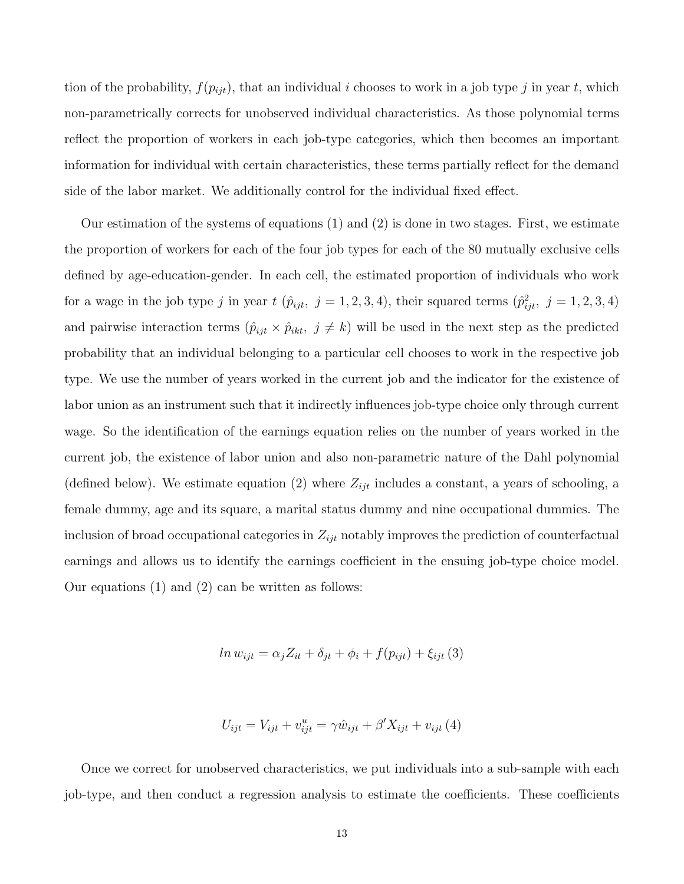tion of the probability, $f(p_{ijt})$, that an individual $i$ chooses to work in a job type $j$ in year $t$, which non-parametrically corrects for unobserved individual characteristics. As those polynomial terms reflect the proportion of workers in each job-type categories, which then becomes an important information for individual with certain characteristics, these terms partially reflect for the demand side of the labor market. We additionally control for the individual fixed effect.

Our estimation of the systems of equations (1) and (2) is done in two stages. First, we estimate the proportion of workers for each of the four job types for each of the 80 mutually exclusive cells defined by age-education-gender. In each cell, the estimated proportion of individuals who work for a wage in the job type $j$ in year $t$ ($\hat{p}_{ijt},\ j = 1, 2, 3, 4$), their squared terms ($\hat{p}^2_{ijt},\ j = 1, 2, 3, 4$) and pairwise interaction terms ($\hat{p}_{ijt} \times \hat{p}_{ikt},\ j \neq k$) will be used in the next step as the predicted probability that an individual belonging to a particular cell chooses to work in the respective job type. We use the number of years worked in the current job and the indicator for the existence of labor union as an instrument such that it indirectly influences job-type choice only through current wage. So the identification of the earnings equation relies on the number of years worked in the current job, the existence of labor union and also non-parametric nature of the Dahl polynomial (defined below). We estimate equation (2) where $Z_{ijt}$ includes a constant, a years of schooling, a female dummy, age and its square, a marital status dummy and nine occupational dummies. The inclusion of broad occupational categories in $Z_{ijt}$ notably improves the prediction of counterfactual earnings and allows us to identify the earnings coefficient in the ensuing job-type choice model. Our equations (1) and (2) can be written as follows:

$$ln\, w_{ijt} = \alpha_j Z_{it} + \delta_{jt} + \phi_i + f(p_{ijt}) + \xi_{ijt}\, (3)$$

$$U_{ijt} = V_{ijt} + v^u_{ijt} = \gamma \hat{w}_{ijt} + \beta' X_{ijt} + v_{ijt}\, (4)$$

Once we correct for unobserved characteristics, we put individuals into a sub-sample with each job-type, and then conduct a regression analysis to estimate the coefficients. These coefficients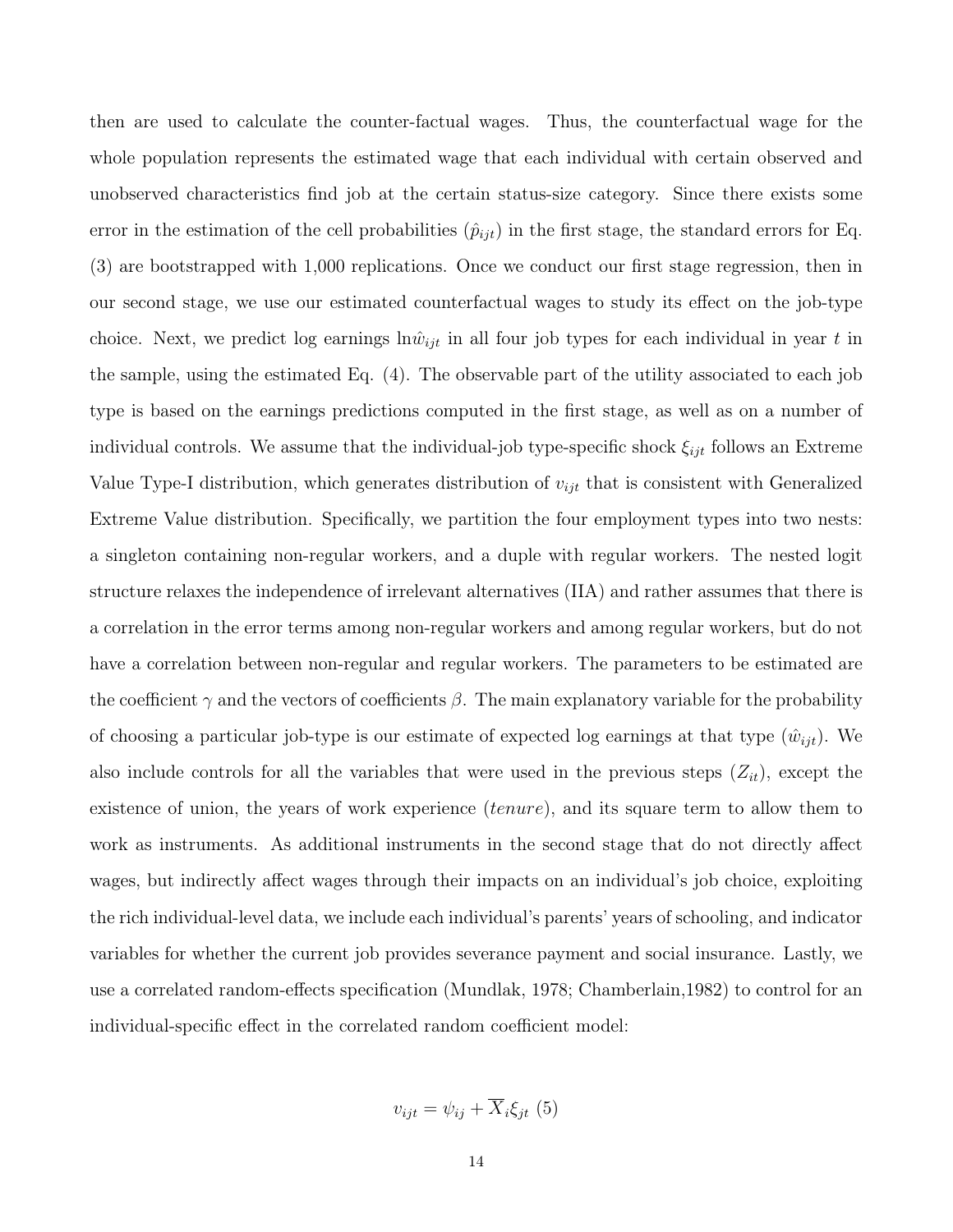then are used to calculate the counter-factual wages. Thus, the counterfactual wage for the whole population represents the estimated wage that each individual with certain observed and unobserved characteristics find job at the certain status-size category. Since there exists some error in the estimation of the cell probabilities ($\hat{p}_{ijt}$) in the first stage, the standard errors for Eq. (3) are bootstrapped with 1,000 replications. Once we conduct our first stage regression, then in our second stage, we use our estimated counterfactual wages to study its effect on the job-type choice. Next, we predict log earnings $\ln\hat{w}_{ijt}$ in all four job types for each individual in year $t$ in the sample, using the estimated Eq. (4). The observable part of the utility associated to each job type is based on the earnings predictions computed in the first stage, as well as on a number of individual controls. We assume that the individual-job type-specific shock $\xi_{ijt}$ follows an Extreme Value Type-I distribution, which generates distribution of $v_{ijt}$ that is consistent with Generalized Extreme Value distribution. Specifically, we partition the four employment types into two nests: a singleton containing non-regular workers, and a duple with regular workers. The nested logit structure relaxes the independence of irrelevant alternatives (IIA) and rather assumes that there is a correlation in the error terms among non-regular workers and among regular workers, but do not have a correlation between non-regular and regular workers. The parameters to be estimated are the coefficient $\gamma$ and the vectors of coefficients $\beta$. The main explanatory variable for the probability of choosing a particular job-type is our estimate of expected log earnings at that type ($\hat{w}_{ijt}$). We also include controls for all the variables that were used in the previous steps ($Z_{it}$), except the existence of union, the years of work experience (*tenure*), and its square term to allow them to work as instruments. As additional instruments in the second stage that do not directly affect wages, but indirectly affect wages through their impacts on an individual's job choice, exploiting the rich individual-level data, we include each individual's parents' years of schooling, and indicator variables for whether the current job provides severance payment and social insurance. Lastly, we use a correlated random-effects specification (Mundlak, 1978; Chamberlain,1982) to control for an individual-specific effect in the correlated random coefficient model:

$$v_{ijt} = \psi_{ij} + \overline{X}_i \xi_{jt} \quad (5)$$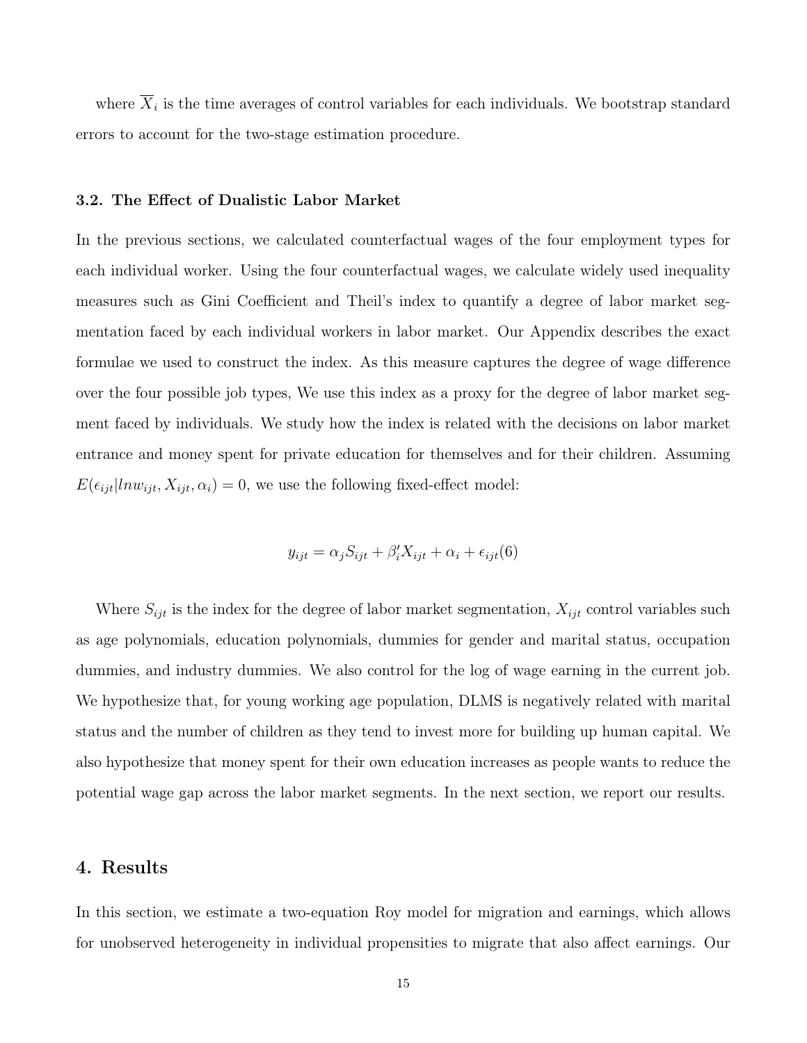where $\overline{X}_i$ is the time averages of control variables for each individuals. We bootstrap standard errors to account for the two-stage estimation procedure.

### 3.2. The Effect of Dualistic Labor Market

In the previous sections, we calculated counterfactual wages of the four employment types for each individual worker. Using the four counterfactual wages, we calculate widely used inequality measures such as Gini Coefficient and Theil's index to quantify a degree of labor market segmentation faced by each individual workers in labor market. Our Appendix describes the exact formulae we used to construct the index. As this measure captures the degree of wage difference over the four possible job types, We use this index as a proxy for the degree of labor market segment faced by individuals. We study how the index is related with the decisions on labor market entrance and money spent for private education for themselves and for their children. Assuming $E(\epsilon_{ijt}|lnw_{ijt}, X_{ijt}, \alpha_i) = 0$, we use the following fixed-effect model:

$$y_{ijt} = \alpha_j S_{ijt} + \beta_i' X_{ijt} + \alpha_i + \epsilon_{ijt}(6)$$

Where $S_{ijt}$ is the index for the degree of labor market segmentation, $X_{ijt}$ control variables such as age polynomials, education polynomials, dummies for gender and marital status, occupation dummies, and industry dummies. We also control for the log of wage earning in the current job. We hypothesize that, for young working age population, DLMS is negatively related with marital status and the number of children as they tend to invest more for building up human capital. We also hypothesize that money spent for their own education increases as people wants to reduce the potential wage gap across the labor market segments. In the next section, we report our results.

## 4. Results

In this section, we estimate a two-equation Roy model for migration and earnings, which allows for unobserved heterogeneity in individual propensities to migrate that also affect earnings. Our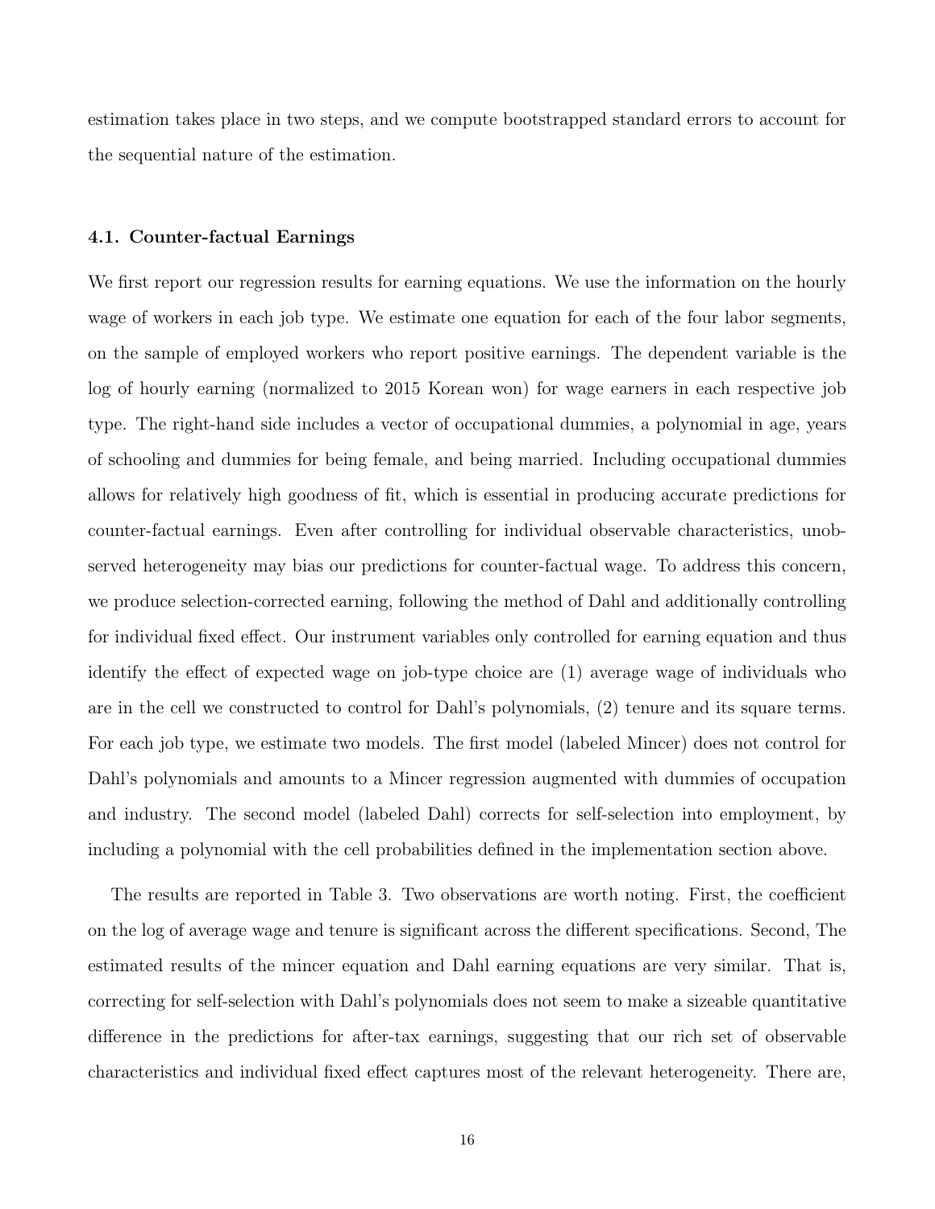estimation takes place in two steps, and we compute bootstrapped standard errors to account for the sequential nature of the estimation.

### 4.1. Counter-factual Earnings

We first report our regression results for earning equations. We use the information on the hourly wage of workers in each job type. We estimate one equation for each of the four labor segments, on the sample of employed workers who report positive earnings. The dependent variable is the log of hourly earning (normalized to 2015 Korean won) for wage earners in each respective job type. The right-hand side includes a vector of occupational dummies, a polynomial in age, years of schooling and dummies for being female, and being married. Including occupational dummies allows for relatively high goodness of fit, which is essential in producing accurate predictions for counter-factual earnings. Even after controlling for individual observable characteristics, unobserved heterogeneity may bias our predictions for counter-factual wage. To address this concern, we produce selection-corrected earning, following the method of Dahl and additionally controlling for individual fixed effect. Our instrument variables only controlled for earning equation and thus identify the effect of expected wage on job-type choice are (1) average wage of individuals who are in the cell we constructed to control for Dahl's polynomials, (2) tenure and its square terms. For each job type, we estimate two models. The first model (labeled Mincer) does not control for Dahl's polynomials and amounts to a Mincer regression augmented with dummies of occupation and industry. The second model (labeled Dahl) corrects for self-selection into employment, by including a polynomial with the cell probabilities defined in the implementation section above.

The results are reported in Table 3. Two observations are worth noting. First, the coefficient on the log of average wage and tenure is significant across the different specifications. Second, The estimated results of the mincer equation and Dahl earning equations are very similar. That is, correcting for self-selection with Dahl's polynomials does not seem to make a sizeable quantitative difference in the predictions for after-tax earnings, suggesting that our rich set of observable characteristics and individual fixed effect captures most of the relevant heterogeneity. There are,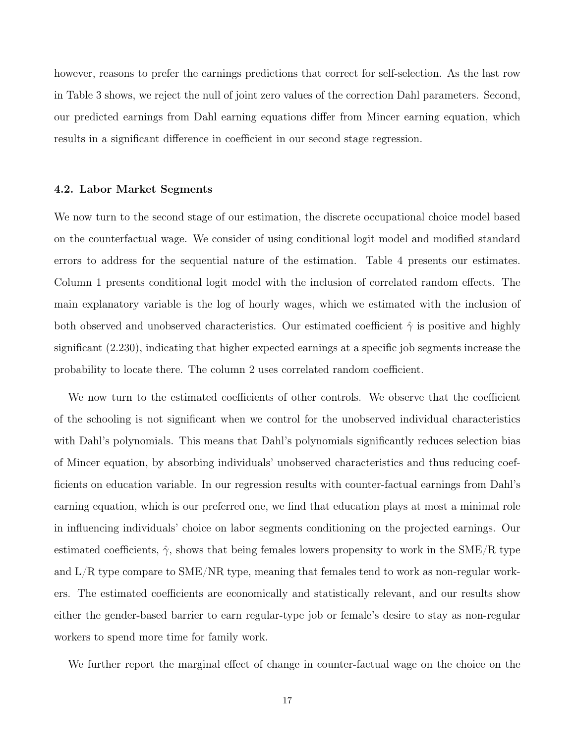however, reasons to prefer the earnings predictions that correct for self-selection. As the last row in Table 3 shows, we reject the null of joint zero values of the correction Dahl parameters. Second, our predicted earnings from Dahl earning equations differ from Mincer earning equation, which results in a significant difference in coefficient in our second stage regression.

### 4.2. Labor Market Segments

We now turn to the second stage of our estimation, the discrete occupational choice model based on the counterfactual wage. We consider of using conditional logit model and modified standard errors to address for the sequential nature of the estimation. Table 4 presents our estimates. Column 1 presents conditional logit model with the inclusion of correlated random effects. The main explanatory variable is the log of hourly wages, which we estimated with the inclusion of both observed and unobserved characteristics. Our estimated coefficient $\hat{\gamma}$ is positive and highly significant (2.230), indicating that higher expected earnings at a specific job segments increase the probability to locate there. The column 2 uses correlated random coefficient.

We now turn to the estimated coefficients of other controls. We observe that the coefficient of the schooling is not significant when we control for the unobserved individual characteristics with Dahl's polynomials. This means that Dahl's polynomials significantly reduces selection bias of Mincer equation, by absorbing individuals' unobserved characteristics and thus reducing coefficients on education variable. In our regression results with counter-factual earnings from Dahl's earning equation, which is our preferred one, we find that education plays at most a minimal role in influencing individuals' choice on labor segments conditioning on the projected earnings. Our estimated coefficients, $\hat{\gamma}$, shows that being females lowers propensity to work in the SME/R type and L/R type compare to SME/NR type, meaning that females tend to work as non-regular workers. The estimated coefficients are economically and statistically relevant, and our results show either the gender-based barrier to earn regular-type job or female's desire to stay as non-regular workers to spend more time for family work.

We further report the marginal effect of change in counter-factual wage on the choice on the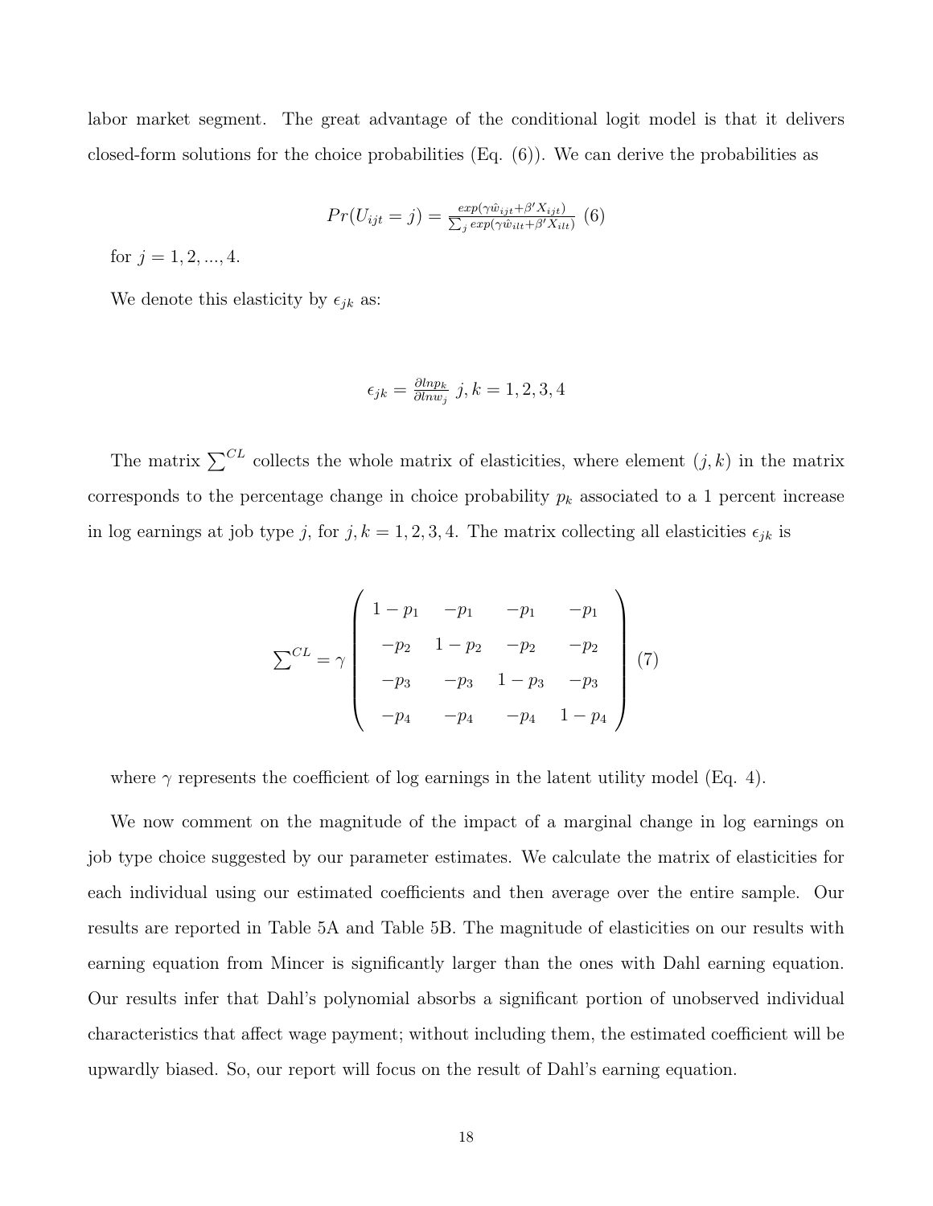labor market segment. The great advantage of the conditional logit model is that it delivers closed-form solutions for the choice probabilities (Eq. (6)). We can derive the probabilities as

$$Pr(U_{ijt} = j) = \frac{exp(\gamma \hat{w}_{ijt} + \beta' X_{ijt})}{\sum_j exp(\gamma \hat{w}_{ilt} + \beta' X_{ilt})} \quad (6)$$

for $j = 1, 2, ..., 4$.

We denote this elasticity by $\epsilon_{jk}$ as:

$$\epsilon_{jk} = \frac{\partial lnp_k}{\partial lnw_j} \; j, k = 1, 2, 3, 4$$

The matrix $\sum^{CL}$ collects the whole matrix of elasticities, where element $(j, k)$ in the matrix corresponds to the percentage change in choice probability $p_k$ associated to a 1 percent increase in log earnings at job type $j$, for $j, k = 1, 2, 3, 4$. The matrix collecting all elasticities $\epsilon_{jk}$ is

$$\sum^{CL} = \gamma \begin{pmatrix} 1-p_1 & -p_1 & -p_1 & -p_1 \\ -p_2 & 1-p_2 & -p_2 & -p_2 \\ -p_3 & -p_3 & 1-p_3 & -p_3 \\ -p_4 & -p_4 & -p_4 & 1-p_4 \end{pmatrix} \quad (7)$$

where $\gamma$ represents the coefficient of log earnings in the latent utility model (Eq. 4).

We now comment on the magnitude of the impact of a marginal change in log earnings on job type choice suggested by our parameter estimates. We calculate the matrix of elasticities for each individual using our estimated coefficients and then average over the entire sample. Our results are reported in Table 5A and Table 5B. The magnitude of elasticities on our results with earning equation from Mincer is significantly larger than the ones with Dahl earning equation. Our results infer that Dahl's polynomial absorbs a significant portion of unobserved individual characteristics that affect wage payment; without including them, the estimated coefficient will be upwardly biased. So, our report will focus on the result of Dahl's earning equation.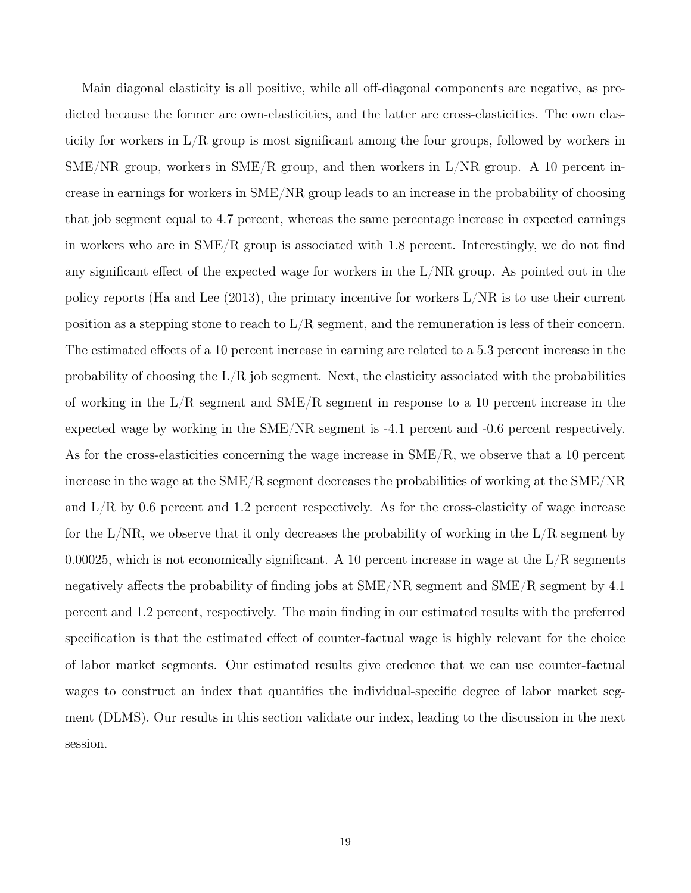Main diagonal elasticity is all positive, while all off-diagonal components are negative, as predicted because the former are own-elasticities, and the latter are cross-elasticities. The own elasticity for workers in L/R group is most significant among the four groups, followed by workers in SME/NR group, workers in SME/R group, and then workers in L/NR group. A 10 percent increase in earnings for workers in SME/NR group leads to an increase in the probability of choosing that job segment equal to 4.7 percent, whereas the same percentage increase in expected earnings in workers who are in SME/R group is associated with 1.8 percent. Interestingly, we do not find any significant effect of the expected wage for workers in the L/NR group. As pointed out in the policy reports (Ha and Lee (2013), the primary incentive for workers L/NR is to use their current position as a stepping stone to reach to L/R segment, and the remuneration is less of their concern. The estimated effects of a 10 percent increase in earning are related to a 5.3 percent increase in the probability of choosing the L/R job segment. Next, the elasticity associated with the probabilities of working in the L/R segment and SME/R segment in response to a 10 percent increase in the expected wage by working in the SME/NR segment is -4.1 percent and -0.6 percent respectively. As for the cross-elasticities concerning the wage increase in SME/R, we observe that a 10 percent increase in the wage at the SME/R segment decreases the probabilities of working at the SME/NR and L/R by 0.6 percent and 1.2 percent respectively. As for the cross-elasticity of wage increase for the L/NR, we observe that it only decreases the probability of working in the L/R segment by 0.00025, which is not economically significant. A 10 percent increase in wage at the L/R segments negatively affects the probability of finding jobs at SME/NR segment and SME/R segment by 4.1 percent and 1.2 percent, respectively. The main finding in our estimated results with the preferred specification is that the estimated effect of counter-factual wage is highly relevant for the choice of labor market segments. Our estimated results give credence that we can use counter-factual wages to construct an index that quantifies the individual-specific degree of labor market segment (DLMS). Our results in this section validate our index, leading to the discussion in the next session.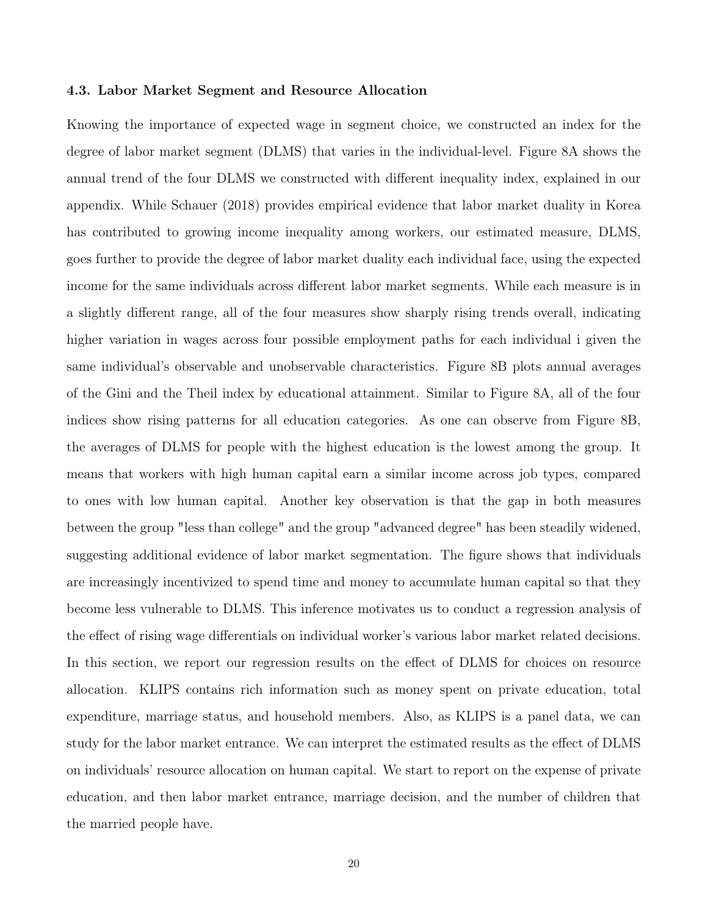### 4.3. Labor Market Segment and Resource Allocation

Knowing the importance of expected wage in segment choice, we constructed an index for the degree of labor market segment (DLMS) that varies in the individual-level. Figure 8A shows the annual trend of the four DLMS we constructed with different inequality index, explained in our appendix. While Schauer (2018) provides empirical evidence that labor market duality in Korea has contributed to growing income inequality among workers, our estimated measure, DLMS, goes further to provide the degree of labor market duality each individual face, using the expected income for the same individuals across different labor market segments. While each measure is in a slightly different range, all of the four measures show sharply rising trends overall, indicating higher variation in wages across four possible employment paths for each individual i given the same individual's observable and unobservable characteristics. Figure 8B plots annual averages of the Gini and the Theil index by educational attainment. Similar to Figure 8A, all of the four indices show rising patterns for all education categories. As one can observe from Figure 8B, the averages of DLMS for people with the highest education is the lowest among the group. It means that workers with high human capital earn a similar income across job types, compared to ones with low human capital. Another key observation is that the gap in both measures between the group "less than college" and the group "advanced degree" has been steadily widened, suggesting additional evidence of labor market segmentation. The figure shows that individuals are increasingly incentivized to spend time and money to accumulate human capital so that they become less vulnerable to DLMS. This inference motivates us to conduct a regression analysis of the effect of rising wage differentials on individual worker's various labor market related decisions. In this section, we report our regression results on the effect of DLMS for choices on resource allocation. KLIPS contains rich information such as money spent on private education, total expenditure, marriage status, and household members. Also, as KLIPS is a panel data, we can study for the labor market entrance. We can interpret the estimated results as the effect of DLMS on individuals' resource allocation on human capital. We start to report on the expense of private education, and then labor market entrance, marriage decision, and the number of children that the married people have.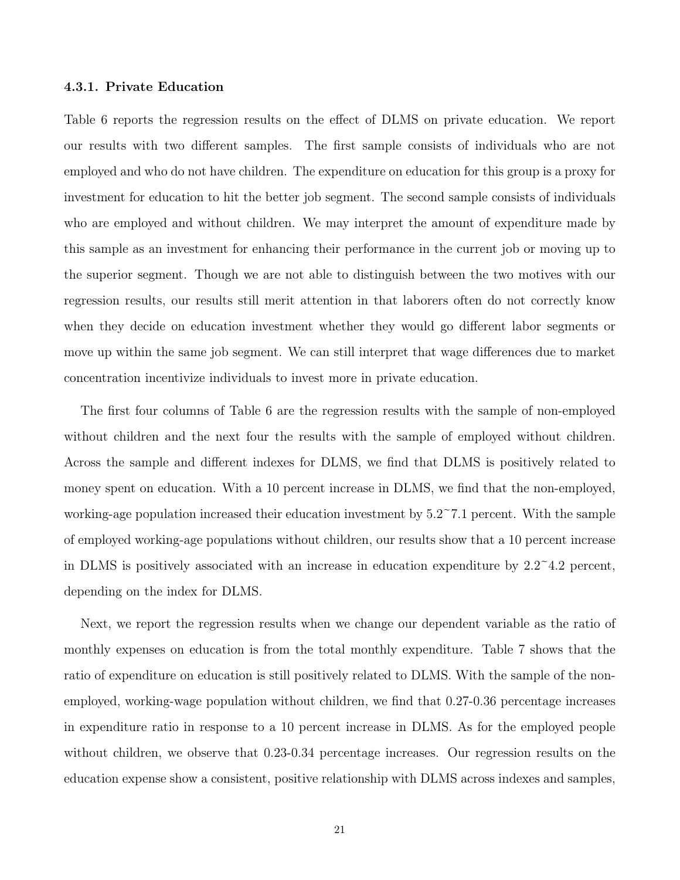### 4.3.1. Private Education

Table 6 reports the regression results on the effect of DLMS on private education. We report our results with two different samples. The first sample consists of individuals who are not employed and who do not have children. The expenditure on education for this group is a proxy for investment for education to hit the better job segment. The second sample consists of individuals who are employed and without children. We may interpret the amount of expenditure made by this sample as an investment for enhancing their performance in the current job or moving up to the superior segment. Though we are not able to distinguish between the two motives with our regression results, our results still merit attention in that laborers often do not correctly know when they decide on education investment whether they would go different labor segments or move up within the same job segment. We can still interpret that wage differences due to market concentration incentivize individuals to invest more in private education.

The first four columns of Table 6 are the regression results with the sample of non-employed without children and the next four the results with the sample of employed without children. Across the sample and different indexes for DLMS, we find that DLMS is positively related to money spent on education. With a 10 percent increase in DLMS, we find that the non-employed, working-age population increased their education investment by 5.2~7.1 percent. With the sample of employed working-age populations without children, our results show that a 10 percent increase in DLMS is positively associated with an increase in education expenditure by 2.2~4.2 percent, depending on the index for DLMS.

Next, we report the regression results when we change our dependent variable as the ratio of monthly expenses on education is from the total monthly expenditure. Table 7 shows that the ratio of expenditure on education is still positively related to DLMS. With the sample of the non-employed, working-wage population without children, we find that 0.27-0.36 percentage increases in expenditure ratio in response to a 10 percent increase in DLMS. As for the employed people without children, we observe that 0.23-0.34 percentage increases. Our regression results on the education expense show a consistent, positive relationship with DLMS across indexes and samples,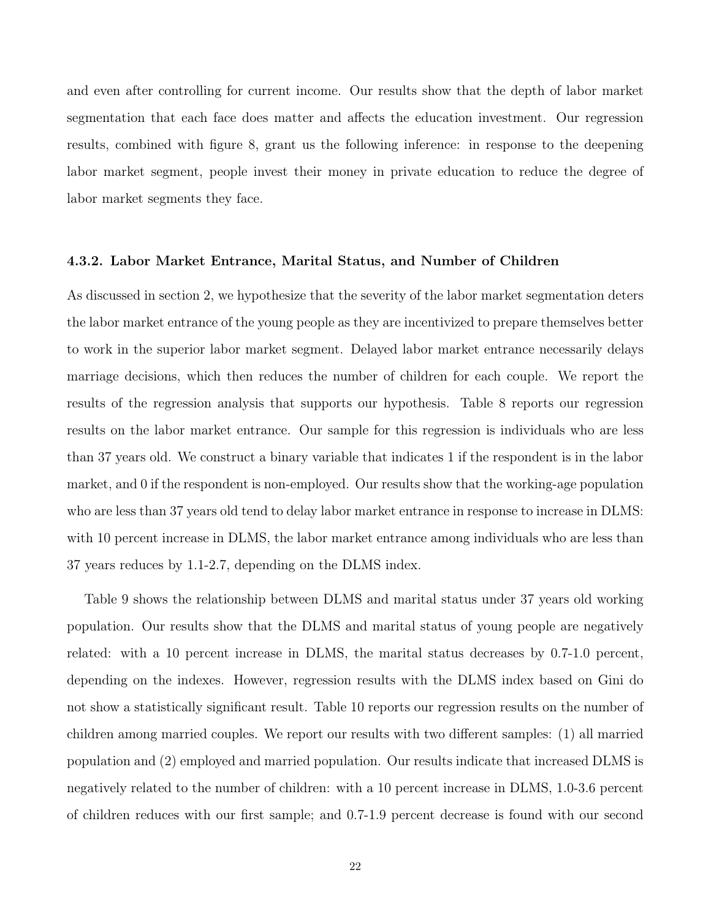and even after controlling for current income. Our results show that the depth of labor market segmentation that each face does matter and affects the education investment. Our regression results, combined with figure 8, grant us the following inference: in response to the deepening labor market segment, people invest their money in private education to reduce the degree of labor market segments they face.

### 4.3.2. Labor Market Entrance, Marital Status, and Number of Children

As discussed in section 2, we hypothesize that the severity of the labor market segmentation deters the labor market entrance of the young people as they are incentivized to prepare themselves better to work in the superior labor market segment. Delayed labor market entrance necessarily delays marriage decisions, which then reduces the number of children for each couple. We report the results of the regression analysis that supports our hypothesis. Table 8 reports our regression results on the labor market entrance. Our sample for this regression is individuals who are less than 37 years old. We construct a binary variable that indicates 1 if the respondent is in the labor market, and 0 if the respondent is non-employed. Our results show that the working-age population who are less than 37 years old tend to delay labor market entrance in response to increase in DLMS: with 10 percent increase in DLMS, the labor market entrance among individuals who are less than 37 years reduces by 1.1-2.7, depending on the DLMS index.

Table 9 shows the relationship between DLMS and marital status under 37 years old working population. Our results show that the DLMS and marital status of young people are negatively related: with a 10 percent increase in DLMS, the marital status decreases by 0.7-1.0 percent, depending on the indexes. However, regression results with the DLMS index based on Gini do not show a statistically significant result. Table 10 reports our regression results on the number of children among married couples. We report our results with two different samples: (1) all married population and (2) employed and married population. Our results indicate that increased DLMS is negatively related to the number of children: with a 10 percent increase in DLMS, 1.0-3.6 percent of children reduces with our first sample; and 0.7-1.9 percent decrease is found with our second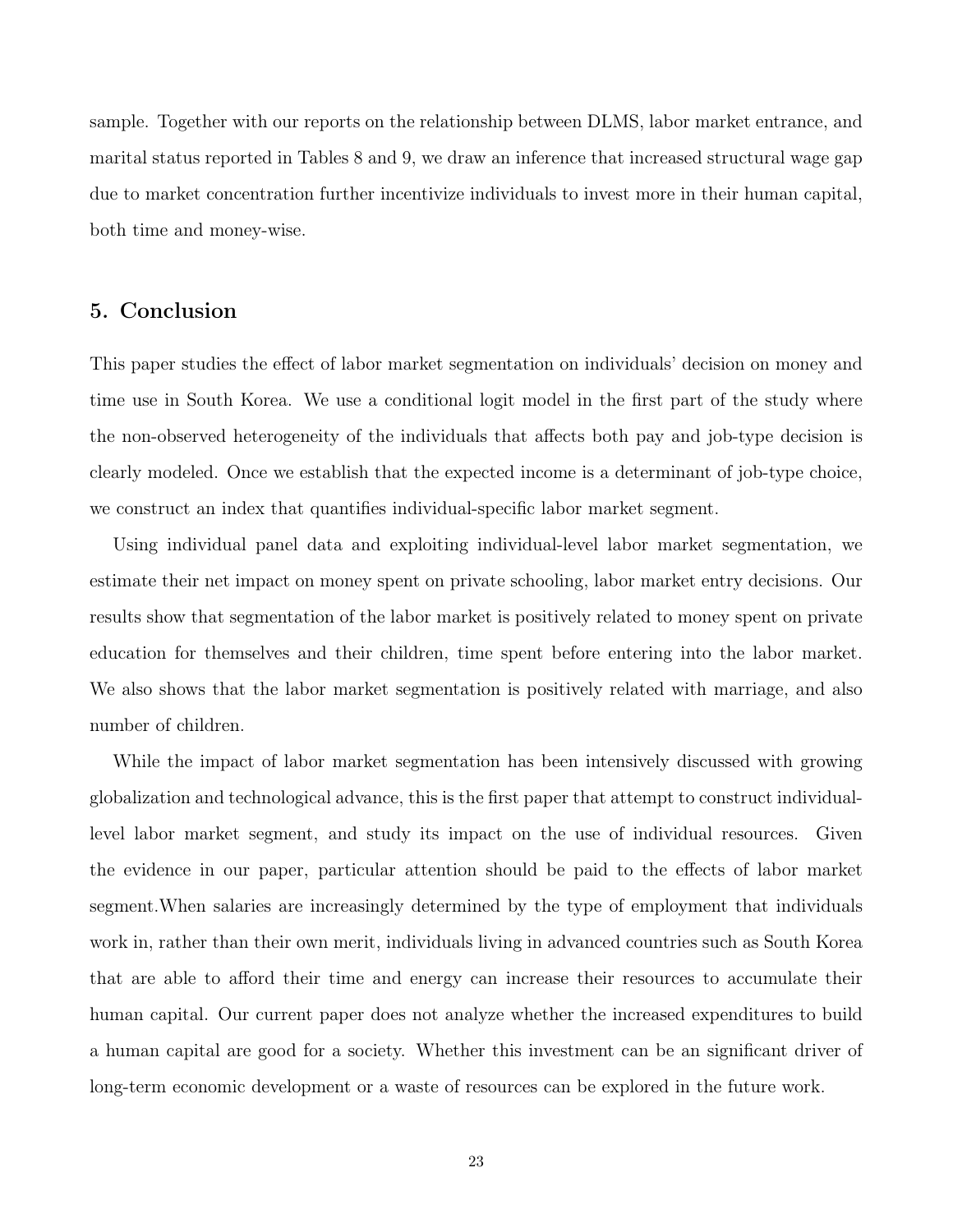sample. Together with our reports on the relationship between DLMS, labor market entrance, and marital status reported in Tables 8 and 9, we draw an inference that increased structural wage gap due to market concentration further incentivize individuals to invest more in their human capital, both time and money-wise.

## 5. Conclusion

This paper studies the effect of labor market segmentation on individuals' decision on money and time use in South Korea. We use a conditional logit model in the first part of the study where the non-observed heterogeneity of the individuals that affects both pay and job-type decision is clearly modeled. Once we establish that the expected income is a determinant of job-type choice, we construct an index that quantifies individual-specific labor market segment.

Using individual panel data and exploiting individual-level labor market segmentation, we estimate their net impact on money spent on private schooling, labor market entry decisions. Our results show that segmentation of the labor market is positively related to money spent on private education for themselves and their children, time spent before entering into the labor market. We also shows that the labor market segmentation is positively related with marriage, and also number of children.

While the impact of labor market segmentation has been intensively discussed with growing globalization and technological advance, this is the first paper that attempt to construct individual-level labor market segment, and study its impact on the use of individual resources. Given the evidence in our paper, particular attention should be paid to the effects of labor market segment.When salaries are increasingly determined by the type of employment that individuals work in, rather than their own merit, individuals living in advanced countries such as South Korea that are able to afford their time and energy can increase their resources to accumulate their human capital. Our current paper does not analyze whether the increased expenditures to build a human capital are good for a society. Whether this investment can be an significant driver of long-term economic development or a waste of resources can be explored in the future work.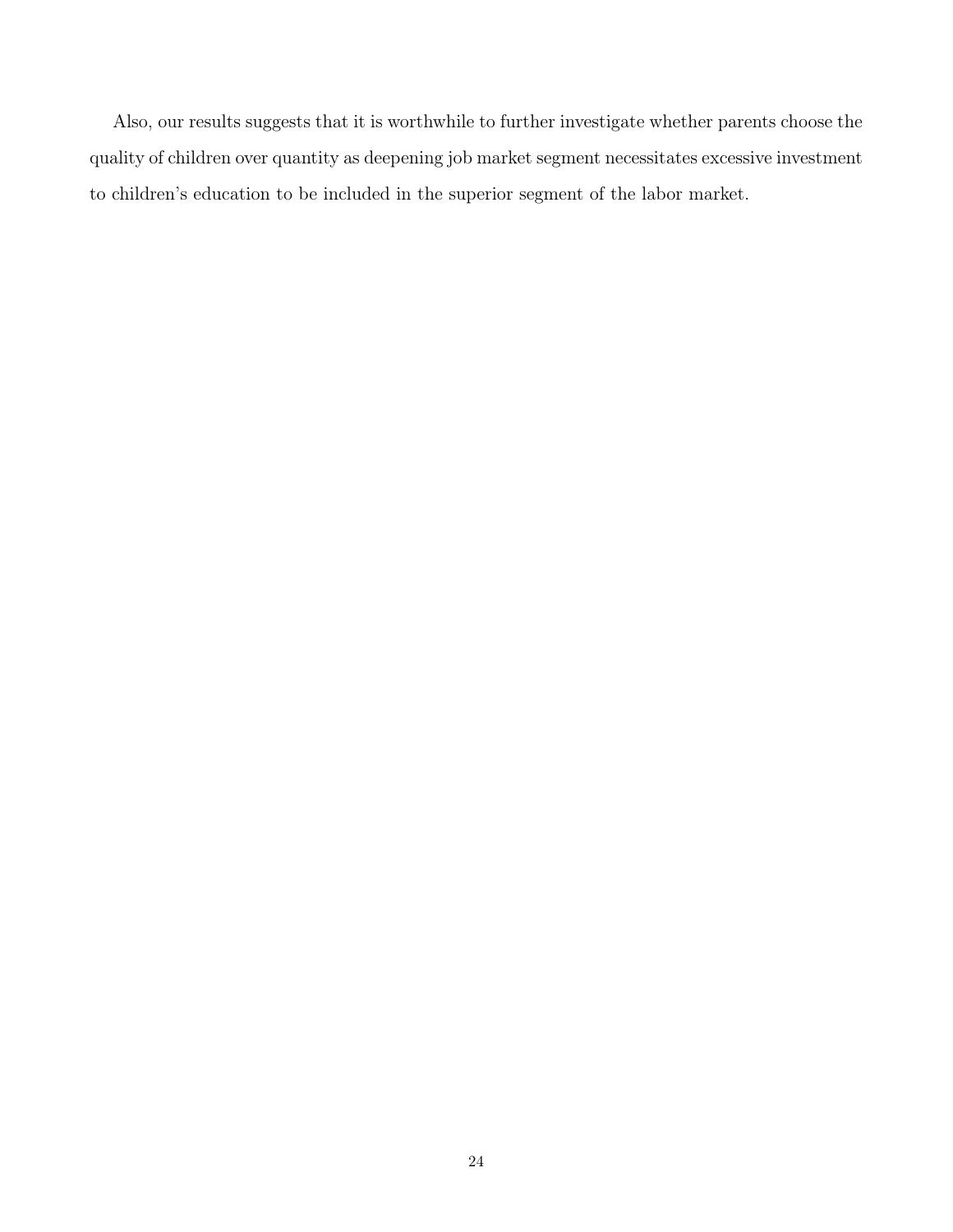Also, our results suggests that it is worthwhile to further investigate whether parents choose the quality of children over quantity as deepening job market segment necessitates excessive investment to children's education to be included in the superior segment of the labor market.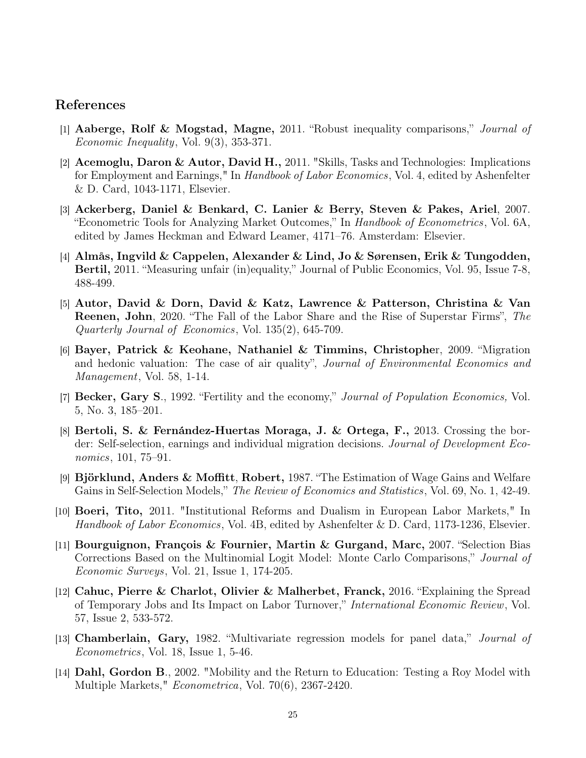## References

[1] **Aaberge, Rolf & Mogstad, Magne,** 2011. "Robust inequality comparisons," *Journal of Economic Inequality*, Vol. 9(3), 353-371.

[2] **Acemoglu, Daron & Autor, David H.,** 2011. "Skills, Tasks and Technologies: Implications for Employment and Earnings," In *Handbook of Labor Economics*, Vol. 4, edited by Ashenfelter & D. Card, 1043-1171, Elsevier.

[3] **Ackerberg, Daniel & Benkard, C. Lanier & Berry, Steven & Pakes, Ariel**, 2007. "Econometric Tools for Analyzing Market Outcomes," In *Handbook of Econometrics*, Vol. 6A, edited by James Heckman and Edward Leamer, 4171–76. Amsterdam: Elsevier.

[4] **Almås, Ingvild & Cappelen, Alexander & Lind, Jo & Sørensen, Erik & Tungodden, Bertil,** 2011. "Measuring unfair (in)equality," Journal of Public Economics, Vol. 95, Issue 7-8, 488-499.

[5] **Autor, David & Dorn, David & Katz, Lawrence & Patterson, Christina & Van Reenen, John**, 2020. "The Fall of the Labor Share and the Rise of Superstar Firms", *The Quarterly Journal of Economics*, Vol. 135(2), 645-709.

[6] **Bayer, Patrick & Keohane, Nathaniel & Timmins, Christophe**r, 2009. "Migration and hedonic valuation: The case of air quality", *Journal of Environmental Economics and Management*, Vol. 58, 1-14.

[7] **Becker, Gary S**., 1992. "Fertility and the economy," *Journal of Population Economics,* Vol. 5, No. 3, 185–201.

[8] **Bertoli, S. & Fernández-Huertas Moraga, J. & Ortega, F.,** 2013. Crossing the border: Self-selection, earnings and individual migration decisions. *Journal of Development Economics*, 101, 75–91.

[9] **Björklund, Anders & Moffitt**, **Robert,** 1987. "The Estimation of Wage Gains and Welfare Gains in Self-Selection Models," *The Review of Economics and Statistics*, Vol. 69, No. 1, 42-49.

[10] **Boeri, Tito,** 2011. "Institutional Reforms and Dualism in European Labor Markets," In *Handbook of Labor Economics*, Vol. 4B, edited by Ashenfelter & D. Card, 1173-1236, Elsevier.

[11] **Bourguignon, François & Fournier, Martin & Gurgand, Marc,** 2007. "Selection Bias Corrections Based on the Multinomial Logit Model: Monte Carlo Comparisons," *Journal of Economic Surveys*, Vol. 21, Issue 1, 174-205.

[12] **Cahuc, Pierre & Charlot, Olivier & Malherbet, Franck,** 2016. "Explaining the Spread of Temporary Jobs and Its Impact on Labor Turnover," *International Economic Review*, Vol. 57, Issue 2, 533-572.

[13] **Chamberlain, Gary,** 1982. "Multivariate regression models for panel data," *Journal of Econometrics*, Vol. 18, Issue 1, 5-46.

[14] **Dahl, Gordon B**., 2002. "Mobility and the Return to Education: Testing a Roy Model with Multiple Markets," *Econometrica*, Vol. 70(6), 2367-2420.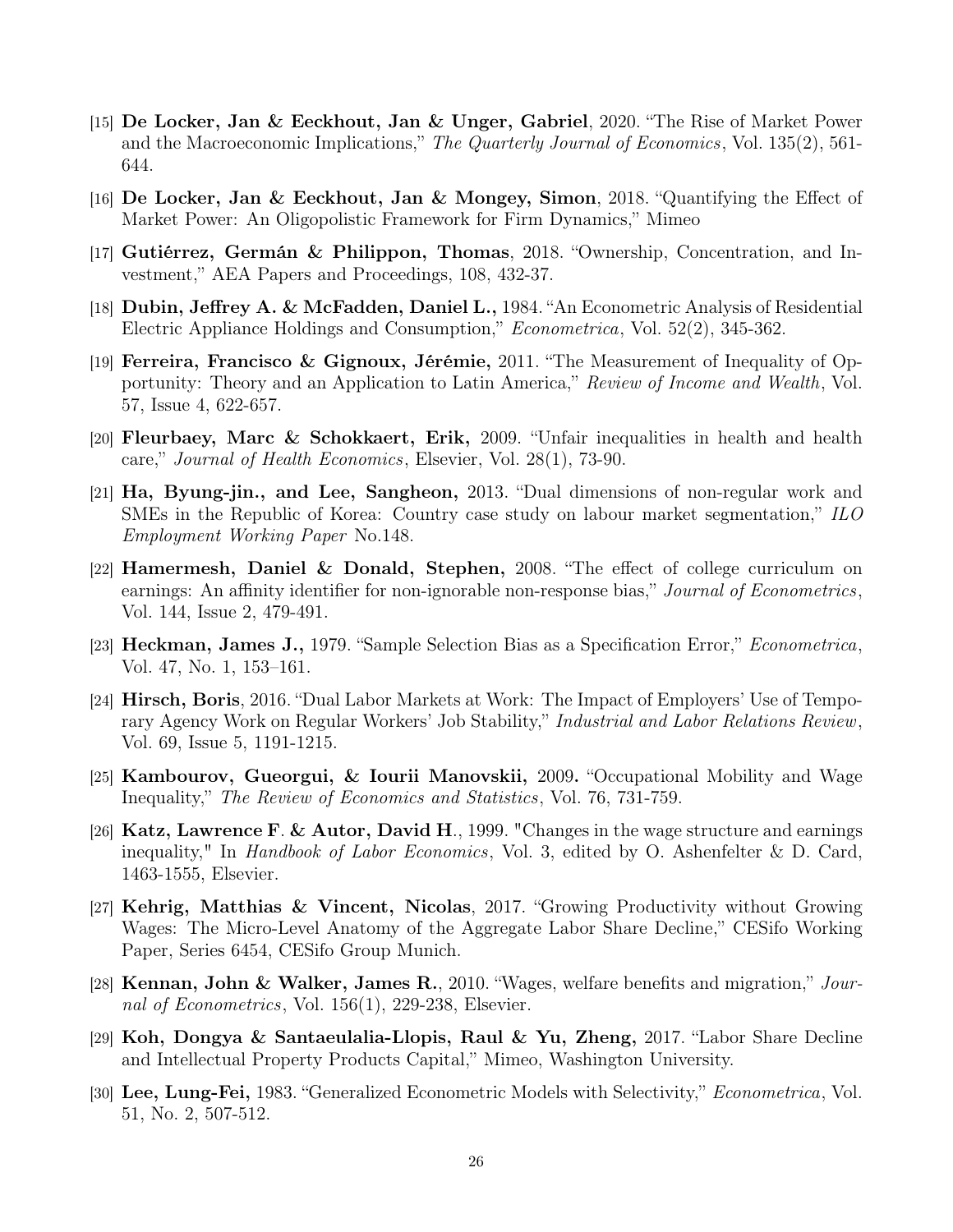[15] **De Locker, Jan & Eeckhout, Jan & Unger, Gabriel**, 2020. "The Rise of Market Power and the Macroeconomic Implications," *The Quarterly Journal of Economics*, Vol. 135(2), 561-644.

[16] **De Locker, Jan & Eeckhout, Jan & Mongey, Simon**, 2018. "Quantifying the Effect of Market Power: An Oligopolistic Framework for Firm Dynamics," Mimeo

[17] **Gutiérrez, Germán & Philippon, Thomas**, 2018. "Ownership, Concentration, and Investment," AEA Papers and Proceedings, 108, 432-37.

[18] **Dubin, Jeffrey A. & McFadden, Daniel L.,** 1984. "An Econometric Analysis of Residential Electric Appliance Holdings and Consumption," *Econometrica*, Vol. 52(2), 345-362.

[19] **Ferreira, Francisco & Gignoux, Jérémie,** 2011. "The Measurement of Inequality of Opportunity: Theory and an Application to Latin America," *Review of Income and Wealth*, Vol. 57, Issue 4, 622-657.

[20] **Fleurbaey, Marc & Schokkaert, Erik,** 2009. "Unfair inequalities in health and health care," *Journal of Health Economics*, Elsevier, Vol. 28(1), 73-90.

[21] **Ha, Byung-jin., and Lee, Sangheon,** 2013. "Dual dimensions of non-regular work and SMEs in the Republic of Korea: Country case study on labour market segmentation," *ILO Employment Working Paper* No.148.

[22] **Hamermesh, Daniel & Donald, Stephen,** 2008. "The effect of college curriculum on earnings: An affinity identifier for non-ignorable non-response bias," *Journal of Econometrics*, Vol. 144, Issue 2, 479-491.

[23] **Heckman, James J.,** 1979. "Sample Selection Bias as a Specification Error," *Econometrica*, Vol. 47, No. 1, 153–161.

[24] **Hirsch, Boris**, 2016. "Dual Labor Markets at Work: The Impact of Employers' Use of Temporary Agency Work on Regular Workers' Job Stability," *Industrial and Labor Relations Review*, Vol. 69, Issue 5, 1191-1215.

[25] **Kambourov, Gueorgui, & Iourii Manovskii,** 2009. "Occupational Mobility and Wage Inequality," *The Review of Economics and Statistics*, Vol. 76, 731-759.

[26] **Katz, Lawrence F. & Autor, David H.**, 1999. "Changes in the wage structure and earnings inequality," In *Handbook of Labor Economics*, Vol. 3, edited by O. Ashenfelter & D. Card, 1463-1555, Elsevier.

[27] **Kehrig, Matthias & Vincent, Nicolas**, 2017. "Growing Productivity without Growing Wages: The Micro-Level Anatomy of the Aggregate Labor Share Decline," CESifo Working Paper, Series 6454, CESifo Group Munich.

[28] **Kennan, John & Walker, James R.**, 2010. "Wages, welfare benefits and migration," *Journal of Econometrics*, Vol. 156(1), 229-238, Elsevier.

[29] **Koh, Dongya & Santaeulalia-Llopis, Raul & Yu, Zheng,** 2017. "Labor Share Decline and Intellectual Property Products Capital," Mimeo, Washington University.

[30] **Lee, Lung-Fei,** 1983. "Generalized Econometric Models with Selectivity," *Econometrica*, Vol. 51, No. 2, 507-512.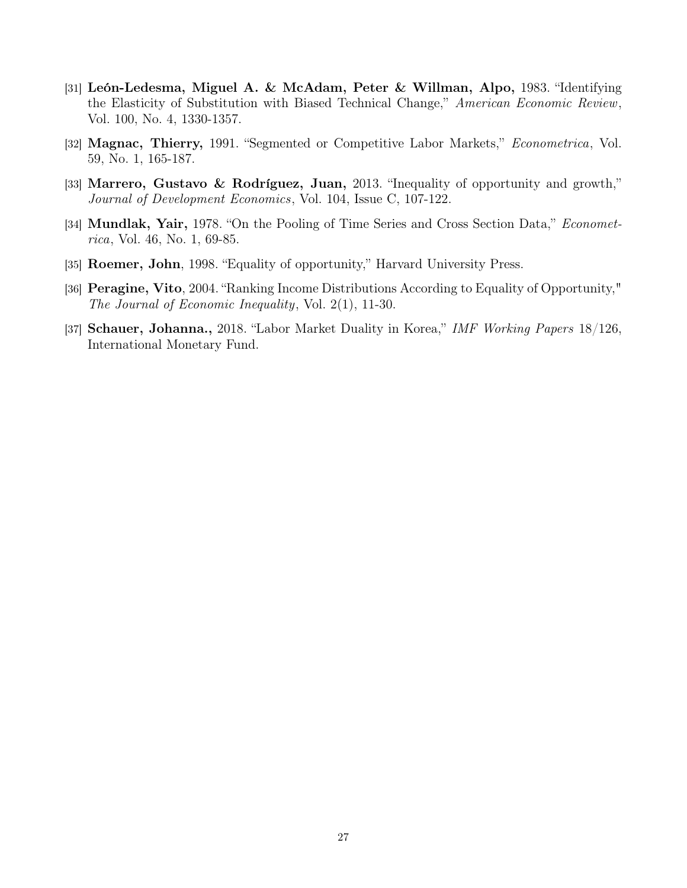[31] **León-Ledesma, Miguel A. & McAdam, Peter & Willman, Alpo,** 1983. "Identifying the Elasticity of Substitution with Biased Technical Change," *American Economic Review*, Vol. 100, No. 4, 1330-1357.

[32] **Magnac, Thierry,** 1991. "Segmented or Competitive Labor Markets," *Econometrica*, Vol. 59, No. 1, 165-187.

[33] **Marrero, Gustavo & Rodríguez, Juan,** 2013. "Inequality of opportunity and growth," *Journal of Development Economics*, Vol. 104, Issue C, 107-122.

[34] **Mundlak, Yair,** 1978. "On the Pooling of Time Series and Cross Section Data," *Econometrica*, Vol. 46, No. 1, 69-85.

[35] **Roemer, John**, 1998. "Equality of opportunity," Harvard University Press.

[36] **Peragine, Vito**, 2004. "Ranking Income Distributions According to Equality of Opportunity," *The Journal of Economic Inequality*, Vol. 2(1), 11-30.

[37] **Schauer, Johanna.,** 2018. "Labor Market Duality in Korea," *IMF Working Papers* 18/126, International Monetary Fund.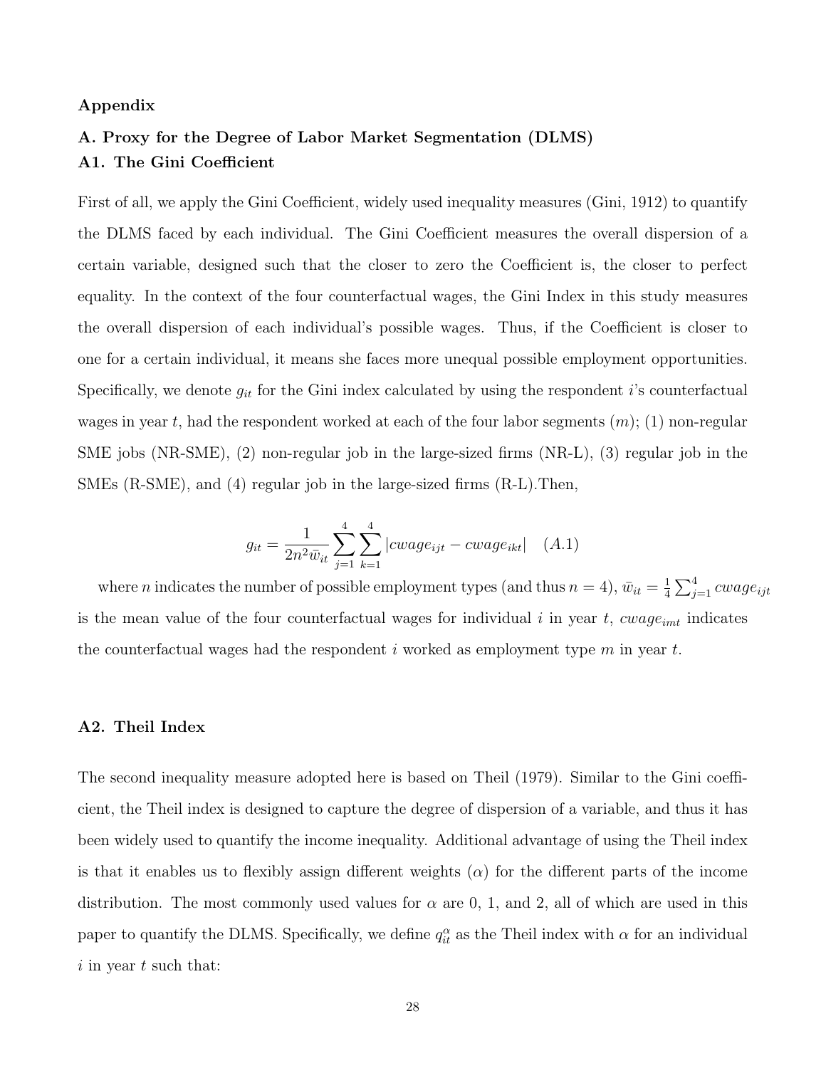## Appendix

### A. Proxy for the Degree of Labor Market Segmentation (DLMS)

### A1. The Gini Coefficient

First of all, we apply the Gini Coefficient, widely used inequality measures (Gini, 1912) to quantify the DLMS faced by each individual. The Gini Coefficient measures the overall dispersion of a certain variable, designed such that the closer to zero the Coefficient is, the closer to perfect equality. In the context of the four counterfactual wages, the Gini Index in this study measures the overall dispersion of each individual's possible wages. Thus, if the Coefficient is closer to one for a certain individual, it means she faces more unequal possible employment opportunities. Specifically, we denote $g_{it}$ for the Gini index calculated by using the respondent $i$'s counterfactual wages in year $t$, had the respondent worked at each of the four labor segments ($m$); (1) non-regular SME jobs (NR-SME), (2) non-regular job in the large-sized firms (NR-L), (3) regular job in the SMEs (R-SME), and (4) regular job in the large-sized firms (R-L).Then,

$$g_{it} = \frac{1}{2n^2 \bar{w}_{it}} \sum_{j=1}^{4} \sum_{k=1}^{4} |cwage_{ijt} - cwage_{ikt}| \quad (A.1)$$

where $n$ indicates the number of possible employment types (and thus $n = 4$), $\bar{w}_{it} = \frac{1}{4}\sum_{j=1}^{4} cwage_{ijt}$ is the mean value of the four counterfactual wages for individual $i$ in year $t$, $cwage_{imt}$ indicates the counterfactual wages had the respondent $i$ worked as employment type $m$ in year $t$.

### A2. Theil Index

The second inequality measure adopted here is based on Theil (1979). Similar to the Gini coefficient, the Theil index is designed to capture the degree of dispersion of a variable, and thus it has been widely used to quantify the income inequality. Additional advantage of using the Theil index is that it enables us to flexibly assign different weights ($\alpha$) for the different parts of the income distribution. The most commonly used values for $\alpha$ are 0, 1, and 2, all of which are used in this paper to quantify the DLMS. Specifically, we define $q_{it}^{\alpha}$ as the Theil index with $\alpha$ for an individual $i$ in year $t$ such that: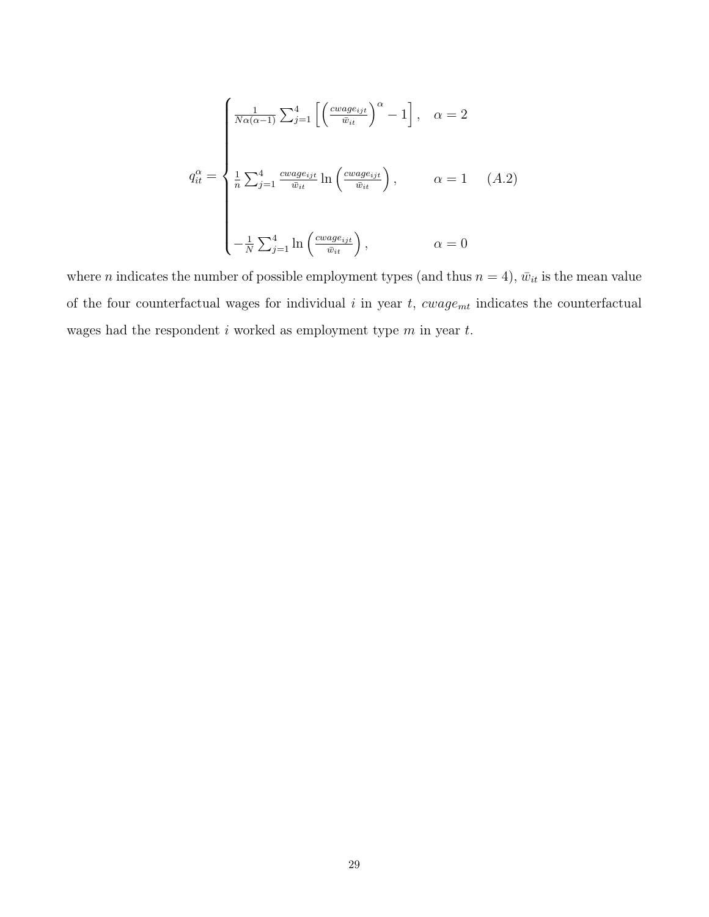$$
q_{it}^{\alpha} = \begin{cases} \frac{1}{N\alpha(\alpha-1)} \sum_{j=1}^{4} \left[ \left( \frac{cwage_{ijt}}{\bar{w}_{it}} \right)^{\alpha} - 1 \right], & \alpha = 2 \\ \\ \frac{1}{n} \sum_{j=1}^{4} \frac{cwage_{ijt}}{\bar{w}_{it}} \ln \left( \frac{cwage_{ijt}}{\bar{w}_{it}} \right), & \alpha = 1 \\ \\ -\frac{1}{N} \sum_{j=1}^{4} \ln \left( \frac{cwage_{ijt}}{\bar{w}_{it}} \right), & \alpha = 0 \end{cases} \qquad (A.2)
$$

where $n$ indicates the number of possible employment types (and thus $n = 4$), $\bar{w}_{it}$ is the mean value of the four counterfactual wages for individual $i$ in year $t$, $cwage_{mt}$ indicates the counterfactual wages had the respondent $i$ worked as employment type $m$ in year $t$.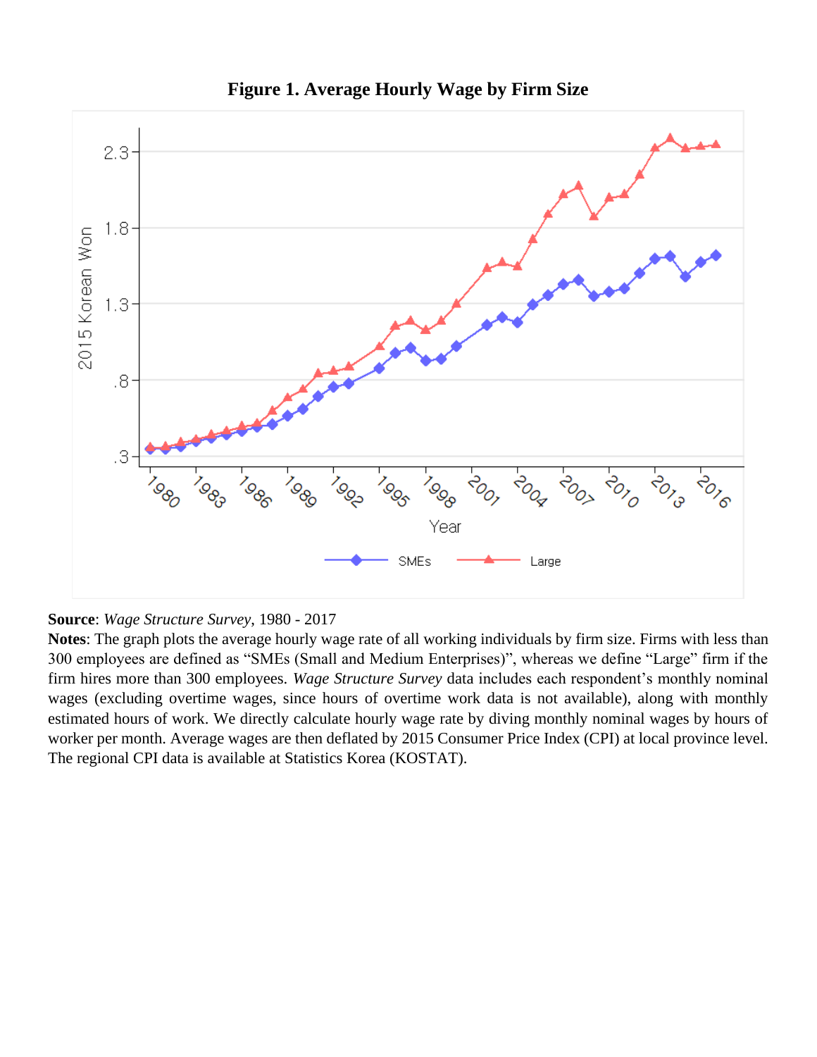**Figure 1. Average Hourly Wage by Firm Size**

**Source**: *Wage Structure Survey*, 1980 - 2017

**Notes**: The graph plots the average hourly wage rate of all working individuals by firm size. Firms with less than 300 employees are defined as “SMEs (Small and Medium Enterprises)”, whereas we define “Large” firm if the firm hires more than 300 employees. *Wage Structure Survey* data includes each respondent’s monthly nominal wages (excluding overtime wages, since hours of overtime work data is not available), along with monthly estimated hours of work. We directly calculate hourly wage rate by diving monthly nominal wages by hours of worker per month. Average wages are then deflated by 2015 Consumer Price Index (CPI) at local province level. The regional CPI data is available at Statistics Korea (KOSTAT).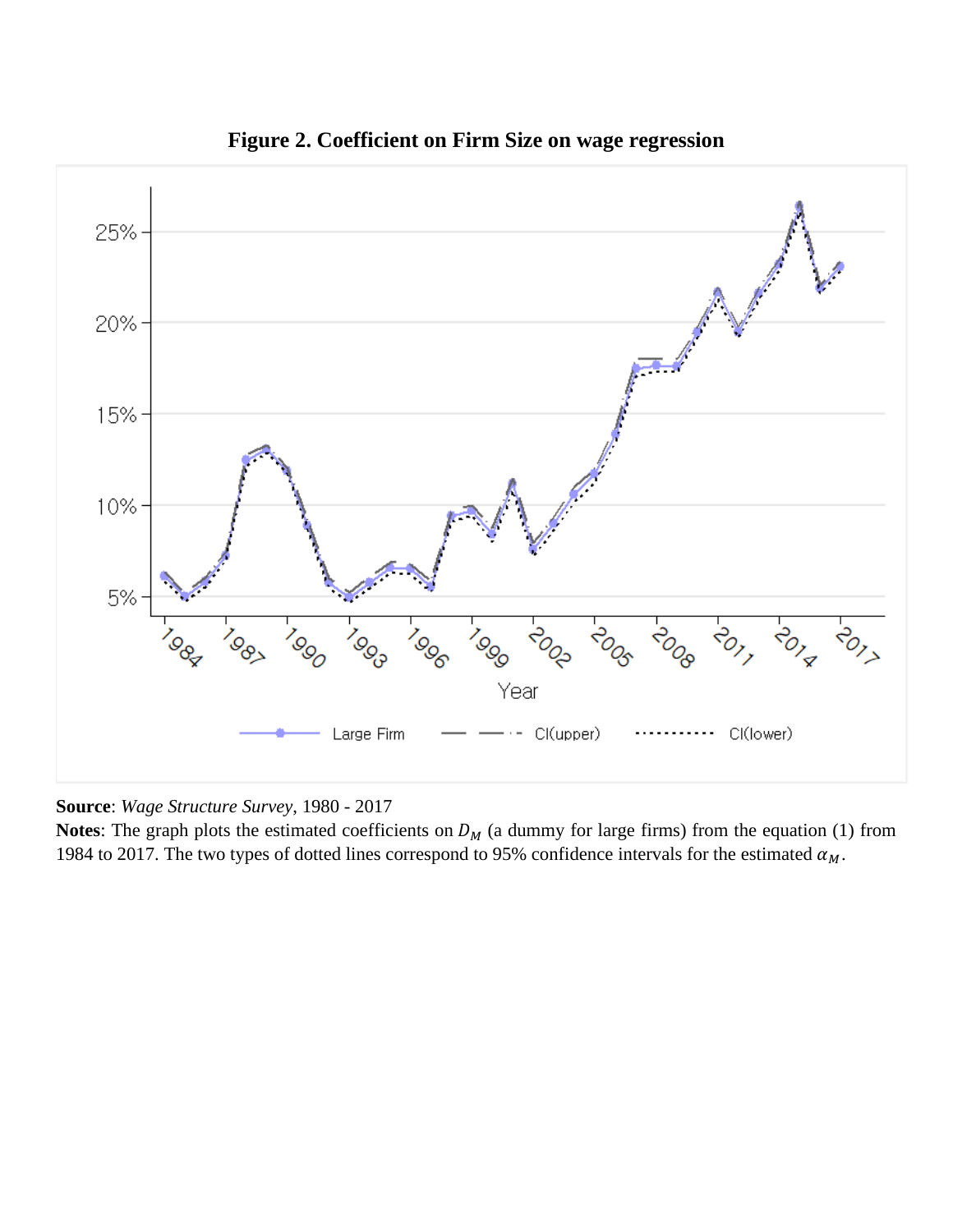**Figure 2. Coefficient on Firm Size on wage regression**

**Source**: *Wage Structure Survey*, 1980 - 2017

**Notes**: The graph plots the estimated coefficients on $D_M$ (a dummy for large firms) from the equation (1) from 1984 to 2017. The two types of dotted lines correspond to 95% confidence intervals for the estimated $\alpha_M$.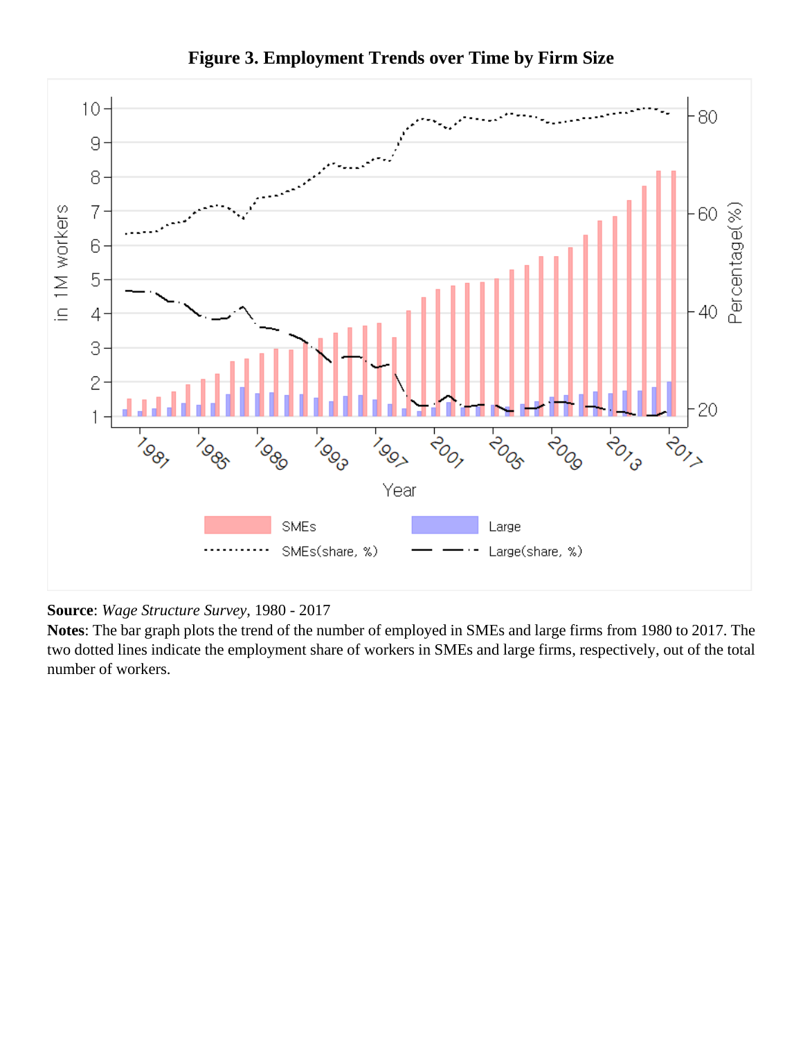**Figure 3. Employment Trends over Time by Firm Size**

**Source**: *Wage Structure Survey*, 1980 - 2017

**Notes**: The bar graph plots the trend of the number of employed in SMEs and large firms from 1980 to 2017. The two dotted lines indicate the employment share of workers in SMEs and large firms, respectively, out of the total number of workers.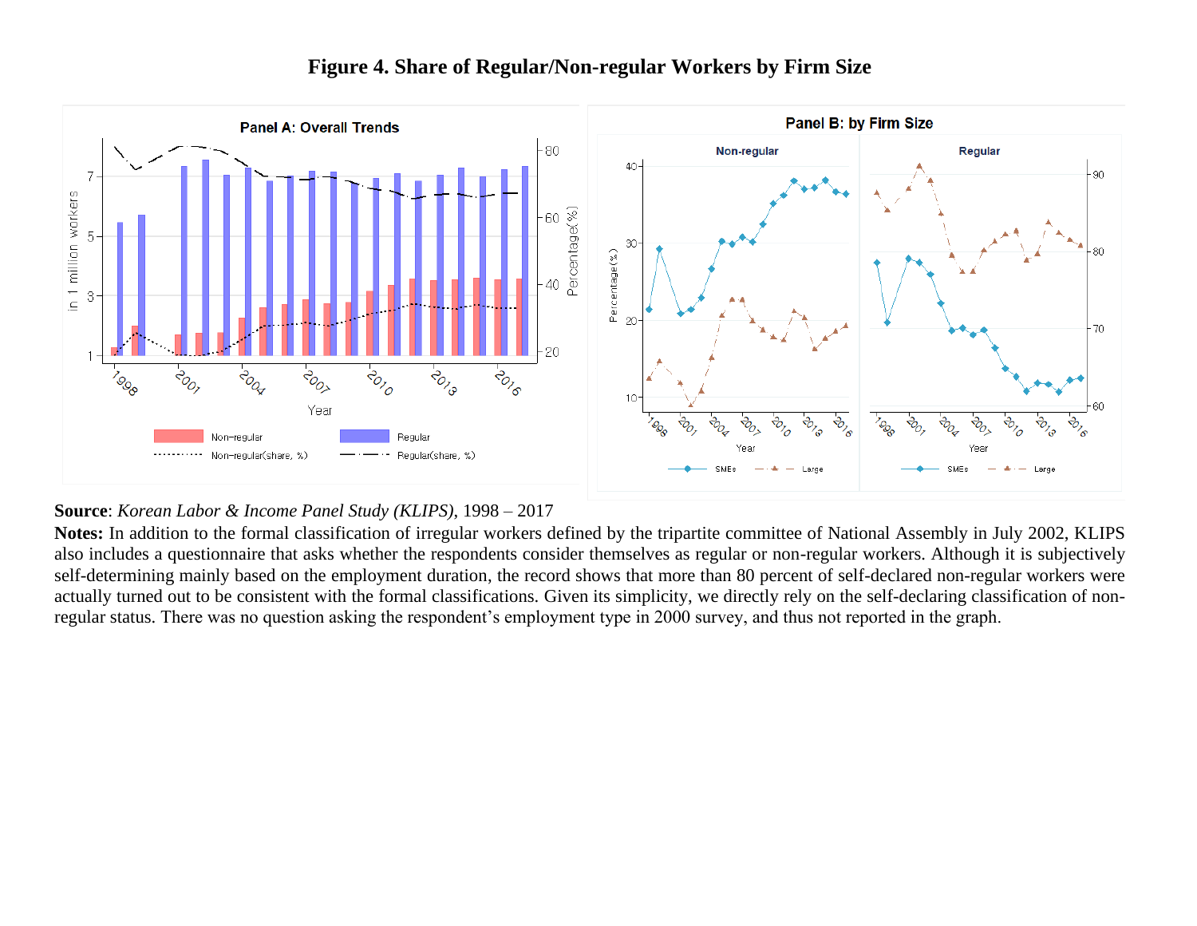**Figure 4. Share of Regular/Non-regular Workers by Firm Size**

**Source**: *Korean Labor & Income Panel Study (KLIPS)*, 1998 – 2017

**Notes:** In addition to the formal classification of irregular workers defined by the tripartite committee of National Assembly in July 2002, KLIPS also includes a questionnaire that asks whether the respondents consider themselves as regular or non-regular workers. Although it is subjectively self-determining mainly based on the employment duration, the record shows that more than 80 percent of self-declared non-regular workers were actually turned out to be consistent with the formal classifications. Given its simplicity, we directly rely on the self-declaring classification of non-regular status. There was no question asking the respondent's employment type in 2000 survey, and thus not reported in the graph.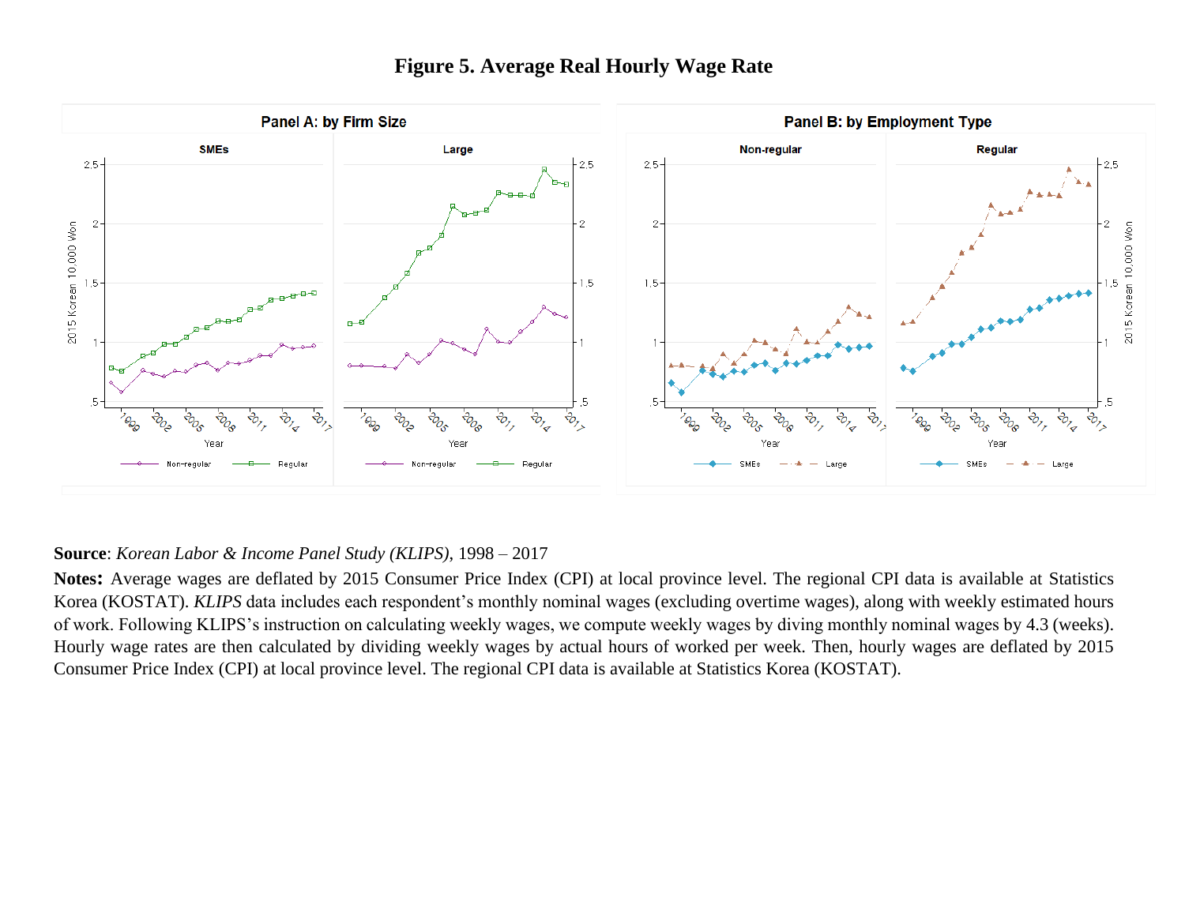**Figure 5. Average Real Hourly Wage Rate**

**Source**: *Korean Labor & Income Panel Study (KLIPS)*, 1998 – 2017

**Notes:** Average wages are deflated by 2015 Consumer Price Index (CPI) at local province level. The regional CPI data is available at Statistics Korea (KOSTAT). *KLIPS* data includes each respondent's monthly nominal wages (excluding overtime wages), along with weekly estimated hours of work. Following KLIPS's instruction on calculating weekly wages, we compute weekly wages by diving monthly nominal wages by 4.3 (weeks). Hourly wage rates are then calculated by dividing weekly wages by actual hours of worked per week. Then, hourly wages are deflated by 2015 Consumer Price Index (CPI) at local province level. The regional CPI data is available at Statistics Korea (KOSTAT).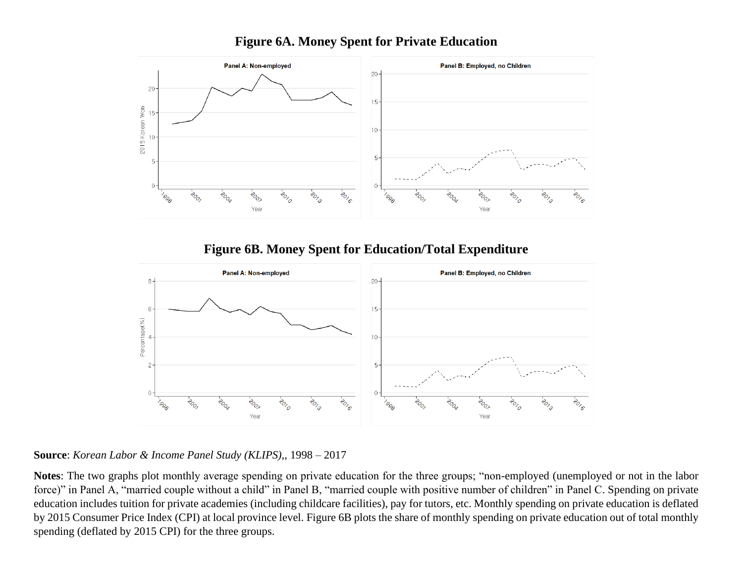## Figure 6A. Money Spent for Private Education

## Figure 6B. Money Spent for Education/Total Expenditure

**Source**: *Korean Labor & Income Panel Study (KLIPS)*,, 1998 – 2017

**Notes**: The two graphs plot monthly average spending on private education for the three groups; "non-employed (unemployed or not in the labor force)" in Panel A, "married couple without a child" in Panel B, "married couple with positive number of children" in Panel C. Spending on private education includes tuition for private academies (including childcare facilities), pay for tutors, etc. Monthly spending on private education is deflated by 2015 Consumer Price Index (CPI) at local province level. Figure 6B plots the share of monthly spending on private education out of total monthly spending (deflated by 2015 CPI) for the three groups.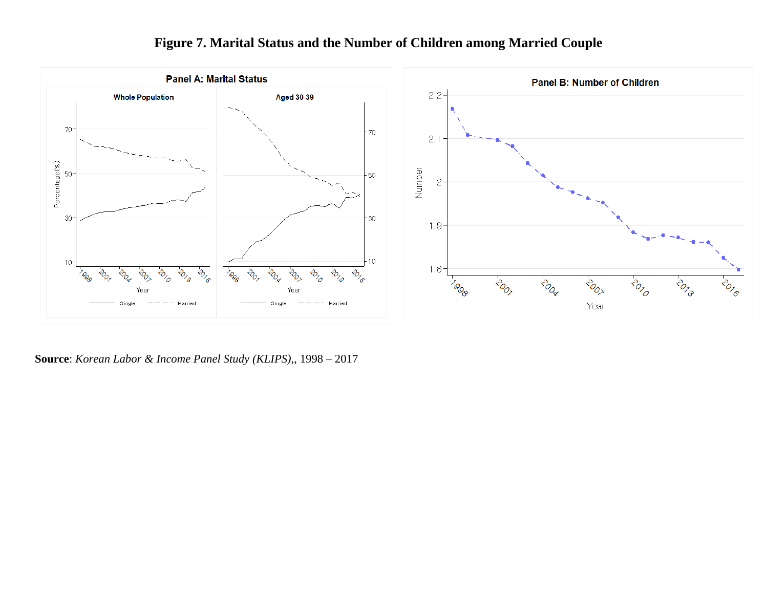# Figure 7. Marital Status and the Number of Children among Married Couple

**Source**: *Korean Labor & Income Panel Study (KLIPS)*,, 1998 – 2017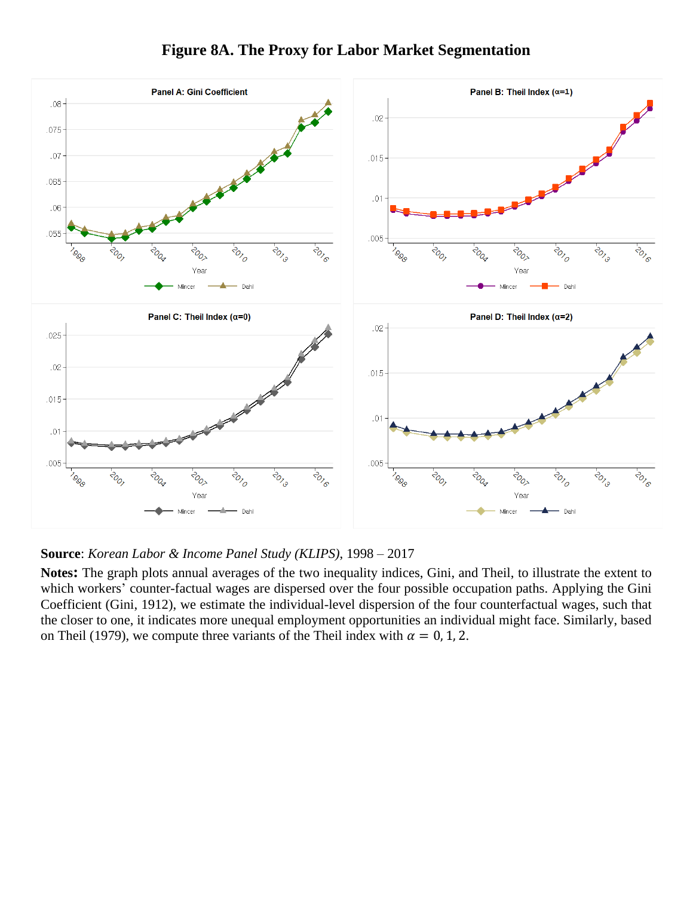# Figure 8A. The Proxy for Labor Market Segmentation

**Source**: *Korean Labor & Income Panel Study (KLIPS)*, 1998 – 2017

**Notes:** The graph plots annual averages of the two inequality indices, Gini, and Theil, to illustrate the extent to which workers' counter-factual wages are dispersed over the four possible occupation paths. Applying the Gini Coefficient (Gini, 1912), we estimate the individual-level dispersion of the four counterfactual wages, such that the closer to one, it indicates more unequal employment opportunities an individual might face. Similarly, based on Theil (1979), we compute three variants of the Theil index with $\alpha = 0, 1, 2$.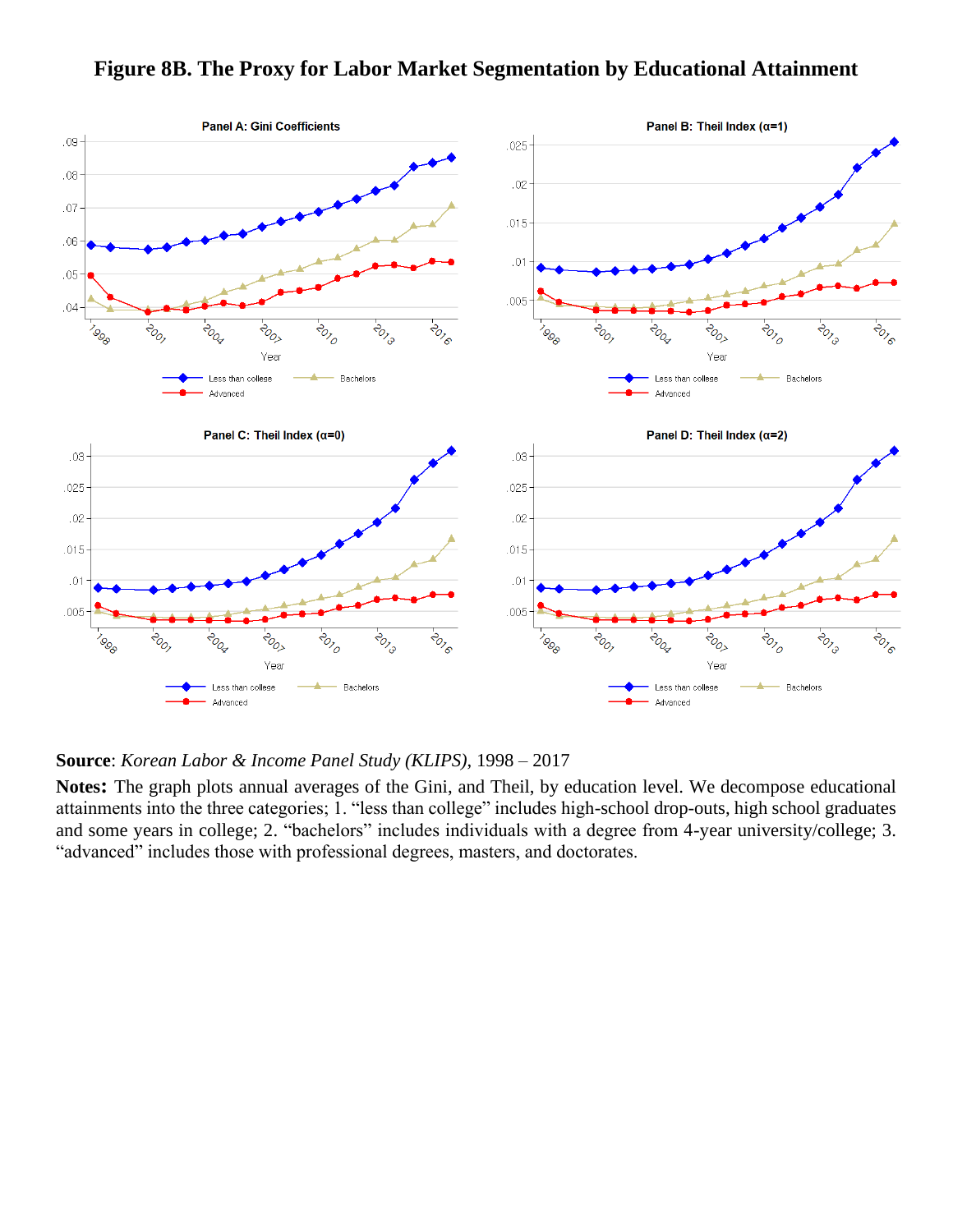# Figure 8B. The Proxy for Labor Market Segmentation by Educational Attainment

**Source**: *Korean Labor & Income Panel Study (KLIPS)*, 1998 – 2017

**Notes:** The graph plots annual averages of the Gini, and Theil, by education level. We decompose educational attainments into the three categories; 1. "less than college" includes high-school drop-outs, high school graduates and some years in college; 2. "bachelors" includes individuals with a degree from 4-year university/college; 3. "advanced" includes those with professional degrees, masters, and doctorates.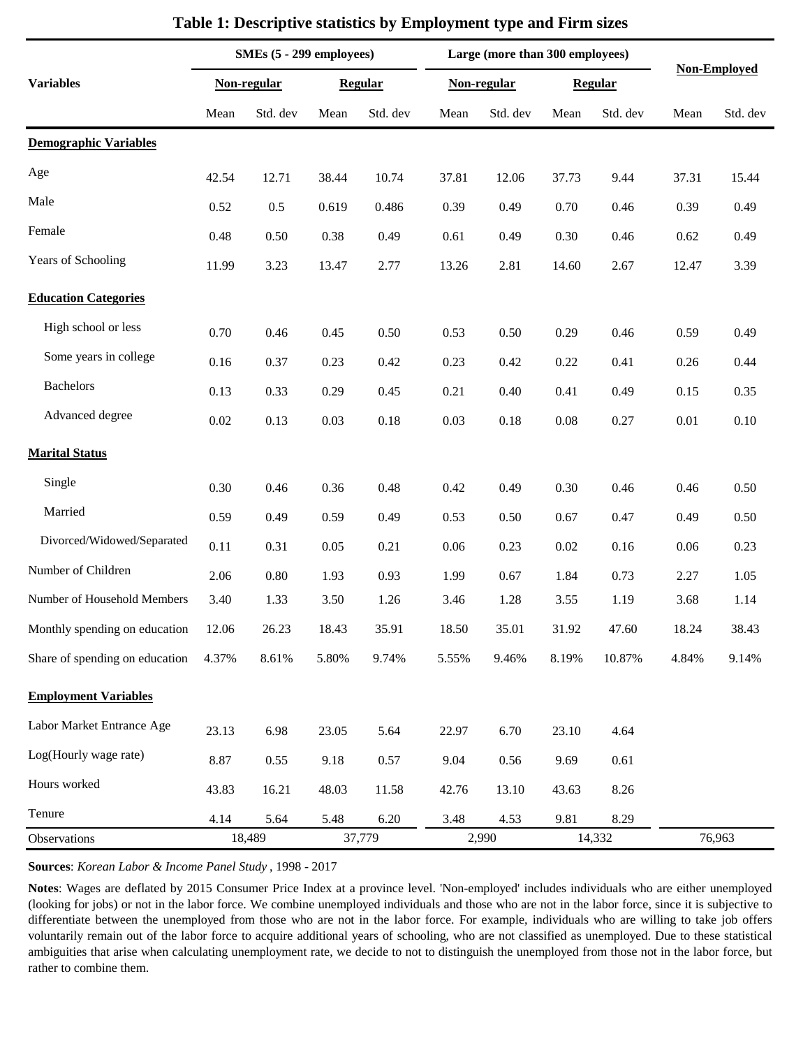## Table 1: Descriptive statistics by Employment type and Firm sizes

| Variables | SMEs (5 - 299 employees) | | | | Large (more than 300 employees) | | | | Non-Employed | |
|---|---|---|---|---|---|---|---|---|---|---|
| | Non-regular | | Regular | | Non-regular | | Regular | | | |
| | Mean | Std. dev | Mean | Std. dev | Mean | Std. dev | Mean | Std. dev | Mean | Std. dev |
| **Demographic Variables** | | | | | | | | | | |
| Age | 42.54 | 12.71 | 38.44 | 10.74 | 37.81 | 12.06 | 37.73 | 9.44 | 37.31 | 15.44 |
| Male | 0.52 | 0.5 | 0.619 | 0.486 | 0.39 | 0.49 | 0.70 | 0.46 | 0.39 | 0.49 |
| Female | 0.48 | 0.50 | 0.38 | 0.49 | 0.61 | 0.49 | 0.30 | 0.46 | 0.62 | 0.49 |
| Years of Schooling | 11.99 | 3.23 | 13.47 | 2.77 | 13.26 | 2.81 | 14.60 | 2.67 | 12.47 | 3.39 |
| **Education Categories** | | | | | | | | | | |
| High school or less | 0.70 | 0.46 | 0.45 | 0.50 | 0.53 | 0.50 | 0.29 | 0.46 | 0.59 | 0.49 |
| Some years in college | 0.16 | 0.37 | 0.23 | 0.42 | 0.23 | 0.42 | 0.22 | 0.41 | 0.26 | 0.44 |
| Bachelors | 0.13 | 0.33 | 0.29 | 0.45 | 0.21 | 0.40 | 0.41 | 0.49 | 0.15 | 0.35 |
| Advanced degree | 0.02 | 0.13 | 0.03 | 0.18 | 0.03 | 0.18 | 0.08 | 0.27 | 0.01 | 0.10 |
| **Marital Status** | | | | | | | | | | |
| Single | 0.30 | 0.46 | 0.36 | 0.48 | 0.42 | 0.49 | 0.30 | 0.46 | 0.46 | 0.50 |
| Married | 0.59 | 0.49 | 0.59 | 0.49 | 0.53 | 0.50 | 0.67 | 0.47 | 0.49 | 0.50 |
| Divorced/Widowed/Separated | 0.11 | 0.31 | 0.05 | 0.21 | 0.06 | 0.23 | 0.02 | 0.16 | 0.06 | 0.23 |
| Number of Children | 2.06 | 0.80 | 1.93 | 0.93 | 1.99 | 0.67 | 1.84 | 0.73 | 2.27 | 1.05 |
| Number of Household Members | 3.40 | 1.33 | 3.50 | 1.26 | 3.46 | 1.28 | 3.55 | 1.19 | 3.68 | 1.14 |
| Monthly spending on education | 12.06 | 26.23 | 18.43 | 35.91 | 18.50 | 35.01 | 31.92 | 47.60 | 18.24 | 38.43 |
| Share of spending on education | 4.37% | 8.61% | 5.80% | 9.74% | 5.55% | 9.46% | 8.19% | 10.87% | 4.84% | 9.14% |
| **Employment Variables** | | | | | | | | | | |
| Labor Market Entrance Age | 23.13 | 6.98 | 23.05 | 5.64 | 22.97 | 6.70 | 23.10 | 4.64 | | |
| Log(Hourly wage rate) | 8.87 | 0.55 | 9.18 | 0.57 | 9.04 | 0.56 | 9.69 | 0.61 | | |
| Hours worked | 43.83 | 16.21 | 48.03 | 11.58 | 42.76 | 13.10 | 43.63 | 8.26 | | |
| Tenure | 4.14 | 5.64 | 5.48 | 6.20 | 3.48 | 4.53 | 9.81 | 8.29 | | |
| Observations | 18,489 | | 37,779 | | 2,990 | | 14,332 | | 76,963 | |

**Sources**: *Korean Labor & Income Panel Study* , 1998 - 2017

**Notes**: Wages are deflated by 2015 Consumer Price Index at a province level. 'Non-employed' includes individuals who are either unemployed (looking for jobs) or not in the labor force. We combine unemployed individuals and those who are not in the labor force, since it is subjective to differentiate between the unemployed from those who are not in the labor force. For example, individuals who are willing to take job offers voluntarily remain out of the labor force to acquire additional years of schooling, who are not classified as unemployed. Due to these statistical ambiguities that arise when calculating unemployment rate, we decide to not to distinguish the unemployed from those not in the labor force, but rather to combine them.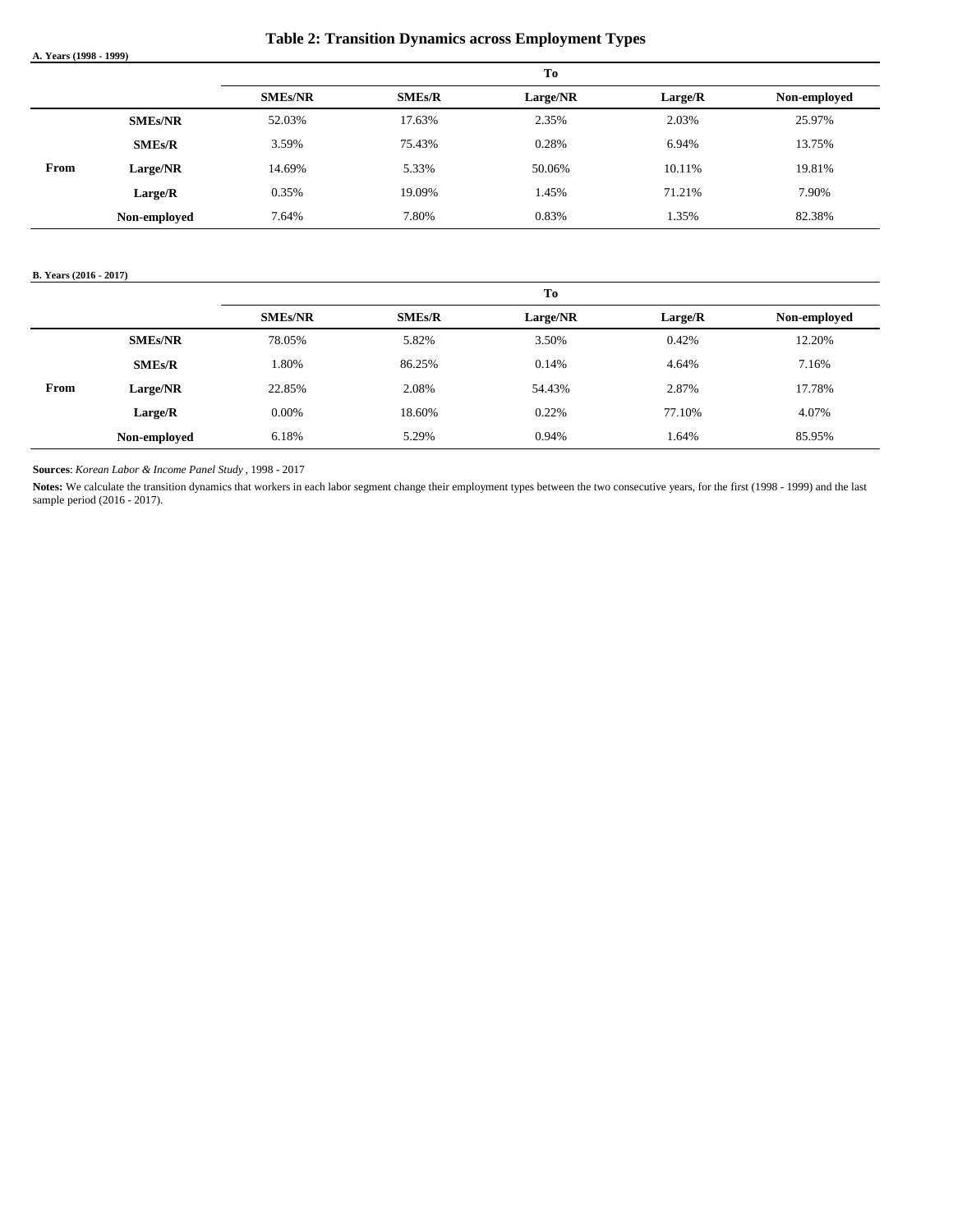## Table 2: Transition Dynamics across Employment Types

**A. Years (1998 - 1999)**

| | | To | | | | |
|---|---|---|---|---|---|---|
| | | **SMEs/NR** | **SMEs/R** | **Large/NR** | **Large/R** | **Non-employed** |
| **From** | **SMEs/NR** | 52.03% | 17.63% | 2.35% | 2.03% | 25.97% |
| | **SMEs/R** | 3.59% | 75.43% | 0.28% | 6.94% | 13.75% |
| | **Large/NR** | 14.69% | 5.33% | 50.06% | 10.11% | 19.81% |
| | **Large/R** | 0.35% | 19.09% | 1.45% | 71.21% | 7.90% |
| | **Non-employed** | 7.64% | 7.80% | 0.83% | 1.35% | 82.38% |

**B. Years (2016 - 2017)**

| | | To | | | | |
|---|---|---|---|---|---|---|
| | | **SMEs/NR** | **SMEs/R** | **Large/NR** | **Large/R** | **Non-employed** |
| **From** | **SMEs/NR** | 78.05% | 5.82% | 3.50% | 0.42% | 12.20% |
| | **SMEs/R** | 1.80% | 86.25% | 0.14% | 4.64% | 7.16% |
| | **Large/NR** | 22.85% | 2.08% | 54.43% | 2.87% | 17.78% |
| | **Large/R** | 0.00% | 18.60% | 0.22% | 77.10% | 4.07% |
| | **Non-employed** | 6.18% | 5.29% | 0.94% | 1.64% | 85.95% |

**Sources**: *Korean Labor & Income Panel Study* , 1998 - 2017

**Notes:** We calculate the transition dynamics that workers in each labor segment change their employment types between the two consecutive years, for the first (1998 - 1999) and the last sample period (2016 - 2017).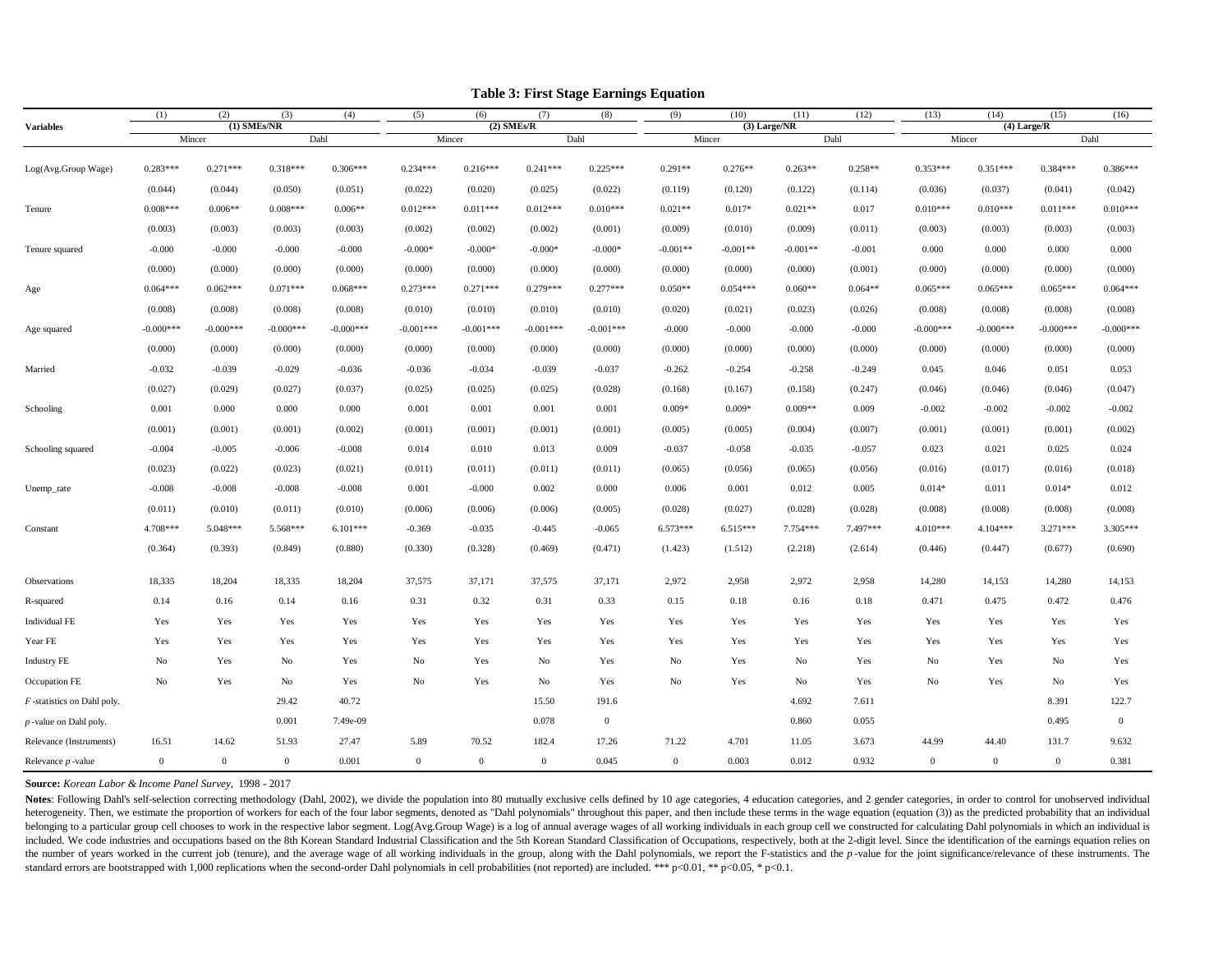**Table 3: First Stage Earnings Equation**

| Variables | (1) | (2) | (3) | (4) | (5) | (6) | (7) | (8) | (9) | (10) | (11) | (12) | (13) | (14) | (15) | (16) |
|---|---|---|---|---|---|---|---|---|---|---|---|---|---|---|---|---|
| | (1) SMEs/NR | | | | (2) SMEs/R | | | | (3) Large/NR | | | | (4) Large/R | | | |
| | Mincer | | Dahl | | Mincer | | Dahl | | Mincer | | Dahl | | Mincer | | Dahl | |
| Log(Avg.Group Wage) | 0.283*** | 0.271*** | 0.318*** | 0.306*** | 0.234*** | 0.216*** | 0.241*** | 0.225*** | 0.291** | 0.276** | 0.263** | 0.258** | 0.353*** | 0.351*** | 0.384*** | 0.386*** |
| | (0.044) | (0.044) | (0.050) | (0.051) | (0.022) | (0.020) | (0.025) | (0.022) | (0.119) | (0.120) | (0.122) | (0.114) | (0.036) | (0.037) | (0.041) | (0.042) |
| Tenure | 0.008*** | 0.006** | 0.008*** | 0.006** | 0.012*** | 0.011*** | 0.012*** | 0.010*** | 0.021** | 0.017* | 0.021** | 0.017 | 0.010*** | 0.010*** | 0.011*** | 0.010*** |
| | (0.003) | (0.003) | (0.003) | (0.003) | (0.002) | (0.002) | (0.002) | (0.001) | (0.009) | (0.010) | (0.009) | (0.011) | (0.003) | (0.003) | (0.003) | (0.003) |
| Tenure squared | -0.000 | -0.000 | -0.000 | -0.000 | -0.000* | -0.000* | -0.000* | -0.000* | -0.001** | -0.001** | -0.001** | -0.001 | 0.000 | 0.000 | 0.000 | 0.000 |
| | (0.000) | (0.000) | (0.000) | (0.000) | (0.000) | (0.000) | (0.000) | (0.000) | (0.000) | (0.000) | (0.000) | (0.001) | (0.000) | (0.000) | (0.000) | (0.000) |
| Age | 0.064*** | 0.062*** | 0.071*** | 0.068*** | 0.273*** | 0.271*** | 0.279*** | 0.277*** | 0.050** | 0.054*** | 0.060** | 0.064** | 0.065*** | 0.065*** | 0.065*** | 0.064*** |
| | (0.008) | (0.008) | (0.008) | (0.008) | (0.010) | (0.010) | (0.010) | (0.010) | (0.020) | (0.021) | (0.023) | (0.026) | (0.008) | (0.008) | (0.008) | (0.008) |
| Age squared | -0.000*** | -0.000*** | -0.000*** | -0.000*** | -0.001*** | -0.001*** | -0.001*** | -0.001*** | -0.000 | -0.000 | -0.000 | -0.000 | -0.000*** | -0.000*** | -0.000*** | -0.000*** |
| | (0.000) | (0.000) | (0.000) | (0.000) | (0.000) | (0.000) | (0.000) | (0.000) | (0.000) | (0.000) | (0.000) | (0.000) | (0.000) | (0.000) | (0.000) | (0.000) |
| Married | -0.032 | -0.039 | -0.029 | -0.036 | -0.036 | -0.034 | -0.039 | -0.037 | -0.262 | -0.254 | -0.258 | -0.249 | 0.045 | 0.046 | 0.051 | 0.053 |
| | (0.027) | (0.029) | (0.027) | (0.037) | (0.025) | (0.025) | (0.025) | (0.028) | (0.168) | (0.167) | (0.158) | (0.247) | (0.046) | (0.046) | (0.046) | (0.047) |
| Schooling | 0.001 | 0.000 | 0.000 | 0.000 | 0.001 | 0.001 | 0.001 | 0.001 | 0.009* | 0.009* | 0.009** | 0.009 | -0.002 | -0.002 | -0.002 | -0.002 |
| | (0.001) | (0.001) | (0.001) | (0.002) | (0.001) | (0.001) | (0.001) | (0.001) | (0.005) | (0.005) | (0.004) | (0.007) | (0.001) | (0.001) | (0.001) | (0.002) |
| Schooling squared | -0.004 | -0.005 | -0.006 | -0.008 | 0.014 | 0.010 | 0.013 | 0.009 | -0.037 | -0.058 | -0.035 | -0.057 | 0.023 | 0.021 | 0.025 | 0.024 |
| | (0.023) | (0.022) | (0.023) | (0.021) | (0.011) | (0.011) | (0.011) | (0.011) | (0.065) | (0.056) | (0.065) | (0.056) | (0.016) | (0.017) | (0.016) | (0.018) |
| Unemp_rate | -0.008 | -0.008 | -0.008 | -0.008 | 0.001 | -0.000 | 0.002 | 0.000 | 0.006 | 0.001 | 0.012 | 0.005 | 0.014* | 0.011 | 0.014* | 0.012 |
| | (0.011) | (0.010) | (0.011) | (0.010) | (0.006) | (0.006) | (0.006) | (0.005) | (0.028) | (0.027) | (0.028) | (0.028) | (0.008) | (0.008) | (0.008) | (0.008) |
| Constant | 4.708*** | 5.048*** | 5.568*** | 6.101*** | -0.369 | -0.035 | -0.445 | -0.065 | 6.573*** | 6.515*** | 7.754*** | 7.497*** | 4.010*** | 4.104*** | 3.271*** | 3.305*** |
| | (0.364) | (0.393) | (0.849) | (0.880) | (0.330) | (0.328) | (0.469) | (0.471) | (1.423) | (1.512) | (2.218) | (2.614) | (0.446) | (0.447) | (0.677) | (0.690) |
| Observations | 18,335 | 18,204 | 18,335 | 18,204 | 37,575 | 37,171 | 37,575 | 37,171 | 2,972 | 2,958 | 2,972 | 2,958 | 14,280 | 14,153 | 14,280 | 14,153 |
| R-squared | 0.14 | 0.16 | 0.14 | 0.16 | 0.31 | 0.32 | 0.31 | 0.33 | 0.15 | 0.18 | 0.16 | 0.18 | 0.471 | 0.475 | 0.472 | 0.476 |
| Individual FE | Yes | Yes | Yes | Yes | Yes | Yes | Yes | Yes | Yes | Yes | Yes | Yes | Yes | Yes | Yes | Yes |
| Year FE | Yes | Yes | Yes | Yes | Yes | Yes | Yes | Yes | Yes | Yes | Yes | Yes | Yes | Yes | Yes | Yes |
| Industry FE | No | Yes | No | Yes | No | Yes | No | Yes | No | Yes | No | Yes | No | Yes | No | Yes |
| Occupation FE | No | Yes | No | Yes | No | Yes | No | Yes | No | Yes | No | Yes | No | Yes | No | Yes |
| *F* -statistics on Dahl poly. | | | 29.42 | 40.72 | | | 15.50 | 191.6 | | | 4.692 | 7.611 | | | 8.391 | 122.7 |
| *p* -value on Dahl poly. | | | 0.001 | 7.49e-09 | | | 0.078 | 0 | | | 0.860 | 0.055 | | | 0.495 | 0 |
| Relevance (Instruments) | 16.51 | 14.62 | 51.93 | 27.47 | 5.89 | 70.52 | 182.4 | 17.26 | 71.22 | 4.701 | 11.05 | 3.673 | 44.99 | 44.40 | 131.7 | 9.632 |
| Relevance *p* -value | 0 | 0 | 0 | 0.001 | 0 | 0 | 0 | 0.045 | 0 | 0.003 | 0.012 | 0.932 | 0 | 0 | 0 | 0.381 |

**Source:** *Korean Labor & Income Panel Survey,* 1998 - 2017

**Notes**: Following Dahl's self-selection correcting methodology (Dahl, 2002), we divide the population into 80 mutually exclusive cells defined by 10 age categories, 4 education categories, and 2 gender categories, in order to control for unobserved individual heterogeneity. Then, we estimate the proportion of workers for each of the four labor segments, denoted as "Dahl polynomials" throughout this paper, and then include these terms in the wage equation (equation (3)) as the predicted probability that an individual belonging to a particular group cell chooses to work in the respective labor segment. Log(Avg.Group Wage) is a log of annual average wages of all working individuals in each group cell we constructed for calculating Dahl polynomials in which an individual is included. We code industries and occupations based on the 8th Korean Standard Industrial Classification and the 5th Korean Standard Classification of Occupations, respectively, both at the 2-digit level. Since the identification of the earnings equation relies on the number of years worked in the current job (tenure), and the average wage of all working individuals in the group, along with the Dahl polynomials, we report the F-statistics and the *p* -value for the joint significance/relevance of these instruments. The standard errors are bootstrapped with 1,000 replications when the second-order Dahl polynomials in cell probabilities (not reported) are included. *** p<0.01, ** p<0.05, * p<0.1.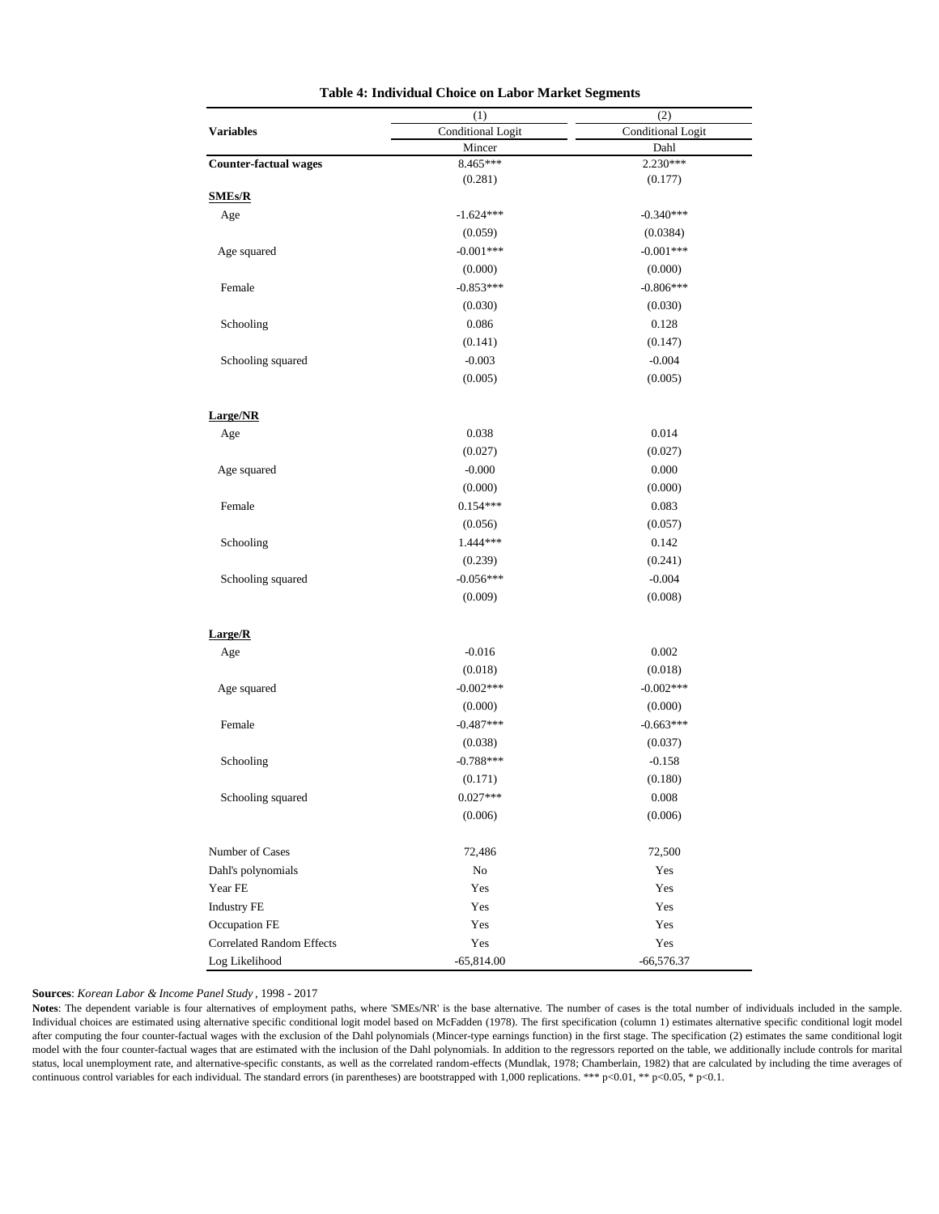**Table 4: Individual Choice on Labor Market Segments**

| Variables | (1) | (2) |
|---|---|---|
| | Conditional Logit | Conditional Logit |
| | Mincer | Dahl |
| **Counter-factual wages** | 8.465*** | 2.230*** |
| | (0.281) | (0.177) |
| **SMEs/R** | | |
| Age | -1.624*** | -0.340*** |
| | (0.059) | (0.0384) |
| Age squared | -0.001*** | -0.001*** |
| | (0.000) | (0.000) |
| Female | -0.853*** | -0.806*** |
| | (0.030) | (0.030) |
| Schooling | 0.086 | 0.128 |
| | (0.141) | (0.147) |
| Schooling squared | -0.003 | -0.004 |
| | (0.005) | (0.005) |
| **Large/NR** | | |
| Age | 0.038 | 0.014 |
| | (0.027) | (0.027) |
| Age squared | -0.000 | 0.000 |
| | (0.000) | (0.000) |
| Female | 0.154*** | 0.083 |
| | (0.056) | (0.057) |
| Schooling | 1.444*** | 0.142 |
| | (0.239) | (0.241) |
| Schooling squared | -0.056*** | -0.004 |
| | (0.009) | (0.008) |
| **Large/R** | | |
| Age | -0.016 | 0.002 |
| | (0.018) | (0.018) |
| Age squared | -0.002*** | -0.002*** |
| | (0.000) | (0.000) |
| Female | -0.487*** | -0.663*** |
| | (0.038) | (0.037) |
| Schooling | -0.788*** | -0.158 |
| | (0.171) | (0.180) |
| Schooling squared | 0.027*** | 0.008 |
| | (0.006) | (0.006) |
| Number of Cases | 72,486 | 72,500 |
| Dahl's polynomials | No | Yes |
| Year FE | Yes | Yes |
| Industry FE | Yes | Yes |
| Occupation FE | Yes | Yes |
| Correlated Random Effects | Yes | Yes |
| Log Likelihood | -65,814.00 | -66,576.37 |

**Sources**: *Korean Labor & Income Panel Study*, 1998 - 2017

**Notes**: The dependent variable is four alternatives of employment paths, where 'SMEs/NR' is the base alternative. The number of cases is the total number of individuals included in the sample. Individual choices are estimated using alternative specific conditional logit model based on McFadden (1978). The first specification (column 1) estimates alternative specific conditional logit model after computing the four counter-factual wages with the exclusion of the Dahl polynomials (Mincer-type earnings function) in the first stage. The specification (2) estimates the same conditional logit model with the four counter-factual wages that are estimated with the inclusion of the Dahl polynomials. In addition to the regressors reported on the table, we additionally include controls for marital status, local unemployment rate, and alternative-specific constants, as well as the correlated random-effects (Mundlak, 1978; Chamberlain, 1982) that are calculated by including the time averages of continuous control variables for each individual. The standard errors (in parentheses) are bootstrapped with 1,000 replications. *** $p<0.01$, ** $p<0.05$, * $p<0.1$.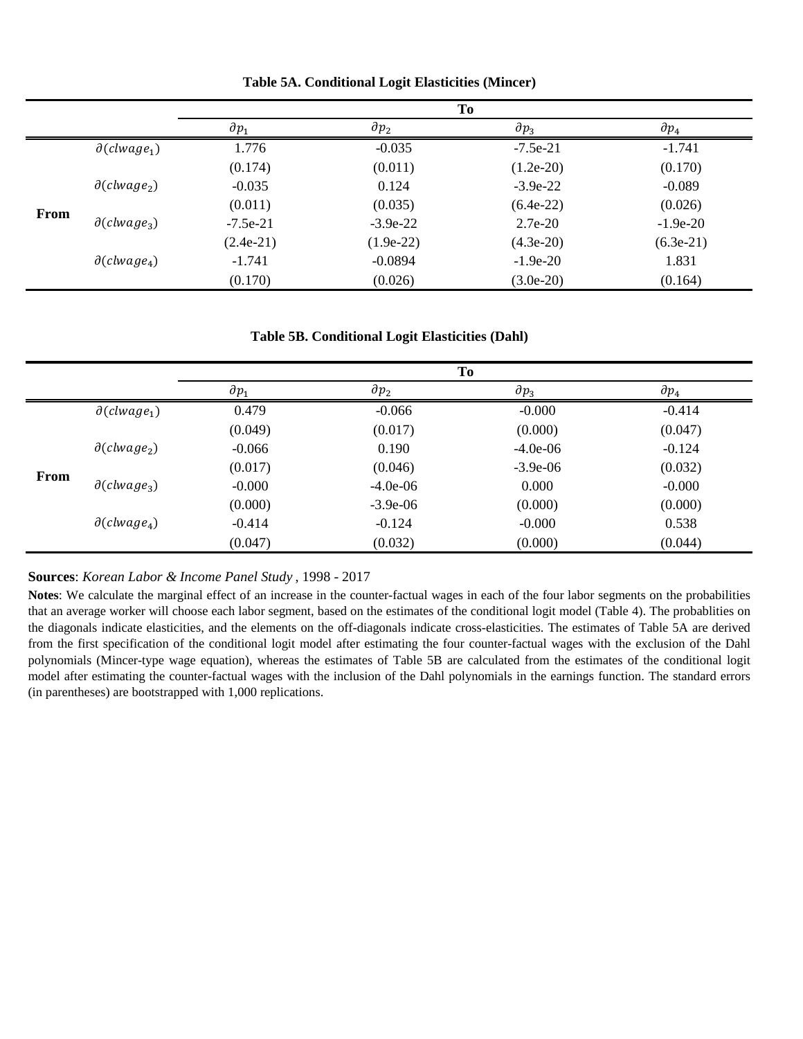**Table 5A. Conditional Logit Elasticities (Mincer)**

| | | To | | | |
|---|---|---|---|---|---|
| | | $\partial p_1$ | $\partial p_2$ | $\partial p_3$ | $\partial p_4$ |
| From | $\partial(clwage_1)$ | 1.776 | -0.035 | -7.5e-21 | -1.741 |
| | | (0.174) | (0.011) | (1.2e-20) | (0.170) |
| | $\partial(clwage_2)$ | -0.035 | 0.124 | -3.9e-22 | -0.089 |
| | | (0.011) | (0.035) | (6.4e-22) | (0.026) |
| | $\partial(clwage_3)$ | -7.5e-21 | -3.9e-22 | 2.7e-20 | -1.9e-20 |
| | | (2.4e-21) | (1.9e-22) | (4.3e-20) | (6.3e-21) |
| | $\partial(clwage_4)$ | -1.741 | -0.0894 | -1.9e-20 | 1.831 |
| | | (0.170) | (0.026) | (3.0e-20) | (0.164) |

**Table 5B. Conditional Logit Elasticities (Dahl)**

| | | To | | | |
|---|---|---|---|---|---|
| | | $\partial p_1$ | $\partial p_2$ | $\partial p_3$ | $\partial p_4$ |
| From | $\partial(clwage_1)$ | 0.479 | -0.066 | -0.000 | -0.414 |
| | | (0.049) | (0.017) | (0.000) | (0.047) |
| | $\partial(clwage_2)$ | -0.066 | 0.190 | -4.0e-06 | -0.124 |
| | | (0.017) | (0.046) | -3.9e-06 | (0.032) |
| | $\partial(clwage_3)$ | -0.000 | -4.0e-06 | 0.000 | -0.000 |
| | | (0.000) | -3.9e-06 | (0.000) | (0.000) |
| | $\partial(clwage_4)$ | -0.414 | -0.124 | -0.000 | 0.538 |
| | | (0.047) | (0.032) | (0.000) | (0.044) |

**Sources**: *Korean Labor & Income Panel Study* , 1998 - 2017

**Notes**: We calculate the marginal effect of an increase in the counter-factual wages in each of the four labor segments on the probabilities that an average worker will choose each labor segment, based on the estimates of the conditional logit model (Table 4). The probablities on the diagonals indicate elasticities, and the elements on the off-diagonals indicate cross-elasticities. The estimates of Table 5A are derived from the first specification of the conditional logit model after estimating the four counter-factual wages with the exclusion of the Dahl polynomials (Mincer-type wage equation), whereas the estimates of Table 5B are calculated from the estimates of the conditional logit model after estimating the counter-factual wages with the inclusion of the Dahl polynomials in the earnings function. The standard errors (in parentheses) are bootstrapped with 1,000 replications.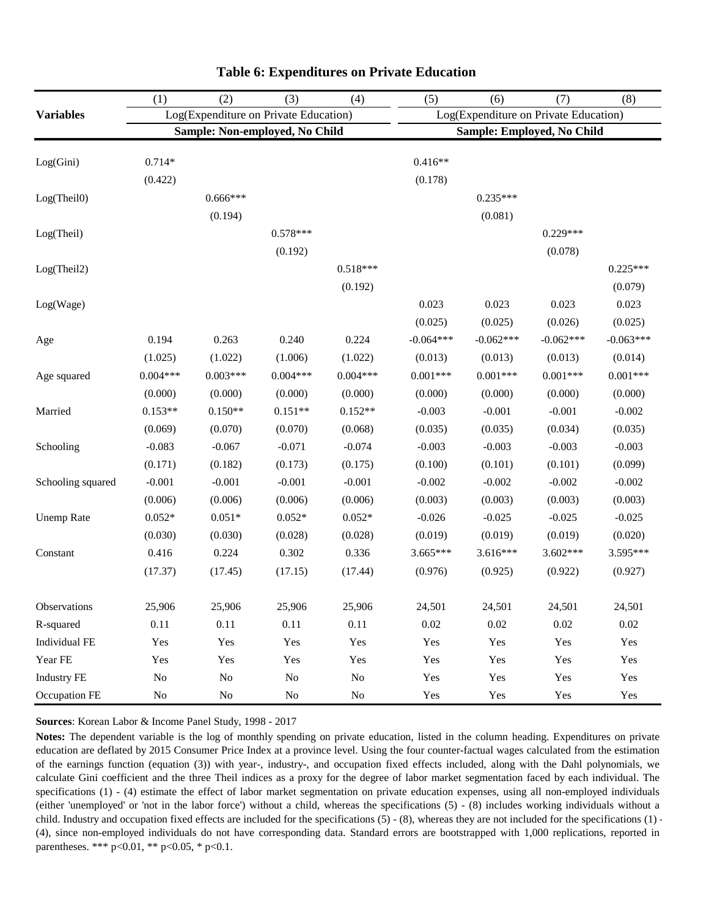## Table 6: Expenditures on Private Education

| Variables | (1) | (2) | (3) | (4) | (5) | (6) | (7) | (8) |
|---|---|---|---|---|---|---|---|---|
| | Log(Expenditure on Private Education) | | | | Log(Expenditure on Private Education) | | | |
| | **Sample: Non-employed, No Child** | | | | **Sample: Employed, No Child** | | | |
| Log(Gini) | 0.714* | | | | 0.416** | | | |
| | (0.422) | | | | (0.178) | | | |
| Log(Theil0) | | 0.666*** | | | | 0.235*** | | |
| | | (0.194) | | | | (0.081) | | |
| Log(Theil) | | | 0.578*** | | | | 0.229*** | |
| | | | (0.192) | | | | (0.078) | |
| Log(Theil2) | | | | 0.518*** | | | | 0.225*** |
| | | | | (0.192) | | | | (0.079) |
| Log(Wage) | | | | | 0.023 | 0.023 | 0.023 | 0.023 |
| | | | | | (0.025) | (0.025) | (0.026) | (0.025) |
| Age | 0.194 | 0.263 | 0.240 | 0.224 | -0.064*** | -0.062*** | -0.062*** | -0.063*** |
| | (1.025) | (1.022) | (1.006) | (1.022) | (0.013) | (0.013) | (0.013) | (0.014) |
| Age squared | 0.004*** | 0.003*** | 0.004*** | 0.004*** | 0.001*** | 0.001*** | 0.001*** | 0.001*** |
| | (0.000) | (0.000) | (0.000) | (0.000) | (0.000) | (0.000) | (0.000) | (0.000) |
| Married | 0.153** | 0.150** | 0.151** | 0.152** | -0.003 | -0.001 | -0.001 | -0.002 |
| | (0.069) | (0.070) | (0.070) | (0.068) | (0.035) | (0.035) | (0.034) | (0.035) |
| Schooling | -0.083 | -0.067 | -0.071 | -0.074 | -0.003 | -0.003 | -0.003 | -0.003 |
| | (0.171) | (0.182) | (0.173) | (0.175) | (0.100) | (0.101) | (0.101) | (0.099) |
| Schooling squared | -0.001 | -0.001 | -0.001 | -0.001 | -0.002 | -0.002 | -0.002 | -0.002 |
| | (0.006) | (0.006) | (0.006) | (0.006) | (0.003) | (0.003) | (0.003) | (0.003) |
| Unemp Rate | 0.052* | 0.051* | 0.052* | 0.052* | -0.026 | -0.025 | -0.025 | -0.025 |
| | (0.030) | (0.030) | (0.028) | (0.028) | (0.019) | (0.019) | (0.019) | (0.020) |
| Constant | 0.416 | 0.224 | 0.302 | 0.336 | 3.665*** | 3.616*** | 3.602*** | 3.595*** |
| | (17.37) | (17.45) | (17.15) | (17.44) | (0.976) | (0.925) | (0.922) | (0.927) |
| Observations | 25,906 | 25,906 | 25,906 | 25,906 | 24,501 | 24,501 | 24,501 | 24,501 |
| R-squared | 0.11 | 0.11 | 0.11 | 0.11 | 0.02 | 0.02 | 0.02 | 0.02 |
| Individual FE | Yes | Yes | Yes | Yes | Yes | Yes | Yes | Yes |
| Year FE | Yes | Yes | Yes | Yes | Yes | Yes | Yes | Yes |
| Industry FE | No | No | No | No | Yes | Yes | Yes | Yes |
| Occupation FE | No | No | No | No | Yes | Yes | Yes | Yes |

**Sources**: Korean Labor & Income Panel Study, 1998 - 2017

**Notes:** The dependent variable is the log of monthly spending on private education, listed in the column heading. Expenditures on private education are deflated by 2015 Consumer Price Index at a province level. Using the four counter-factual wages calculated from the estimation of the earnings function (equation (3)) with year-, industry-, and occupation fixed effects included, along with the Dahl polynomials, we calculate Gini coefficient and the three Theil indices as a proxy for the degree of labor market segmentation faced by each individual. The specifications (1) - (4) estimate the effect of labor market segmentation on private education expenses, using all non-employed individuals (either 'unemployed' or 'not in the labor force') without a child, whereas the specifications (5) - (8) includes working individuals without a child. Industry and occupation fixed effects are included for the specifications (5) - (8), whereas they are not included for the specifications (1) - (4), since non-employed individuals do not have corresponding data. Standard errors are bootstrapped with 1,000 replications, reported in parentheses. *** p<0.01, ** p<0.05, * p<0.1.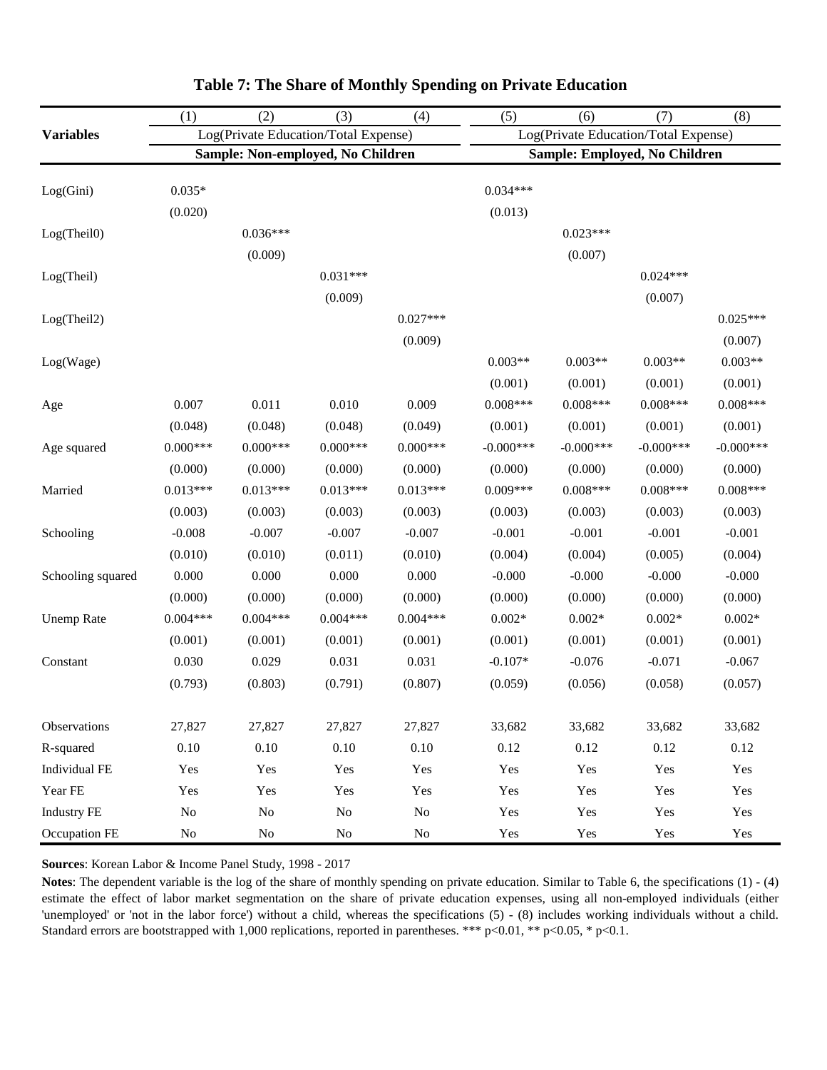**Table 7: The Share of Monthly Spending on Private Education**

| Variables | (1) | (2) | (3) | (4) | (5) | (6) | (7) | (8) |
|---|---|---|---|---|---|---|---|---|
| | Log(Private Education/Total Expense) | | | | Log(Private Education/Total Expense) | | | |
| | **Sample: Non-employed, No Children** | | | | **Sample: Employed, No Children** | | | |
| Log(Gini) | 0.035* | | | | 0.034*** | | | |
| | (0.020) | | | | (0.013) | | | |
| Log(Theil0) | | 0.036*** | | | | 0.023*** | | |
| | | (0.009) | | | | (0.007) | | |
| Log(Theil) | | | 0.031*** | | | | 0.024*** | |
| | | | (0.009) | | | | (0.007) | |
| Log(Theil2) | | | | 0.027*** | | | | 0.025*** |
| | | | | (0.009) | | | | (0.007) |
| Log(Wage) | | | | | 0.003** | 0.003** | 0.003** | 0.003** |
| | | | | | (0.001) | (0.001) | (0.001) | (0.001) |
| Age | 0.007 | 0.011 | 0.010 | 0.009 | 0.008*** | 0.008*** | 0.008*** | 0.008*** |
| | (0.048) | (0.048) | (0.048) | (0.049) | (0.001) | (0.001) | (0.001) | (0.001) |
| Age squared | 0.000*** | 0.000*** | 0.000*** | 0.000*** | -0.000*** | -0.000*** | -0.000*** | -0.000*** |
| | (0.000) | (0.000) | (0.000) | (0.000) | (0.000) | (0.000) | (0.000) | (0.000) |
| Married | 0.013*** | 0.013*** | 0.013*** | 0.013*** | 0.009*** | 0.008*** | 0.008*** | 0.008*** |
| | (0.003) | (0.003) | (0.003) | (0.003) | (0.003) | (0.003) | (0.003) | (0.003) |
| Schooling | -0.008 | -0.007 | -0.007 | -0.007 | -0.001 | -0.001 | -0.001 | -0.001 |
| | (0.010) | (0.010) | (0.011) | (0.010) | (0.004) | (0.004) | (0.005) | (0.004) |
| Schooling squared | 0.000 | 0.000 | 0.000 | 0.000 | -0.000 | -0.000 | -0.000 | -0.000 |
| | (0.000) | (0.000) | (0.000) | (0.000) | (0.000) | (0.000) | (0.000) | (0.000) |
| Unemp Rate | 0.004*** | 0.004*** | 0.004*** | 0.004*** | 0.002* | 0.002* | 0.002* | 0.002* |
| | (0.001) | (0.001) | (0.001) | (0.001) | (0.001) | (0.001) | (0.001) | (0.001) |
| Constant | 0.030 | 0.029 | 0.031 | 0.031 | -0.107* | -0.076 | -0.071 | -0.067 |
| | (0.793) | (0.803) | (0.791) | (0.807) | (0.059) | (0.056) | (0.058) | (0.057) |
| Observations | 27,827 | 27,827 | 27,827 | 27,827 | 33,682 | 33,682 | 33,682 | 33,682 |
| R-squared | 0.10 | 0.10 | 0.10 | 0.10 | 0.12 | 0.12 | 0.12 | 0.12 |
| Individual FE | Yes | Yes | Yes | Yes | Yes | Yes | Yes | Yes |
| Year FE | Yes | Yes | Yes | Yes | Yes | Yes | Yes | Yes |
| Industry FE | No | No | No | No | Yes | Yes | Yes | Yes |
| Occupation FE | No | No | No | No | Yes | Yes | Yes | Yes |

**Sources**: Korean Labor & Income Panel Study, 1998 - 2017

**Notes**: The dependent variable is the log of the share of monthly spending on private education. Similar to Table 6, the specifications (1) - (4) estimate the effect of labor market segmentation on the share of private education expenses, using all non-employed individuals (either 'unemployed' or 'not in the labor force') without a child, whereas the specifications (5) - (8) includes working individuals without a child. Standard errors are bootstrapped with 1,000 replications, reported in parentheses. *** p<0.01, ** p<0.05, * p<0.1.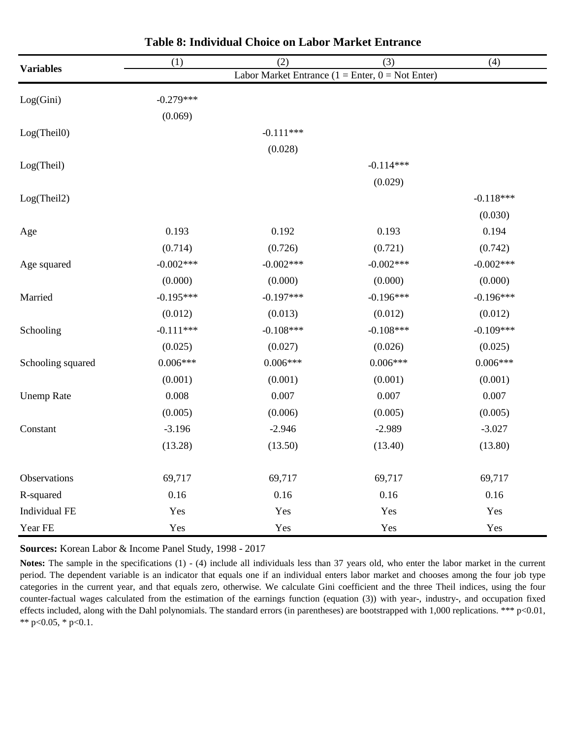**Table 8: Individual Choice on Labor Market Entrance**

| Variables | (1) | (2) | (3) | (4) |
|---|---|---|---|---|
| | Labor Market Entrance (1 = Enter, 0 = Not Enter) | | | |
| Log(Gini) | -0.279*** | | | |
| | (0.069) | | | |
| Log(Theil0) | | -0.111*** | | |
| | | (0.028) | | |
| Log(Theil) | | | -0.114*** | |
| | | | (0.029) | |
| Log(Theil2) | | | | -0.118*** |
| | | | | (0.030) |
| Age | 0.193 | 0.192 | 0.193 | 0.194 |
| | (0.714) | (0.726) | (0.721) | (0.742) |
| Age squared | -0.002*** | -0.002*** | -0.002*** | -0.002*** |
| | (0.000) | (0.000) | (0.000) | (0.000) |
| Married | -0.195*** | -0.197*** | -0.196*** | -0.196*** |
| | (0.012) | (0.013) | (0.012) | (0.012) |
| Schooling | -0.111*** | -0.108*** | -0.108*** | -0.109*** |
| | (0.025) | (0.027) | (0.026) | (0.025) |
| Schooling squared | 0.006*** | 0.006*** | 0.006*** | 0.006*** |
| | (0.001) | (0.001) | (0.001) | (0.001) |
| Unemp Rate | 0.008 | 0.007 | 0.007 | 0.007 |
| | (0.005) | (0.006) | (0.005) | (0.005) |
| Constant | -3.196 | -2.946 | -2.989 | -3.027 |
| | (13.28) | (13.50) | (13.40) | (13.80) |
| Observations | 69,717 | 69,717 | 69,717 | 69,717 |
| R-squared | 0.16 | 0.16 | 0.16 | 0.16 |
| Individual FE | Yes | Yes | Yes | Yes |
| Year FE | Yes | Yes | Yes | Yes |

**Sources:** Korean Labor & Income Panel Study, 1998 - 2017

**Notes:** The sample in the specifications (1) - (4) include all individuals less than 37 years old, who enter the labor market in the current period. The dependent variable is an indicator that equals one if an individual enters labor market and chooses among the four job type categories in the current year, and that equals zero, otherwise. We calculate Gini coefficient and the three Theil indices, using the four counter-factual wages calculated from the estimation of the earnings function (equation (3)) with year-, industry-, and occupation fixed effects included, along with the Dahl polynomials. The standard errors (in parentheses) are bootstrapped with 1,000 replications. *** p<0.01, ** p<0.05, * p<0.1.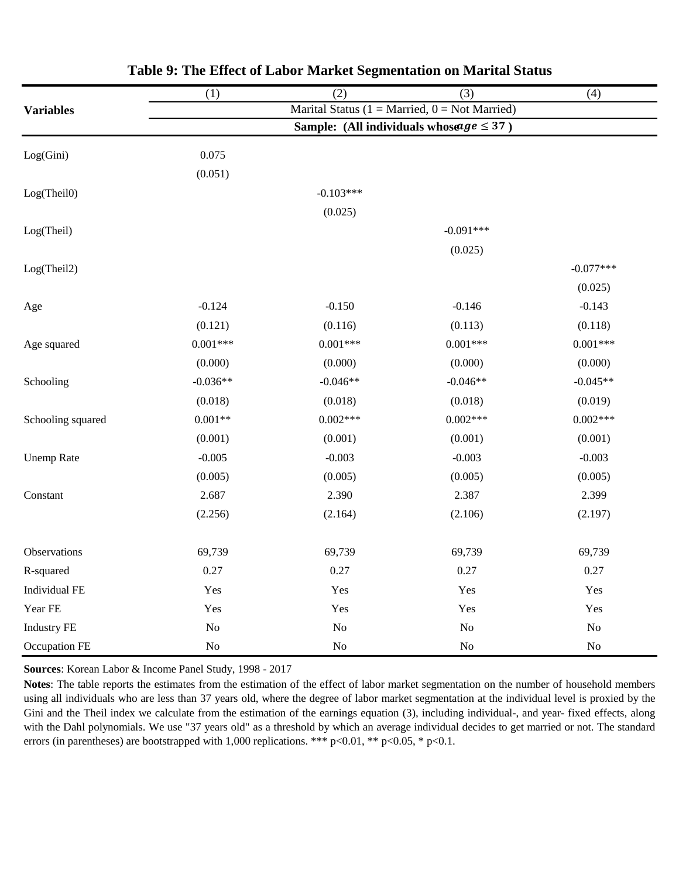**Table 9: The Effect of Labor Market Segmentation on Marital Status**

| Variables | (1) | (2) | (3) | (4) |
|---|---|---|---|---|
| | Marital Status (1 = Married, 0 = Not Married) | | | |
| | **Sample: (All individuals whose $age \leq 37$)** | | | |
| Log(Gini) | 0.075 | | | |
| | (0.051) | | | |
| Log(Theil0) | | -0.103*** | | |
| | | (0.025) | | |
| Log(Theil) | | | -0.091*** | |
| | | | (0.025) | |
| Log(Theil2) | | | | -0.077*** |
| | | | | (0.025) |
| Age | -0.124 | -0.150 | -0.146 | -0.143 |
| | (0.121) | (0.116) | (0.113) | (0.118) |
| Age squared | 0.001*** | 0.001*** | 0.001*** | 0.001*** |
| | (0.000) | (0.000) | (0.000) | (0.000) |
| Schooling | -0.036** | -0.046** | -0.046** | -0.045** |
| | (0.018) | (0.018) | (0.018) | (0.019) |
| Schooling squared | 0.001** | 0.002*** | 0.002*** | 0.002*** |
| | (0.001) | (0.001) | (0.001) | (0.001) |
| Unemp Rate | -0.005 | -0.003 | -0.003 | -0.003 |
| | (0.005) | (0.005) | (0.005) | (0.005) |
| Constant | 2.687 | 2.390 | 2.387 | 2.399 |
| | (2.256) | (2.164) | (2.106) | (2.197) |
| Observations | 69,739 | 69,739 | 69,739 | 69,739 |
| R-squared | 0.27 | 0.27 | 0.27 | 0.27 |
| Individual FE | Yes | Yes | Yes | Yes |
| Year FE | Yes | Yes | Yes | Yes |
| Industry FE | No | No | No | No |
| Occupation FE | No | No | No | No |

**Sources**: Korean Labor & Income Panel Study, 1998 - 2017

**Notes**: The table reports the estimates from the estimation of the effect of labor market segmentation on the number of household members using all individuals who are less than 37 years old, where the degree of labor market segmentation at the individual level is proxied by the Gini and the Theil index we calculate from the estimation of the earnings equation (3), including individual-, and year- fixed effects, along with the Dahl polynomials. We use "37 years old" as a threshold by which an average individual decides to get married or not. The standard errors (in parentheses) are bootstrapped with 1,000 replications. *** p<0.01, ** p<0.05, * p<0.1.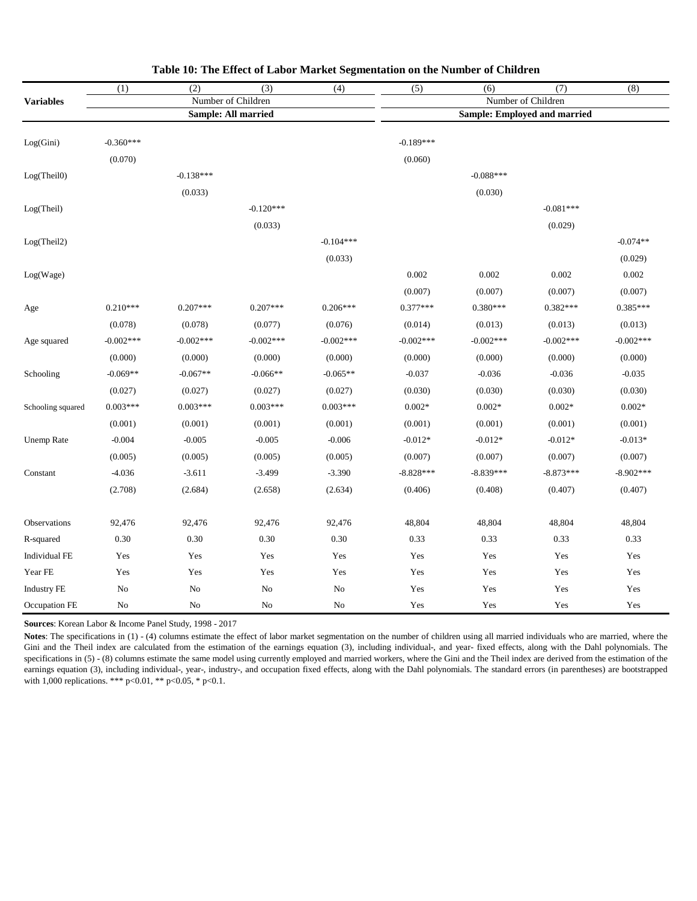**Table 10: The Effect of Labor Market Segmentation on the Number of Children**

| Variables | (1) | (2) | (3) | (4) | (5) | (6) | (7) | (8) |
|---|---|---|---|---|---|---|---|---|
| | Number of Children | | | | Number of Children | | | |
| | Sample: All married | | | | Sample: Employed and married | | | |
| Log(Gini) | -0.360*** | | | | -0.189*** | | | |
| | (0.070) | | | | (0.060) | | | |
| Log(Theil0) | | -0.138*** | | | | -0.088*** | | |
| | | (0.033) | | | | (0.030) | | |
| Log(Theil) | | | -0.120*** | | | | -0.081*** | |
| | | | (0.033) | | | | (0.029) | |
| Log(Theil2) | | | | -0.104*** | | | | -0.074** |
| | | | | (0.033) | | | | (0.029) |
| Log(Wage) | | | | | 0.002 | 0.002 | 0.002 | 0.002 |
| | | | | | (0.007) | (0.007) | (0.007) | (0.007) |
| Age | 0.210*** | 0.207*** | 0.207*** | 0.206*** | 0.377*** | 0.380*** | 0.382*** | 0.385*** |
| | (0.078) | (0.078) | (0.077) | (0.076) | (0.014) | (0.013) | (0.013) | (0.013) |
| Age squared | -0.002*** | -0.002*** | -0.002*** | -0.002*** | -0.002*** | -0.002*** | -0.002*** | -0.002*** |
| | (0.000) | (0.000) | (0.000) | (0.000) | (0.000) | (0.000) | (0.000) | (0.000) |
| Schooling | -0.069** | -0.067** | -0.066** | -0.065** | -0.037 | -0.036 | -0.036 | -0.035 |
| | (0.027) | (0.027) | (0.027) | (0.027) | (0.030) | (0.030) | (0.030) | (0.030) |
| Schooling squared | 0.003*** | 0.003*** | 0.003*** | 0.003*** | 0.002* | 0.002* | 0.002* | 0.002* |
| | (0.001) | (0.001) | (0.001) | (0.001) | (0.001) | (0.001) | (0.001) | (0.001) |
| Unemp Rate | -0.004 | -0.005 | -0.005 | -0.006 | -0.012* | -0.012* | -0.012* | -0.013* |
| | (0.005) | (0.005) | (0.005) | (0.005) | (0.007) | (0.007) | (0.007) | (0.007) |
| Constant | -4.036 | -3.611 | -3.499 | -3.390 | -8.828*** | -8.839*** | -8.873*** | -8.902*** |
| | (2.708) | (2.684) | (2.658) | (2.634) | (0.406) | (0.408) | (0.407) | (0.407) |
| Observations | 92,476 | 92,476 | 92,476 | 92,476 | 48,804 | 48,804 | 48,804 | 48,804 |
| R-squared | 0.30 | 0.30 | 0.30 | 0.30 | 0.33 | 0.33 | 0.33 | 0.33 |
| Individual FE | Yes | Yes | Yes | Yes | Yes | Yes | Yes | Yes |
| Year FE | Yes | Yes | Yes | Yes | Yes | Yes | Yes | Yes |
| Industry FE | No | No | No | No | Yes | Yes | Yes | Yes |
| Occupation FE | No | No | No | No | Yes | Yes | Yes | Yes |

**Sources**: Korean Labor & Income Panel Study, 1998 - 2017

**Notes**: The specifications in (1) - (4) columns estimate the effect of labor market segmentation on the number of children using all married individuals who are married, where the Gini and the Theil index are calculated from the estimation of the earnings equation (3), including individual-, and year- fixed effects, along with the Dahl polynomials. The specifications in (5) - (8) columns estimate the same model using currently employed and married workers, where the Gini and the Theil index are derived from the estimation of the earnings equation (3), including individual-, year-, industry-, and occupation fixed effects, along with the Dahl polynomials. The standard errors (in parentheses) are bootstrapped with 1,000 replications. *** p<0.01, ** p<0.05, * p<0.1.